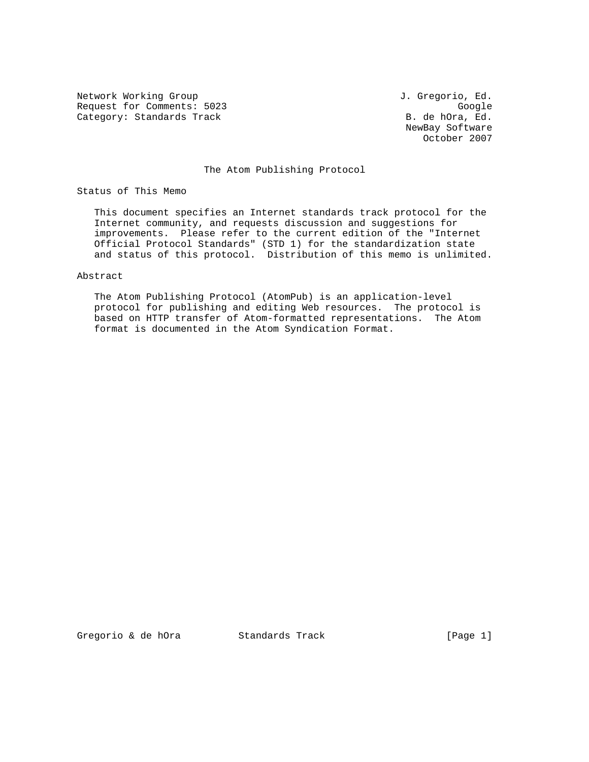Network Working Group J. Gregorio, Ed.
Request for Comments: 5023 Google
Category: Standards Track B. de hOra, Ed.
NewBay Software
October 2007

# The Atom Publishing Protocol

## Status of This Memo

This document specifies an Internet standards track protocol for the Internet community, and requests discussion and suggestions for improvements. Please refer to the current edition of the "Internet Official Protocol Standards" (STD 1) for the standardization state and status of this protocol. Distribution of this memo is unlimited.

## Abstract

The Atom Publishing Protocol (AtomPub) is an application-level protocol for publishing and editing Web resources. The protocol is based on HTTP transfer of Atom-formatted representations. The Atom format is documented in the Atom Syndication Format.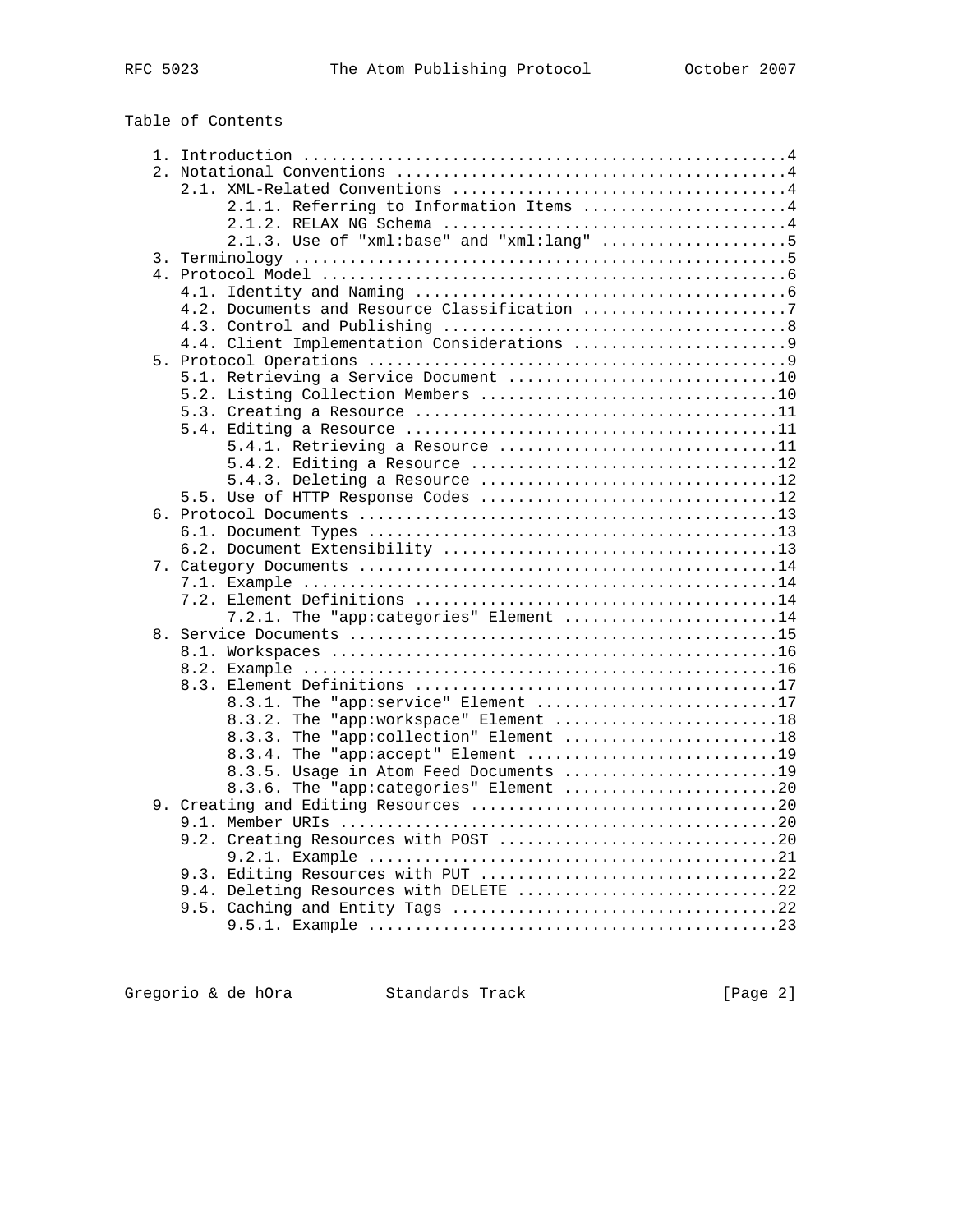Table of Contents

```
   1. Introduction ....................................................4
   2. Notational Conventions ..........................................4
      2.1. XML-Related Conventions ....................................4
           2.1.1. Referring to Information Items ......................4
           2.1.2. RELAX NG Schema .....................................4
           2.1.3. Use of "xml:base" and "xml:lang" ....................5
   3. Terminology .....................................................5
   4. Protocol Model ..................................................6
      4.1. Identity and Naming ........................................6
      4.2. Documents and Resource Classification ......................7
      4.3. Control and Publishing .....................................8
      4.4. Client Implementation Considerations .......................9
   5. Protocol Operations .............................................9
      5.1. Retrieving a Service Document .............................10
      5.2. Listing Collection Members ................................10
      5.3. Creating a Resource .......................................11
      5.4. Editing a Resource ........................................11
           5.4.1. Retrieving a Resource ..............................11
           5.4.2. Editing a Resource .................................12
           5.4.3. Deleting a Resource ................................12
      5.5. Use of HTTP Response Codes ................................12
   6. Protocol Documents .............................................13
      6.1. Document Types ............................................13
      6.2. Document Extensibility ....................................13
   7. Category Documents .............................................14
      7.1. Example ...................................................14
      7.2. Element Definitions .......................................14
           7.2.1. The "app:categories" Element .......................14
   8. Service Documents ..............................................15
      8.1. Workspaces ................................................16
      8.2. Example ...................................................16
      8.3. Element Definitions .......................................17
           8.3.1. The "app:service" Element ..........................17
           8.3.2. The "app:workspace" Element ........................18
           8.3.3. The "app:collection" Element .......................18
           8.3.4. The "app:accept" Element ...........................19
           8.3.5. Usage in Atom Feed Documents .......................19
           8.3.6. The "app:categories" Element .......................20
   9. Creating and Editing Resources .................................20
      9.1. Member URIs ...............................................20
      9.2. Creating Resources with POST ..............................20
           9.2.1. Example ............................................21
      9.3. Editing Resources with PUT ................................22
      9.4. Deleting Resources with DELETE ............................22
      9.5. Caching and Entity Tags ...................................22
           9.5.1. Example ............................................23
```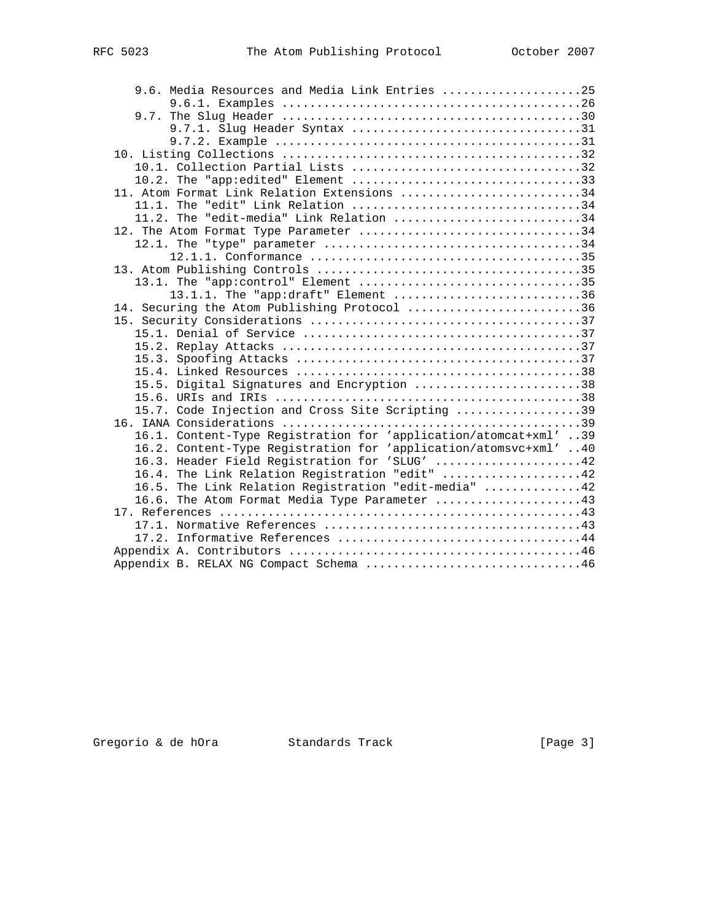```
      9.6. Media Resources and Media Link Entries ....................25
           9.6.1. Examples ...........................................26
      9.7. The Slug Header ...........................................30
           9.7.1. Slug Header Syntax .................................31
           9.7.2. Example ............................................31
   10. Listing Collections ...........................................32
      10.1. Collection Partial Lists .................................32
      10.2. The "app:edited" Element .................................33
   11. Atom Format Link Relation Extensions ..........................34
      11.1. The "edit" Link Relation .................................34
      11.2. The "edit-media" Link Relation ...........................34
   12. The Atom Format Type Parameter ................................34
      12.1. The "type" parameter .....................................34
           12.1.1. Conformance .......................................35
   13. Atom Publishing Controls ......................................35
      13.1. The "app:control" Element ................................35
           13.1.1. The "app:draft" Element ...........................36
   14. Securing the Atom Publishing Protocol .........................36
   15. Security Considerations .......................................37
      15.1. Denial of Service ........................................37
      15.2. Replay Attacks ...........................................37
      15.3. Spoofing Attacks .........................................37
      15.4. Linked Resources .........................................38
      15.5. Digital Signatures and Encryption ........................38
      15.6. URIs and IRIs ............................................38
      15.7. Code Injection and Cross Site Scripting ..................39
   16. IANA Considerations ...........................................39
      16.1. Content-Type Registration for 'application/atomcat+xml' ..39
      16.2. Content-Type Registration for 'application/atomsvc+xml' ..40
      16.3. Header Field Registration for 'SLUG' .....................42
      16.4. The Link Relation Registration "edit" ....................42
      16.5. The Link Relation Registration "edit-media" ..............42
      16.6. The Atom Format Media Type Parameter .....................43
   17. References ....................................................43
      17.1. Normative References .....................................43
      17.2. Informative References ...................................44
   Appendix A. Contributors ..........................................46
   Appendix B. RELAX NG Compact Schema ...............................46
```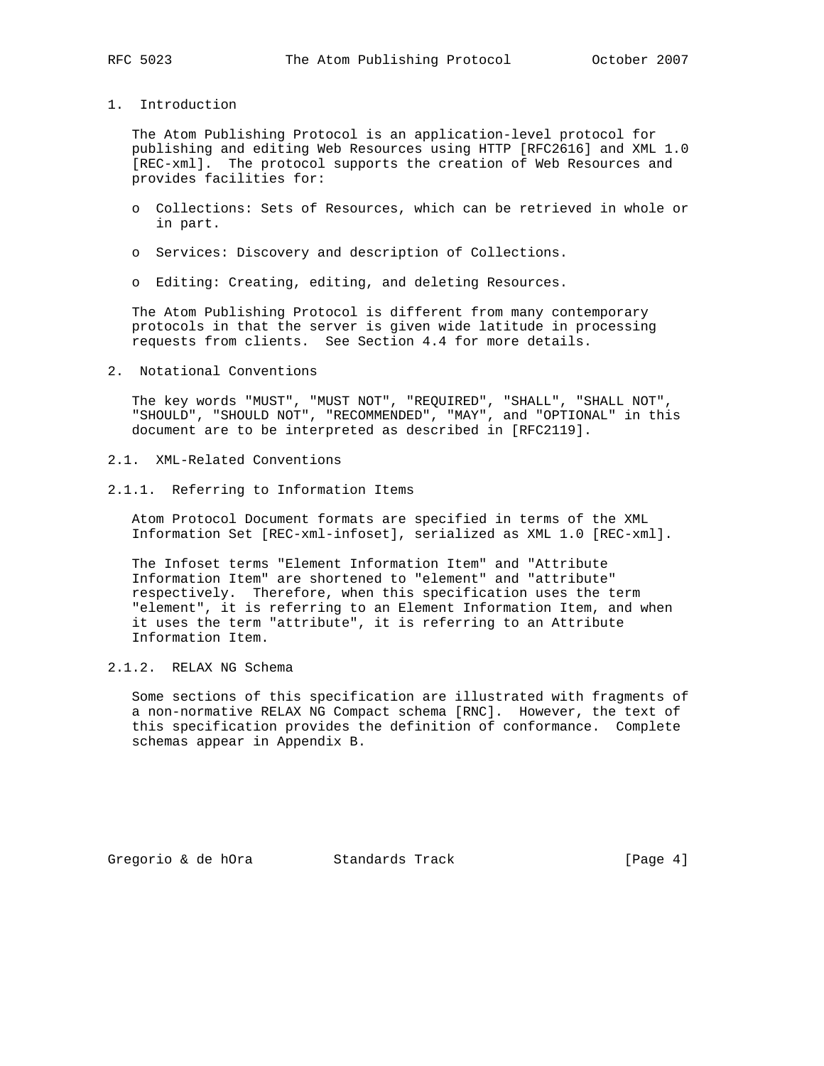# 1. Introduction

The Atom Publishing Protocol is an application-level protocol for publishing and editing Web Resources using HTTP [RFC2616] and XML 1.0 [REC-xml]. The protocol supports the creation of Web Resources and provides facilities for:

- Collections: Sets of Resources, which can be retrieved in whole or in part.
- Services: Discovery and description of Collections.
- Editing: Creating, editing, and deleting Resources.

The Atom Publishing Protocol is different from many contemporary protocols in that the server is given wide latitude in processing requests from clients. See Section 4.4 for more details.

# 2. Notational Conventions

The key words "MUST", "MUST NOT", "REQUIRED", "SHALL", "SHALL NOT", "SHOULD", "SHOULD NOT", "RECOMMENDED", "MAY", and "OPTIONAL" in this document are to be interpreted as described in [RFC2119].

## 2.1. XML-Related Conventions

### 2.1.1. Referring to Information Items

Atom Protocol Document formats are specified in terms of the XML Information Set [REC-xml-infoset], serialized as XML 1.0 [REC-xml].

The Infoset terms "Element Information Item" and "Attribute Information Item" are shortened to "element" and "attribute" respectively. Therefore, when this specification uses the term "element", it is referring to an Element Information Item, and when it uses the term "attribute", it is referring to an Attribute Information Item.

### 2.1.2. RELAX NG Schema

Some sections of this specification are illustrated with fragments of a non-normative RELAX NG Compact schema [RNC]. However, the text of this specification provides the definition of conformance. Complete schemas appear in Appendix B.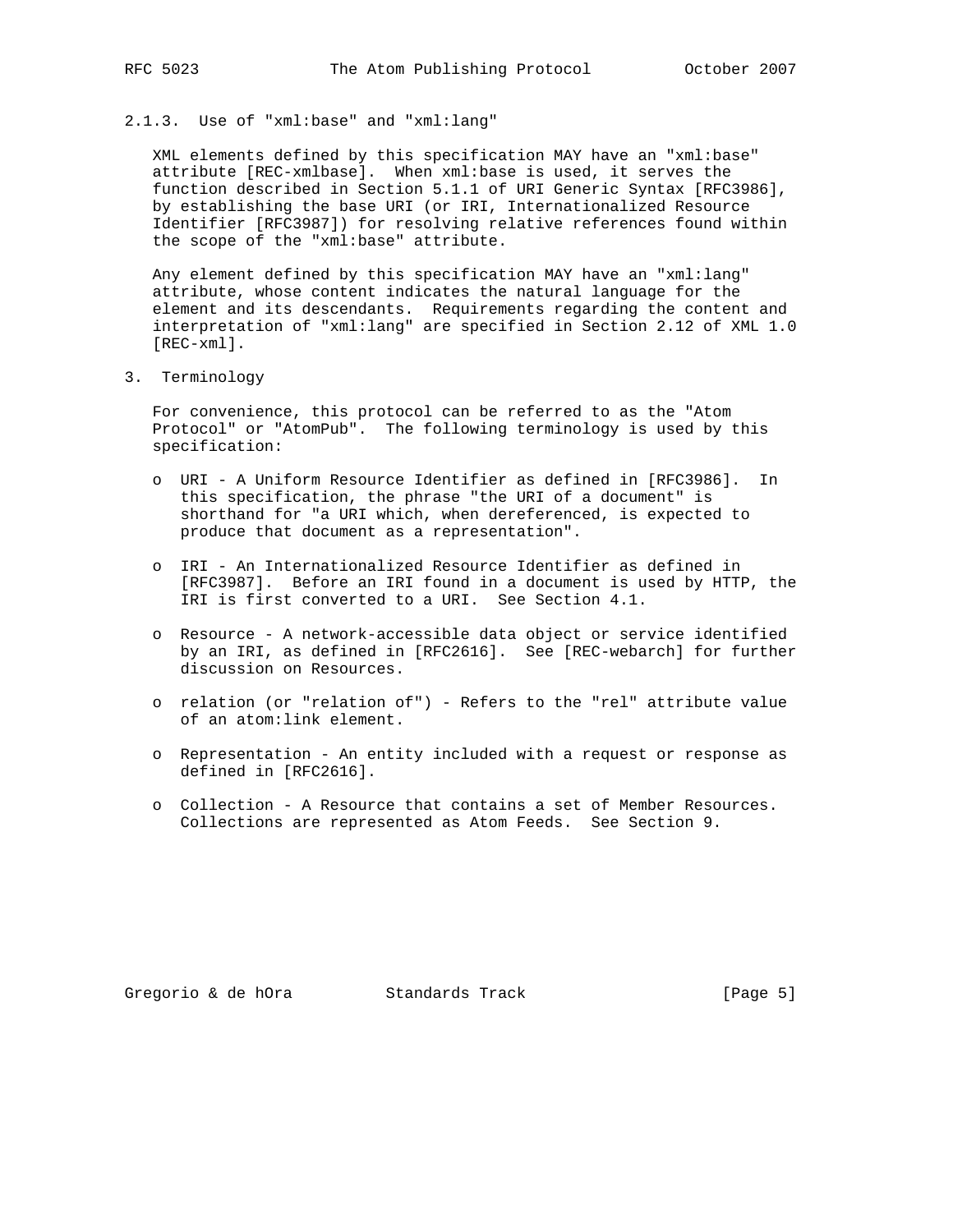### 2.1.3. Use of "xml:base" and "xml:lang"

XML elements defined by this specification MAY have an "xml:base" attribute [REC-xmlbase]. When xml:base is used, it serves the function described in Section 5.1.1 of URI Generic Syntax [RFC3986], by establishing the base URI (or IRI, Internationalized Resource Identifier [RFC3987]) for resolving relative references found within the scope of the "xml:base" attribute.

Any element defined by this specification MAY have an "xml:lang" attribute, whose content indicates the natural language for the element and its descendants. Requirements regarding the content and interpretation of "xml:lang" are specified in Section 2.12 of XML 1.0 [REC-xml].

## 3. Terminology

For convenience, this protocol can be referred to as the "Atom Protocol" or "AtomPub". The following terminology is used by this specification:

- URI - A Uniform Resource Identifier as defined in [RFC3986]. In this specification, the phrase "the URI of a document" is shorthand for "a URI which, when dereferenced, is expected to produce that document as a representation".

- IRI - An Internationalized Resource Identifier as defined in [RFC3987]. Before an IRI found in a document is used by HTTP, the IRI is first converted to a URI. See Section 4.1.

- Resource - A network-accessible data object or service identified by an IRI, as defined in [RFC2616]. See [REC-webarch] for further discussion on Resources.

- relation (or "relation of") - Refers to the "rel" attribute value of an atom:link element.

- Representation - An entity included with a request or response as defined in [RFC2616].

- Collection - A Resource that contains a set of Member Resources. Collections are represented as Atom Feeds. See Section 9.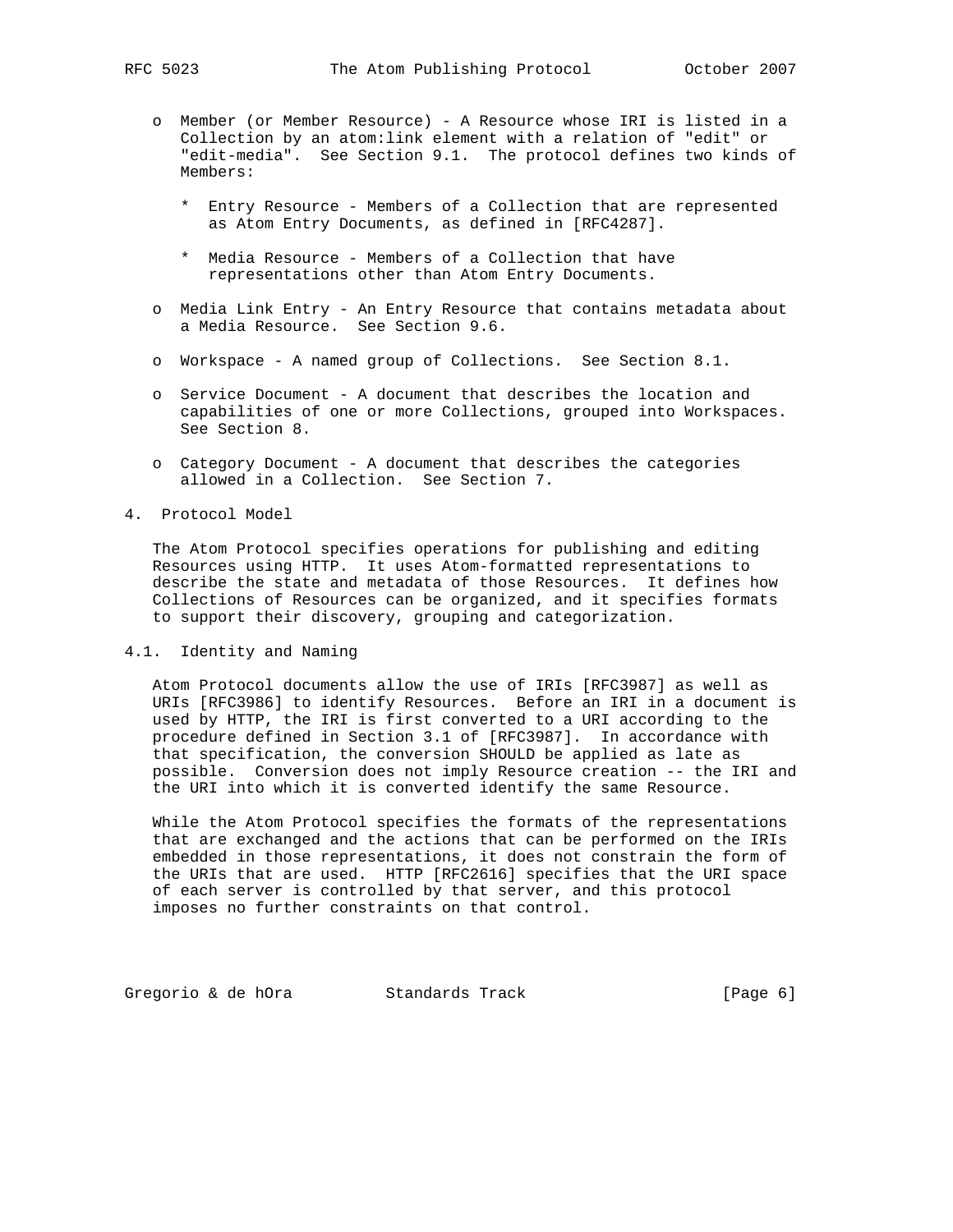- Member (or Member Resource) - A Resource whose IRI is listed in a Collection by an atom:link element with a relation of "edit" or "edit-media". See Section 9.1. The protocol defines two kinds of Members:

  - Entry Resource - Members of a Collection that are represented as Atom Entry Documents, as defined in [RFC4287].

  - Media Resource - Members of a Collection that have representations other than Atom Entry Documents.

- Media Link Entry - An Entry Resource that contains metadata about a Media Resource. See Section 9.6.

- Workspace - A named group of Collections. See Section 8.1.

- Service Document - A document that describes the location and capabilities of one or more Collections, grouped into Workspaces. See Section 8.

- Category Document - A document that describes the categories allowed in a Collection. See Section 7.

## 4. Protocol Model

The Atom Protocol specifies operations for publishing and editing Resources using HTTP. It uses Atom-formatted representations to describe the state and metadata of those Resources. It defines how Collections of Resources can be organized, and it specifies formats to support their discovery, grouping and categorization.

### 4.1. Identity and Naming

Atom Protocol documents allow the use of IRIs [RFC3987] as well as URIs [RFC3986] to identify Resources. Before an IRI in a document is used by HTTP, the IRI is first converted to a URI according to the procedure defined in Section 3.1 of [RFC3987]. In accordance with that specification, the conversion SHOULD be applied as late as possible. Conversion does not imply Resource creation -- the IRI and the URI into which it is converted identify the same Resource.

While the Atom Protocol specifies the formats of the representations that are exchanged and the actions that can be performed on the IRIs embedded in those representations, it does not constrain the form of the URIs that are used. HTTP [RFC2616] specifies that the URI space of each server is controlled by that server, and this protocol imposes no further constraints on that control.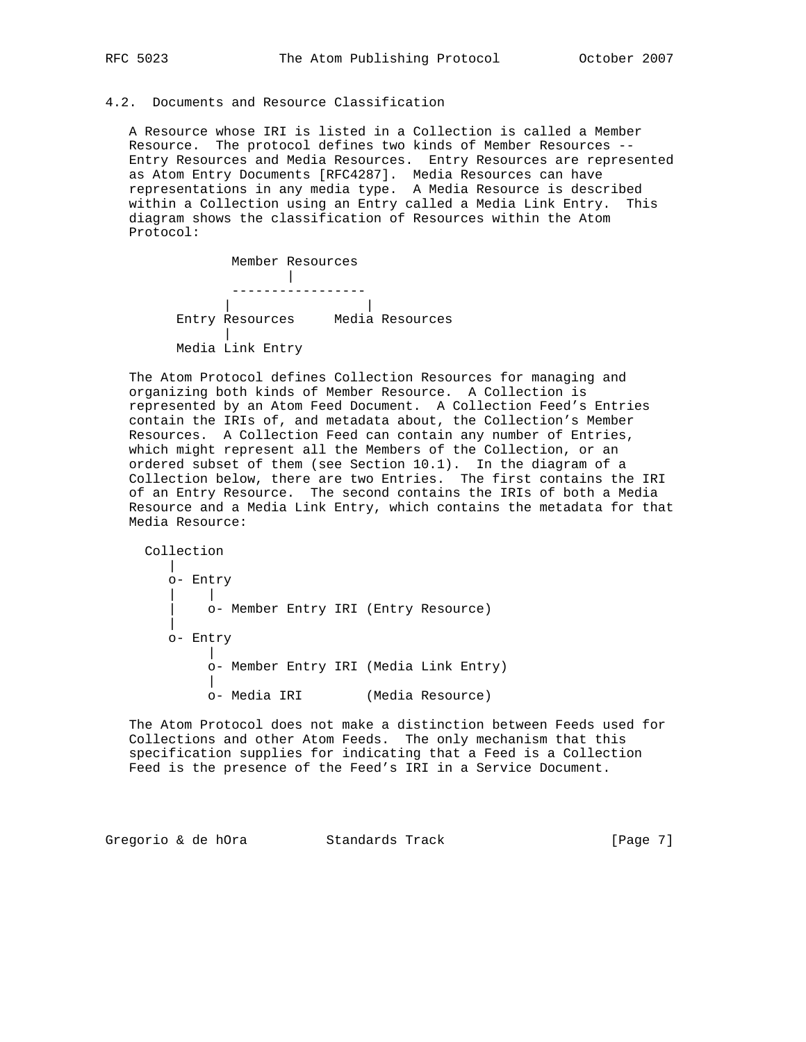### 4.2. Documents and Resource Classification

A Resource whose IRI is listed in a Collection is called a Member Resource. The protocol defines two kinds of Member Resources -- Entry Resources and Media Resources. Entry Resources are represented as Atom Entry Documents [RFC4287]. Media Resources can have representations in any media type. A Media Resource is described within a Collection using an Entry called a Media Link Entry. This diagram shows the classification of Resources within the Atom Protocol:

```
              Member Resources
                     |
              -----------------
             |                 |
       Entry Resources     Media Resources
             |
       Media Link Entry
```

The Atom Protocol defines Collection Resources for managing and organizing both kinds of Member Resource. A Collection is represented by an Atom Feed Document. A Collection Feed's Entries contain the IRIs of, and metadata about, the Collection's Member Resources. A Collection Feed can contain any number of Entries, which might represent all the Members of the Collection, or an ordered subset of them (see Section 10.1). In the diagram of a Collection below, there are two Entries. The first contains the IRI of an Entry Resource. The second contains the IRIs of both a Media Resource and a Media Link Entry, which contains the metadata for that Media Resource:

```
  Collection
     |
     o- Entry
     |    |
     |    o- Member Entry IRI (Entry Resource)
     |
     o- Entry
          |
          o- Member Entry IRI (Media Link Entry)
          |
          o- Media IRI        (Media Resource)
```

The Atom Protocol does not make a distinction between Feeds used for Collections and other Atom Feeds. The only mechanism that this specification supplies for indicating that a Feed is a Collection Feed is the presence of the Feed's IRI in a Service Document.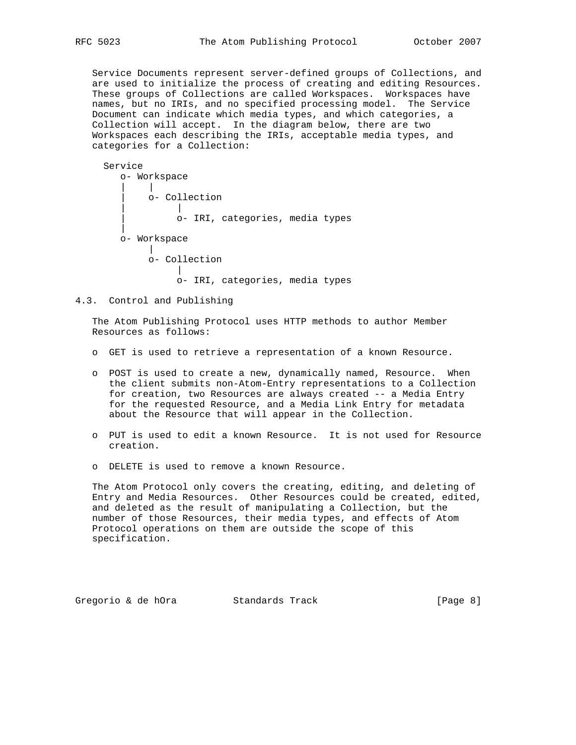Service Documents represent server-defined groups of Collections, and are used to initialize the process of creating and editing Resources. These groups of Collections are called Workspaces. Workspaces have names, but no IRIs, and no specified processing model. The Service Document can indicate which media types, and which categories, a Collection will accept. In the diagram below, there are two Workspaces each describing the IRIs, acceptable media types, and categories for a Collection:

```
  Service
     o- Workspace
     |    |
     |    o- Collection
     |         |
     |         o- IRI, categories, media types
     |
     o- Workspace
          |
          o- Collection
               |
               o- IRI, categories, media types
```

## 4.3. Control and Publishing

The Atom Publishing Protocol uses HTTP methods to author Member Resources as follows:

- GET is used to retrieve a representation of a known Resource.
- POST is used to create a new, dynamically named, Resource. When the client submits non-Atom-Entry representations to a Collection for creation, two Resources are always created -- a Media Entry for the requested Resource, and a Media Link Entry for metadata about the Resource that will appear in the Collection.
- PUT is used to edit a known Resource. It is not used for Resource creation.
- DELETE is used to remove a known Resource.

The Atom Protocol only covers the creating, editing, and deleting of Entry and Media Resources. Other Resources could be created, edited, and deleted as the result of manipulating a Collection, but the number of those Resources, their media types, and effects of Atom Protocol operations on them are outside the scope of this specification.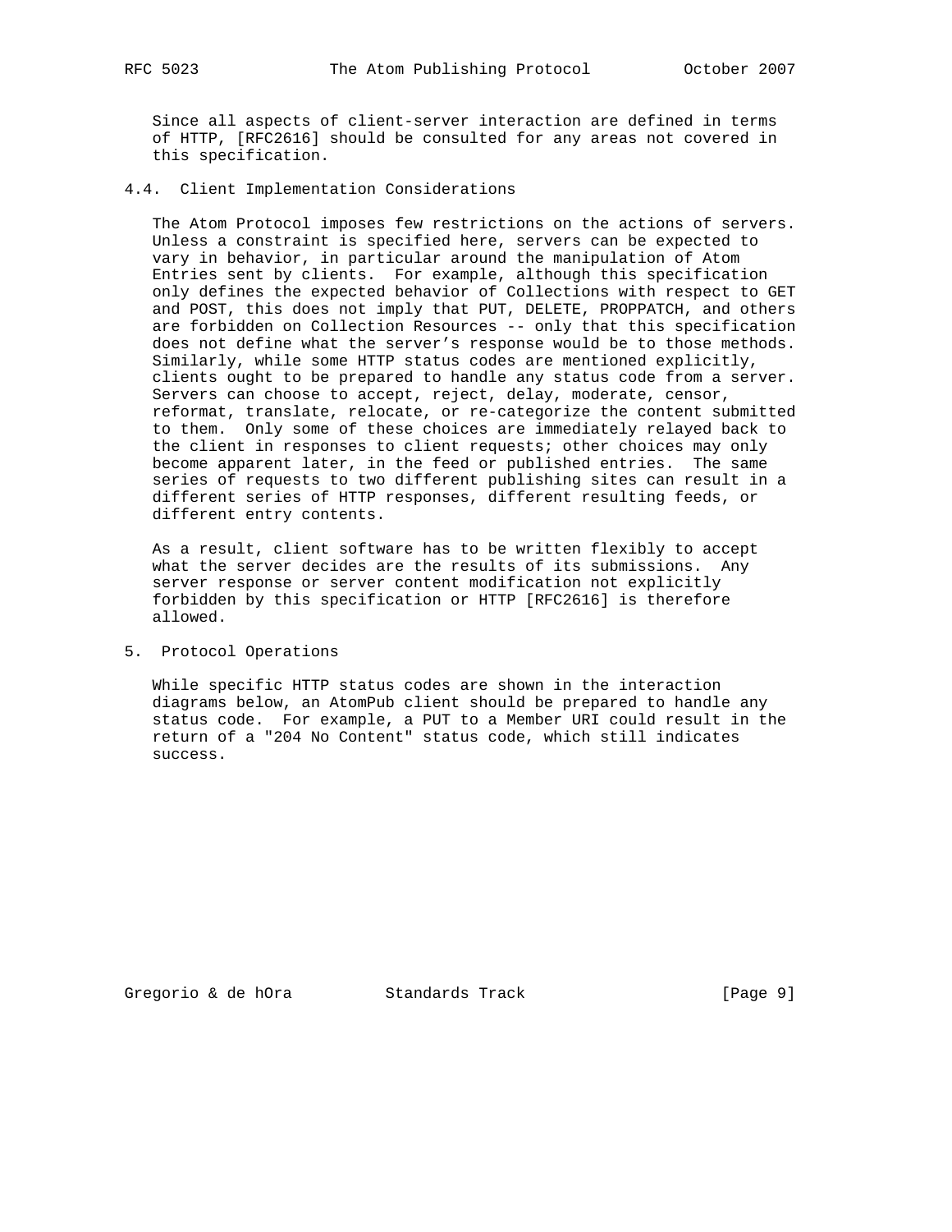Since all aspects of client-server interaction are defined in terms of HTTP, [RFC2616] should be consulted for any areas not covered in this specification.

## 4.4. Client Implementation Considerations

The Atom Protocol imposes few restrictions on the actions of servers. Unless a constraint is specified here, servers can be expected to vary in behavior, in particular around the manipulation of Atom Entries sent by clients. For example, although this specification only defines the expected behavior of Collections with respect to GET and POST, this does not imply that PUT, DELETE, PROPPATCH, and others are forbidden on Collection Resources -- only that this specification does not define what the server’s response would be to those methods. Similarly, while some HTTP status codes are mentioned explicitly, clients ought to be prepared to handle any status code from a server. Servers can choose to accept, reject, delay, moderate, censor, reformat, translate, relocate, or re-categorize the content submitted to them. Only some of these choices are immediately relayed back to the client in responses to client requests; other choices may only become apparent later, in the feed or published entries. The same series of requests to two different publishing sites can result in a different series of HTTP responses, different resulting feeds, or different entry contents.

As a result, client software has to be written flexibly to accept what the server decides are the results of its submissions. Any server response or server content modification not explicitly forbidden by this specification or HTTP [RFC2616] is therefore allowed.

# 5. Protocol Operations

While specific HTTP status codes are shown in the interaction diagrams below, an AtomPub client should be prepared to handle any status code. For example, a PUT to a Member URI could result in the return of a "204 No Content" status code, which still indicates success.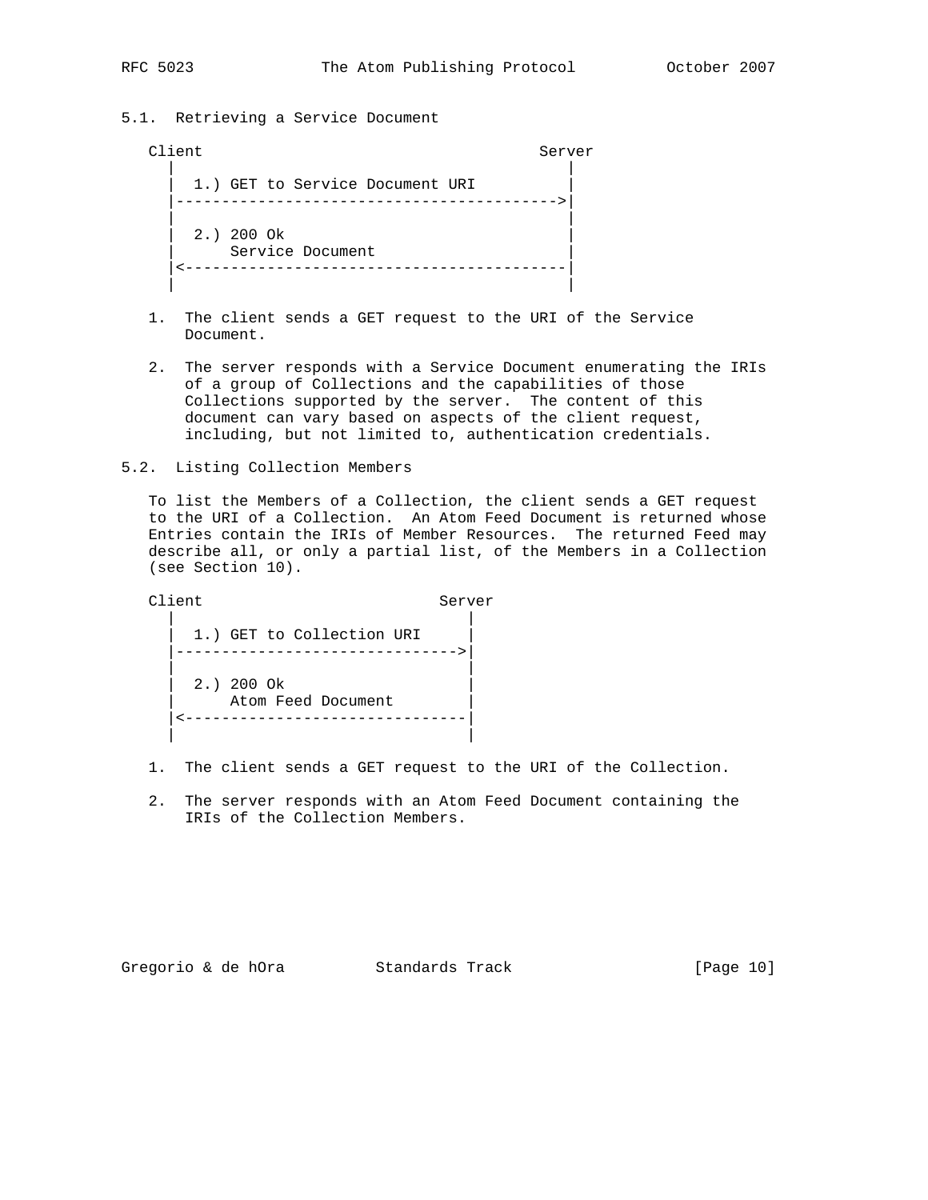### 5.1. Retrieving a Service Document

```
Client                                    Server
  |                                         |
  |  1.) GET to Service Document URI        |
  |---------------------------------------->|
  |                                         |
  |  2.) 200 Ok                             |
  |      Service Document                   |
  |<----------------------------------------|
  |                                         |
```

1. The client sends a GET request to the URI of the Service Document.

2. The server responds with a Service Document enumerating the IRIs of a group of Collections and the capabilities of those Collections supported by the server. The content of this document can vary based on aspects of the client request, including, but not limited to, authentication credentials.

### 5.2. Listing Collection Members

To list the Members of a Collection, the client sends a GET request to the URI of a Collection. An Atom Feed Document is returned whose Entries contain the IRIs of Member Resources. The returned Feed may describe all, or only a partial list, of the Members in a Collection (see Section 10).

```
Client                          Server
  |                               |
  |  1.) GET to Collection URI    |
  |------------------------------>|
  |                               |
  |  2.) 200 Ok                   |
  |      Atom Feed Document       |
  |<------------------------------|
  |                               |
```

1. The client sends a GET request to the URI of the Collection.

2. The server responds with an Atom Feed Document containing the IRIs of the Collection Members.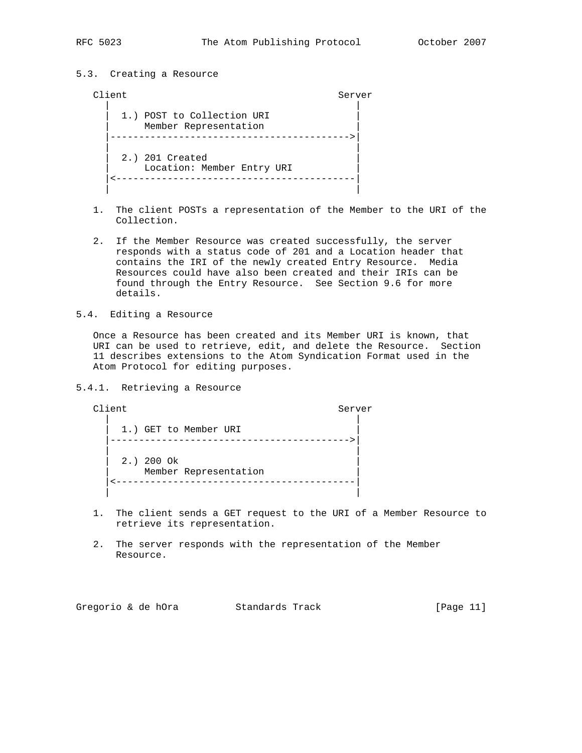### 5.3. Creating a Resource

```
Client                                     Server
  |                                           |
  |  1.) POST to Collection URI               |
  |      Member Representation                |
  |------------------------------------------>|
  |                                           |
  |  2.) 201 Created                          |
  |      Location: Member Entry URI           |
  |<------------------------------------------|
  |                                           |
```

1. The client POSTs a representation of the Member to the URI of the Collection.

2. If the Member Resource was created successfully, the server responds with a status code of 201 and a Location header that contains the IRI of the newly created Entry Resource. Media Resources could have also been created and their IRIs can be found through the Entry Resource. See Section 9.6 for more details.

### 5.4. Editing a Resource

Once a Resource has been created and its Member URI is known, that URI can be used to retrieve, edit, and delete the Resource. Section 11 describes extensions to the Atom Syndication Format used in the Atom Protocol for editing purposes.

#### 5.4.1. Retrieving a Resource

```
Client                                     Server
  |                                           |
  |  1.) GET to Member URI                    |
  |------------------------------------------>|
  |                                           |
  |  2.) 200 Ok                               |
  |      Member Representation                |
  |<------------------------------------------|
  |                                           |
```

1. The client sends a GET request to the URI of a Member Resource to retrieve its representation.

2. The server responds with the representation of the Member Resource.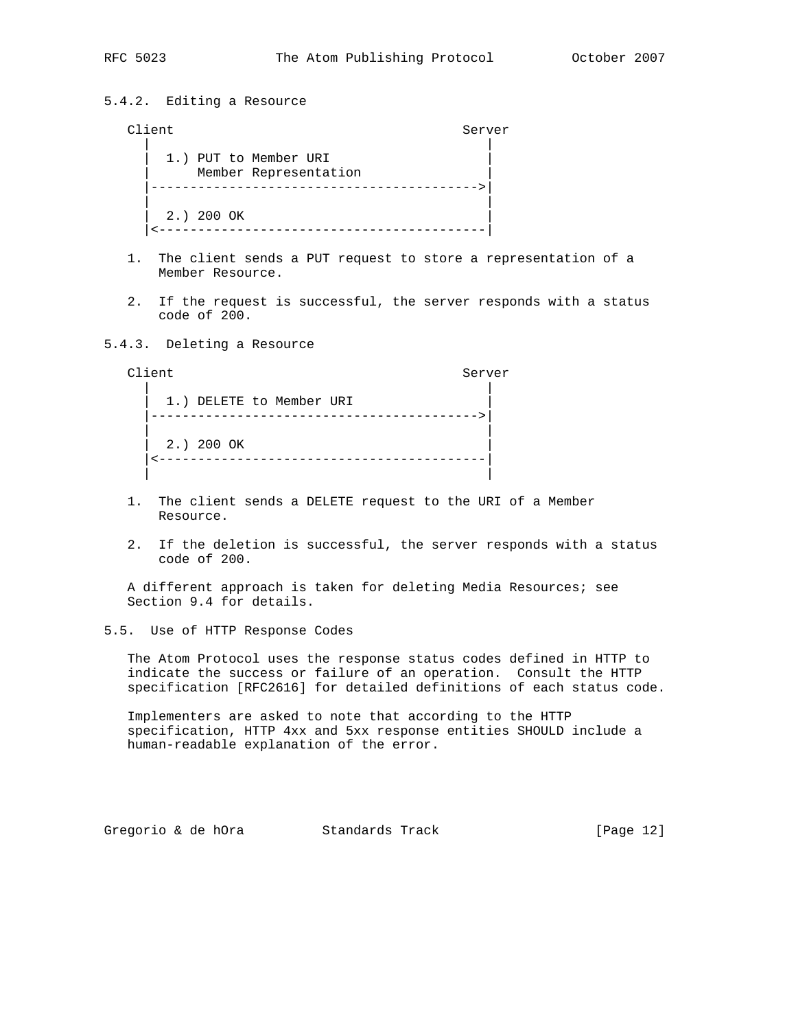### 5.4.2. Editing a Resource

```
Client                                     Server
  |                                           |
  |  1.) PUT to Member URI                    |
  |      Member Representation                |
  |------------------------------------------>|
  |                                           |
  |  2.) 200 OK                               |
  |<------------------------------------------|
```

1. The client sends a PUT request to store a representation of a Member Resource.

2. If the request is successful, the server responds with a status code of 200.

### 5.4.3. Deleting a Resource

```
Client                                     Server
  |                                           |
  |  1.) DELETE to Member URI                 |
  |------------------------------------------>|
  |                                           |
  |  2.) 200 OK                               |
  |<------------------------------------------|
  |                                           |
```

1. The client sends a DELETE request to the URI of a Member Resource.

2. If the deletion is successful, the server responds with a status code of 200.

A different approach is taken for deleting Media Resources; see Section 9.4 for details.

## 5.5. Use of HTTP Response Codes

The Atom Protocol uses the response status codes defined in HTTP to indicate the success or failure of an operation. Consult the HTTP specification [RFC2616] for detailed definitions of each status code.

Implementers are asked to note that according to the HTTP specification, HTTP 4xx and 5xx response entities SHOULD include a human-readable explanation of the error.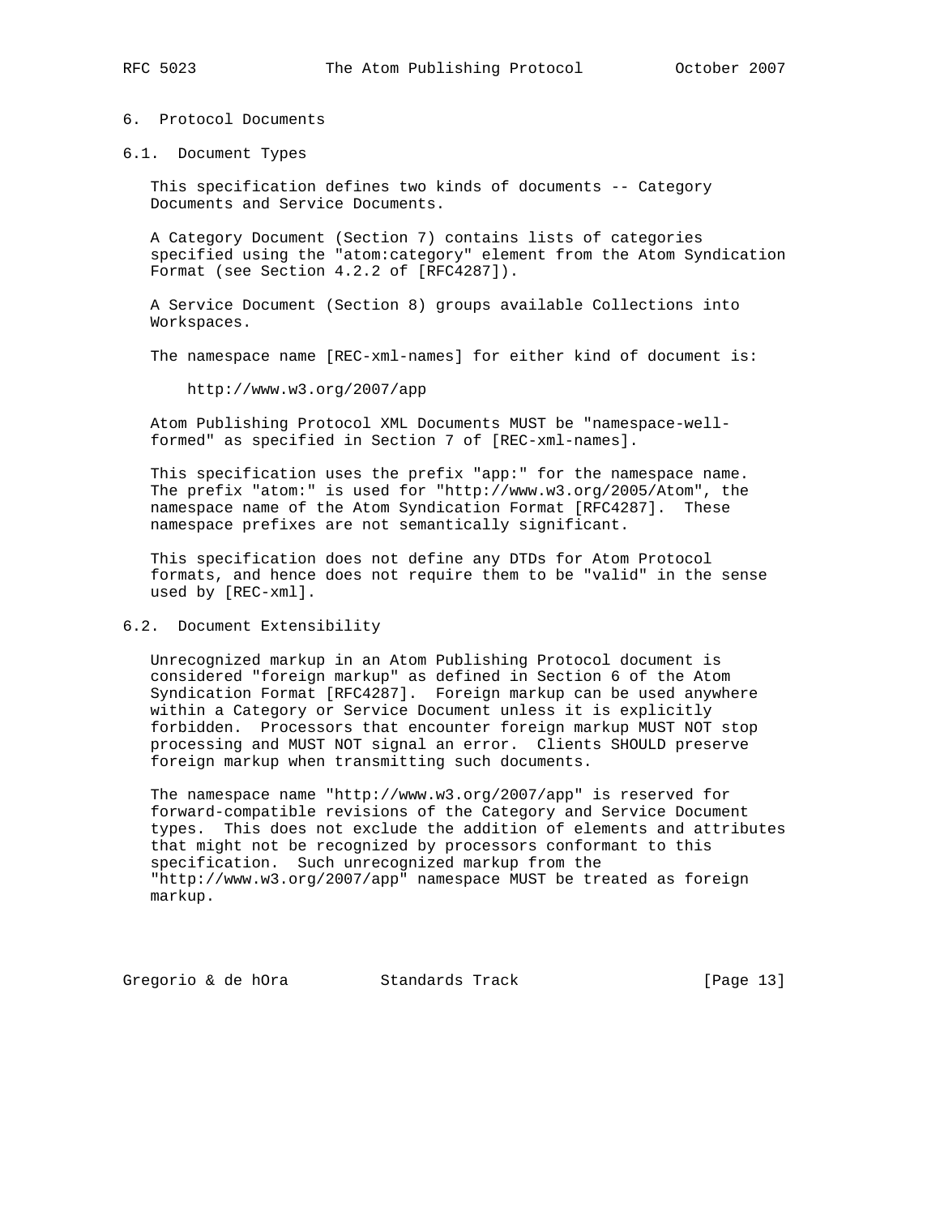# 6. Protocol Documents

## 6.1. Document Types

This specification defines two kinds of documents -- Category Documents and Service Documents.

A Category Document (Section 7) contains lists of categories specified using the "atom:category" element from the Atom Syndication Format (see Section 4.2.2 of [RFC4287]).

A Service Document (Section 8) groups available Collections into Workspaces.

The namespace name [REC-xml-names] for either kind of document is:

    http://www.w3.org/2007/app

Atom Publishing Protocol XML Documents MUST be "namespace-well-formed" as specified in Section 7 of [REC-xml-names].

This specification uses the prefix "app:" for the namespace name. The prefix "atom:" is used for "http://www.w3.org/2005/Atom", the namespace name of the Atom Syndication Format [RFC4287]. These namespace prefixes are not semantically significant.

This specification does not define any DTDs for Atom Protocol formats, and hence does not require them to be "valid" in the sense used by [REC-xml].

## 6.2. Document Extensibility

Unrecognized markup in an Atom Publishing Protocol document is considered "foreign markup" as defined in Section 6 of the Atom Syndication Format [RFC4287]. Foreign markup can be used anywhere within a Category or Service Document unless it is explicitly forbidden. Processors that encounter foreign markup MUST NOT stop processing and MUST NOT signal an error. Clients SHOULD preserve foreign markup when transmitting such documents.

The namespace name "http://www.w3.org/2007/app" is reserved for forward-compatible revisions of the Category and Service Document types. This does not exclude the addition of elements and attributes that might not be recognized by processors conformant to this specification. Such unrecognized markup from the "http://www.w3.org/2007/app" namespace MUST be treated as foreign markup.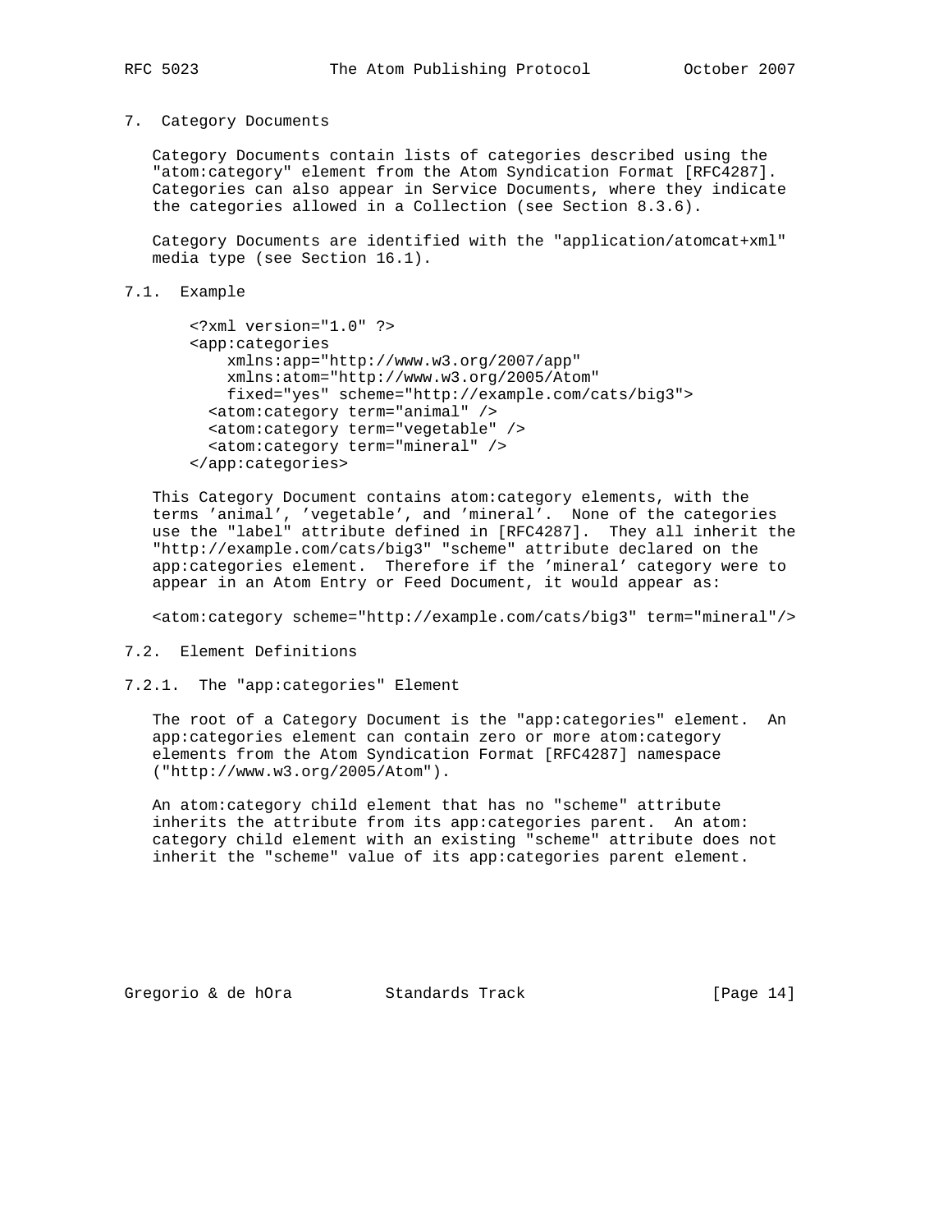# 7. Category Documents

Category Documents contain lists of categories described using the "atom:category" element from the Atom Syndication Format [RFC4287]. Categories can also appear in Service Documents, where they indicate the categories allowed in a Collection (see Section 8.3.6).

Category Documents are identified with the "application/atomcat+xml" media type (see Section 16.1).

## 7.1. Example

```
<?xml version="1.0" ?>
<app:categories
    xmlns:app="http://www.w3.org/2007/app"
    xmlns:atom="http://www.w3.org/2005/Atom"
    fixed="yes" scheme="http://example.com/cats/big3">
  <atom:category term="animal" />
  <atom:category term="vegetable" />
  <atom:category term="mineral" />
</app:categories>
```

This Category Document contains atom:category elements, with the terms 'animal', 'vegetable', and 'mineral'. None of the categories use the "label" attribute defined in [RFC4287]. They all inherit the "http://example.com/cats/big3" "scheme" attribute declared on the app:categories element. Therefore if the 'mineral' category were to appear in an Atom Entry or Feed Document, it would appear as:

```
<atom:category scheme="http://example.com/cats/big3" term="mineral"/>
```

## 7.2. Element Definitions

### 7.2.1. The "app:categories" Element

The root of a Category Document is the "app:categories" element. An app:categories element can contain zero or more atom:category elements from the Atom Syndication Format [RFC4287] namespace ("http://www.w3.org/2005/Atom").

An atom:category child element that has no "scheme" attribute inherits the attribute from its app:categories parent. An atom:category child element with an existing "scheme" attribute does not inherit the "scheme" value of its app:categories parent element.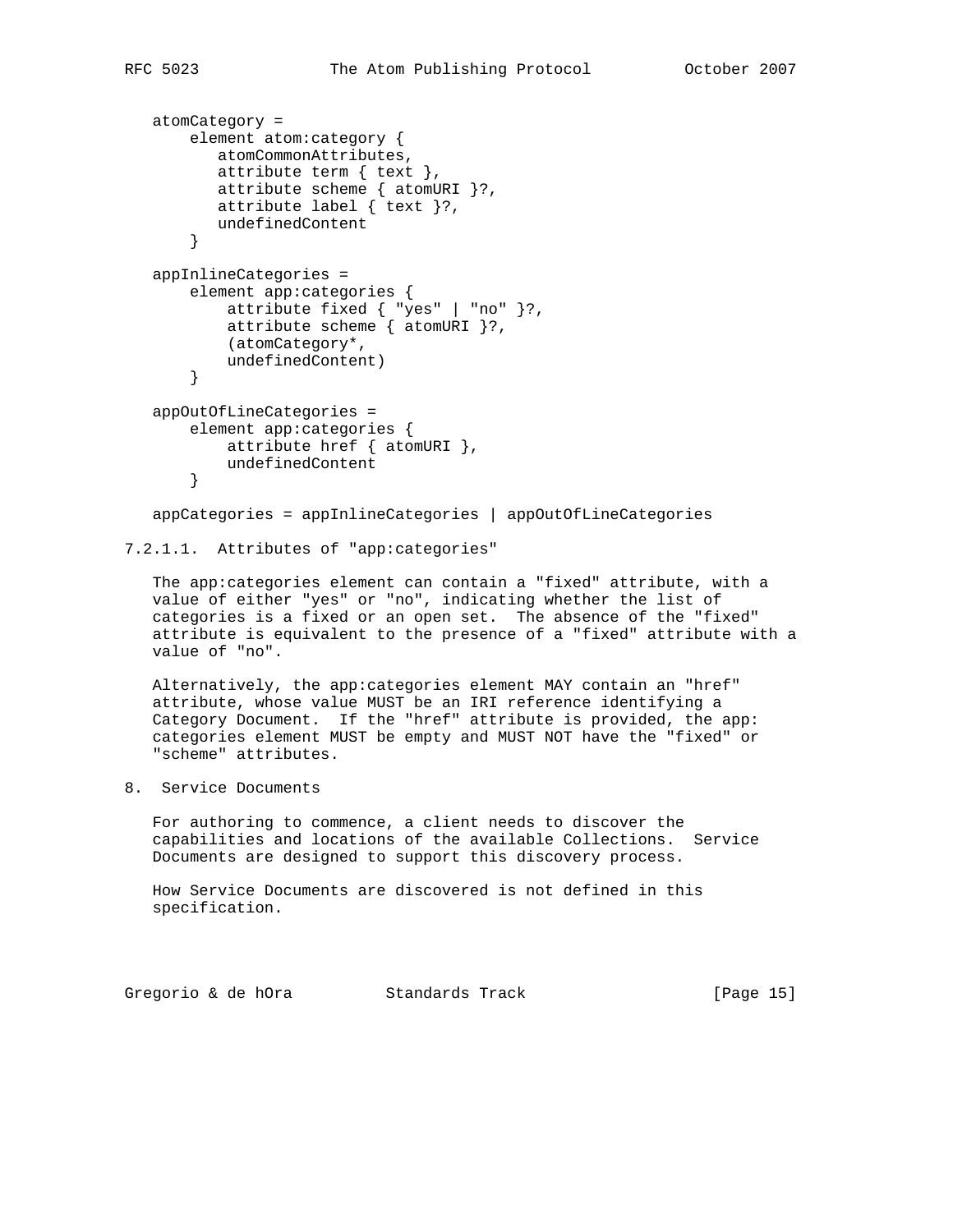```
atomCategory =
    element atom:category {
       atomCommonAttributes,
       attribute term { text },
       attribute scheme { atomURI }?,
       attribute label { text }?,
       undefinedContent
    }

appInlineCategories =
    element app:categories {
        attribute fixed { "yes" | "no" }?,
        attribute scheme { atomURI }?,
        (atomCategory*,
        undefinedContent)
    }

appOutOfLineCategories =
    element app:categories {
        attribute href { atomURI },
        undefinedContent
    }

appCategories = appInlineCategories | appOutOfLineCategories
```

#### 7.2.1.1. Attributes of "app:categories"

The app:categories element can contain a "fixed" attribute, with a value of either "yes" or "no", indicating whether the list of categories is a fixed or an open set. The absence of the "fixed" attribute is equivalent to the presence of a "fixed" attribute with a value of "no".

Alternatively, the app:categories element MAY contain an "href" attribute, whose value MUST be an IRI reference identifying a Category Document. If the "href" attribute is provided, the app:categories element MUST be empty and MUST NOT have the "fixed" or "scheme" attributes.

## 8. Service Documents

For authoring to commence, a client needs to discover the capabilities and locations of the available Collections. Service Documents are designed to support this discovery process.

How Service Documents are discovered is not defined in this specification.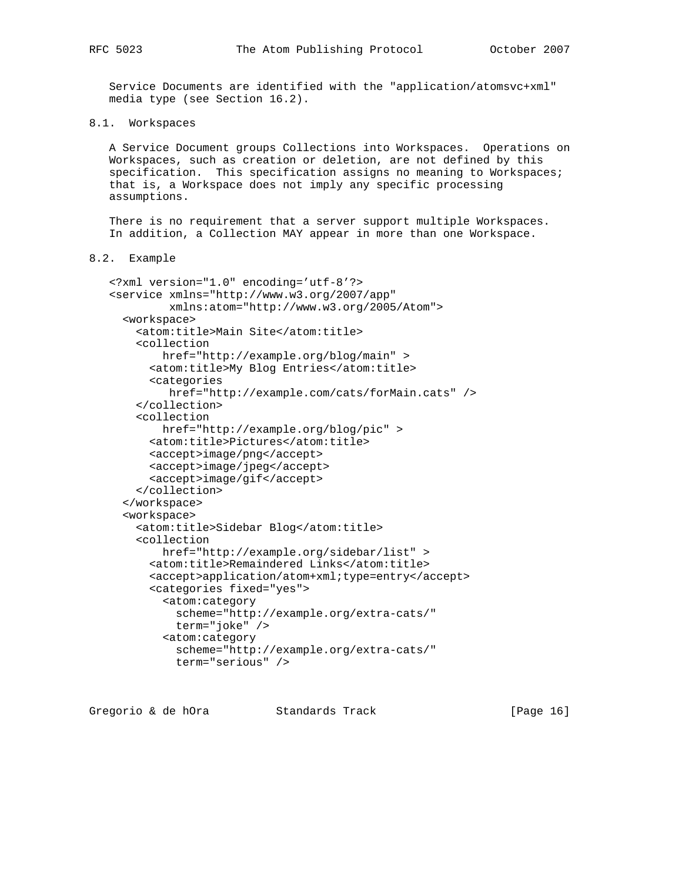Service Documents are identified with the "application/atomsvc+xml" media type (see Section 16.2).

## 8.1. Workspaces

A Service Document groups Collections into Workspaces. Operations on Workspaces, such as creation or deletion, are not defined by this specification. This specification assigns no meaning to Workspaces; that is, a Workspace does not imply any specific processing assumptions.

There is no requirement that a server support multiple Workspaces. In addition, a Collection MAY appear in more than one Workspace.

## 8.2. Example

```
<?xml version="1.0" encoding='utf-8'?>
<service xmlns="http://www.w3.org/2007/app"
         xmlns:atom="http://www.w3.org/2005/Atom">
  <workspace>
    <atom:title>Main Site</atom:title>
    <collection
        href="http://example.org/blog/main" >
      <atom:title>My Blog Entries</atom:title>
      <categories
         href="http://example.com/cats/forMain.cats" />
    </collection>
    <collection
        href="http://example.org/blog/pic" >
      <atom:title>Pictures</atom:title>
      <accept>image/png</accept>
      <accept>image/jpeg</accept>
      <accept>image/gif</accept>
    </collection>
  </workspace>
  <workspace>
    <atom:title>Sidebar Blog</atom:title>
    <collection
        href="http://example.org/sidebar/list" >
      <atom:title>Remaindered Links</atom:title>
      <accept>application/atom+xml;type=entry</accept>
      <categories fixed="yes">
        <atom:category
          scheme="http://example.org/extra-cats/"
          term="joke" />
        <atom:category
          scheme="http://example.org/extra-cats/"
          term="serious" />
```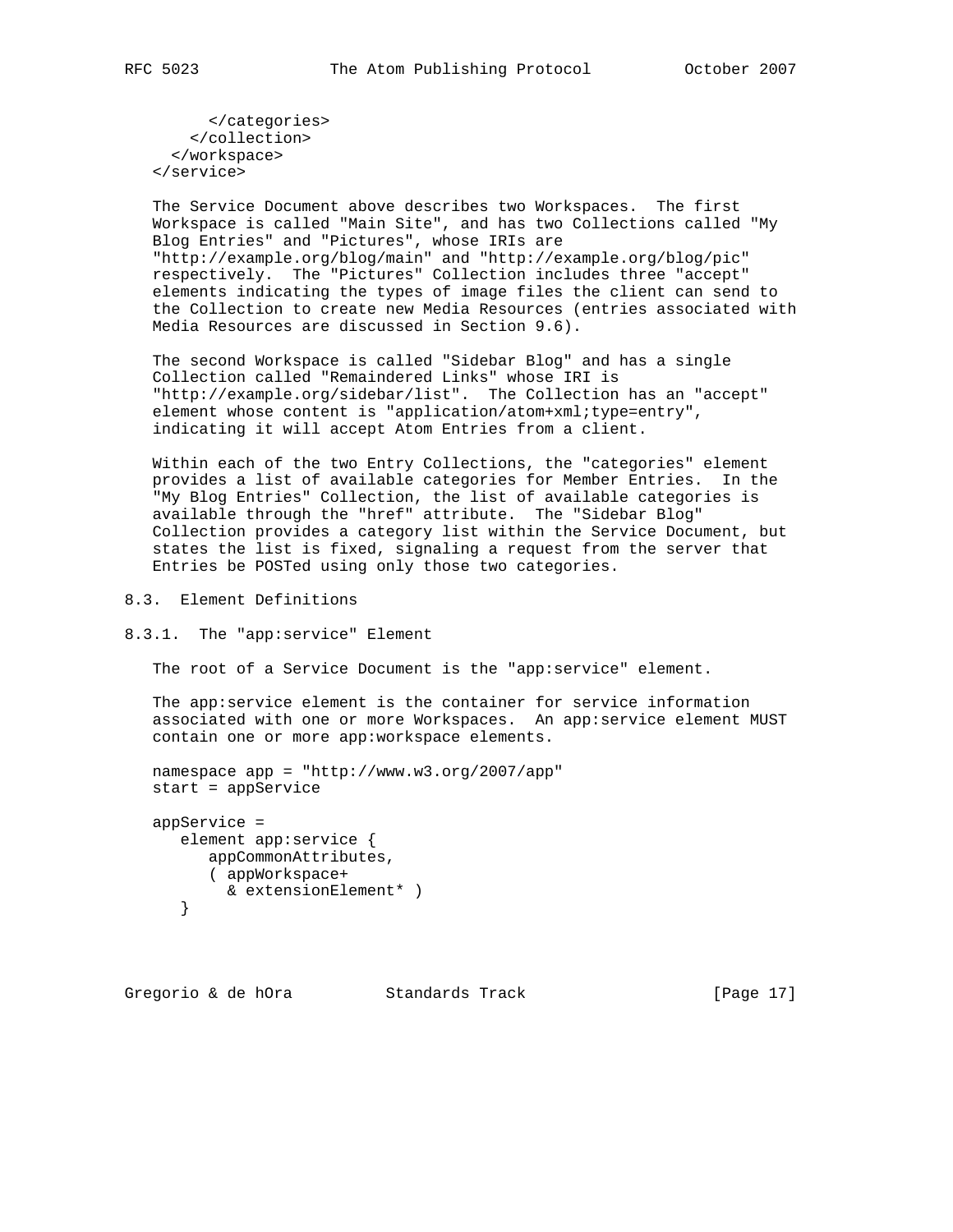```
      </categories>
    </collection>
  </workspace>
</service>
```

The Service Document above describes two Workspaces. The first Workspace is called "Main Site", and has two Collections called "My Blog Entries" and "Pictures", whose IRIs are "http://example.org/blog/main" and "http://example.org/blog/pic" respectively. The "Pictures" Collection includes three "accept" elements indicating the types of image files the client can send to the Collection to create new Media Resources (entries associated with Media Resources are discussed in Section 9.6).

The second Workspace is called "Sidebar Blog" and has a single Collection called "Remaindered Links" whose IRI is "http://example.org/sidebar/list". The Collection has an "accept" element whose content is "application/atom+xml;type=entry", indicating it will accept Atom Entries from a client.

Within each of the two Entry Collections, the "categories" element provides a list of available categories for Member Entries. In the "My Blog Entries" Collection, the list of available categories is available through the "href" attribute. The "Sidebar Blog" Collection provides a category list within the Service Document, but states the list is fixed, signaling a request from the server that Entries be POSTed using only those two categories.

## 8.3. Element Definitions

### 8.3.1. The "app:service" Element

The root of a Service Document is the "app:service" element.

The app:service element is the container for service information associated with one or more Workspaces. An app:service element MUST contain one or more app:workspace elements.

```
namespace app = "http://www.w3.org/2007/app"
start = appService

appService =
   element app:service {
      appCommonAttributes,
      ( appWorkspace+
        & extensionElement* )
   }
```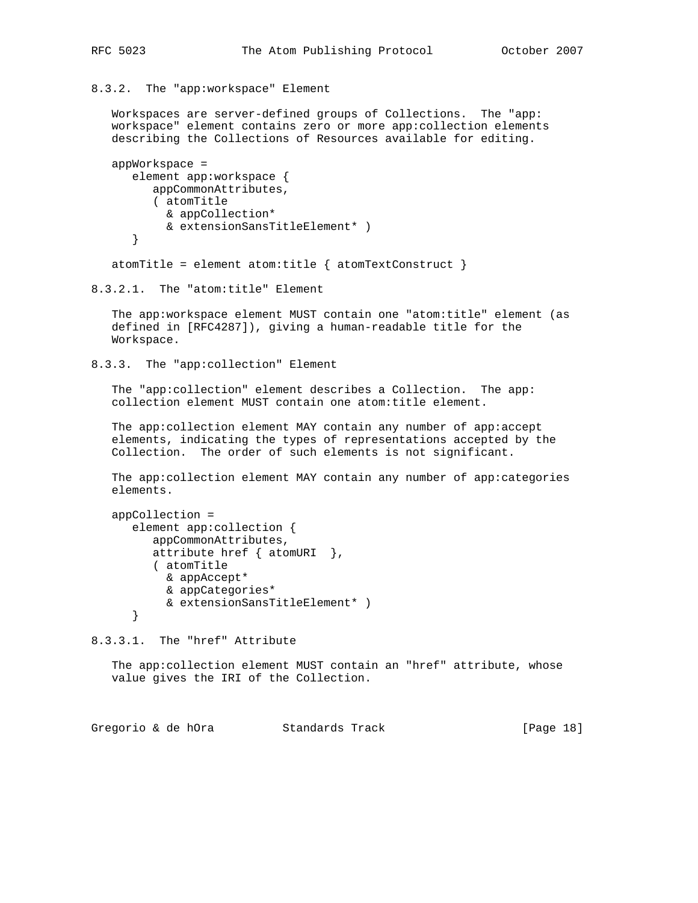#### 8.3.2. The "app:workspace" Element

Workspaces are server-defined groups of Collections. The "app:workspace" element contains zero or more app:collection elements describing the Collections of Resources available for editing.

```
appWorkspace =
   element app:workspace {
      appCommonAttributes,
      ( atomTitle
        & appCollection*
        & extensionSansTitleElement* )
   }

atomTitle = element atom:title { atomTextConstruct }
```

##### 8.3.2.1. The "atom:title" Element

The app:workspace element MUST contain one "atom:title" element (as defined in [RFC4287]), giving a human-readable title for the Workspace.

#### 8.3.3. The "app:collection" Element

The "app:collection" element describes a Collection. The app:collection element MUST contain one atom:title element.

The app:collection element MAY contain any number of app:accept elements, indicating the types of representations accepted by the Collection. The order of such elements is not significant.

The app:collection element MAY contain any number of app:categories elements.

```
appCollection =
   element app:collection {
      appCommonAttributes,
      attribute href { atomURI  },
      ( atomTitle
        & appAccept*
        & appCategories*
        & extensionSansTitleElement* )
   }
```

##### 8.3.3.1. The "href" Attribute

The app:collection element MUST contain an "href" attribute, whose value gives the IRI of the Collection.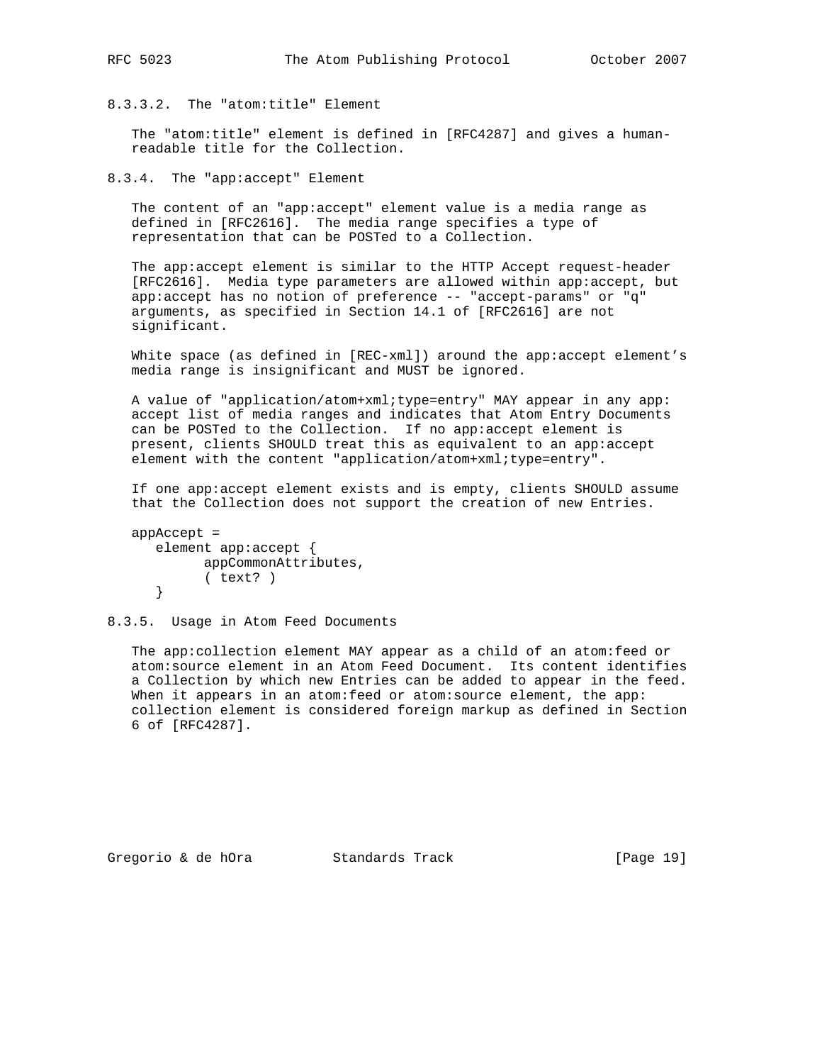#### 8.3.3.2. The "atom:title" Element

The "atom:title" element is defined in [RFC4287] and gives a human-readable title for the Collection.

### 8.3.4. The "app:accept" Element

The content of an "app:accept" element value is a media range as defined in [RFC2616]. The media range specifies a type of representation that can be POSTed to a Collection.

The app:accept element is similar to the HTTP Accept request-header [RFC2616]. Media type parameters are allowed within app:accept, but app:accept has no notion of preference -- "accept-params" or "q" arguments, as specified in Section 14.1 of [RFC2616] are not significant.

White space (as defined in [REC-xml]) around the app:accept element's media range is insignificant and MUST be ignored.

A value of "application/atom+xml;type=entry" MAY appear in any app:accept list of media ranges and indicates that Atom Entry Documents can be POSTed to the Collection. If no app:accept element is present, clients SHOULD treat this as equivalent to an app:accept element with the content "application/atom+xml;type=entry".

If one app:accept element exists and is empty, clients SHOULD assume that the Collection does not support the creation of new Entries.

```
appAccept =
   element app:accept {
         appCommonAttributes,
         ( text? )
   }
```

### 8.3.5. Usage in Atom Feed Documents

The app:collection element MAY appear as a child of an atom:feed or atom:source element in an Atom Feed Document. Its content identifies a Collection by which new Entries can be added to appear in the feed. When it appears in an atom:feed or atom:source element, the app:collection element is considered foreign markup as defined in Section 6 of [RFC4287].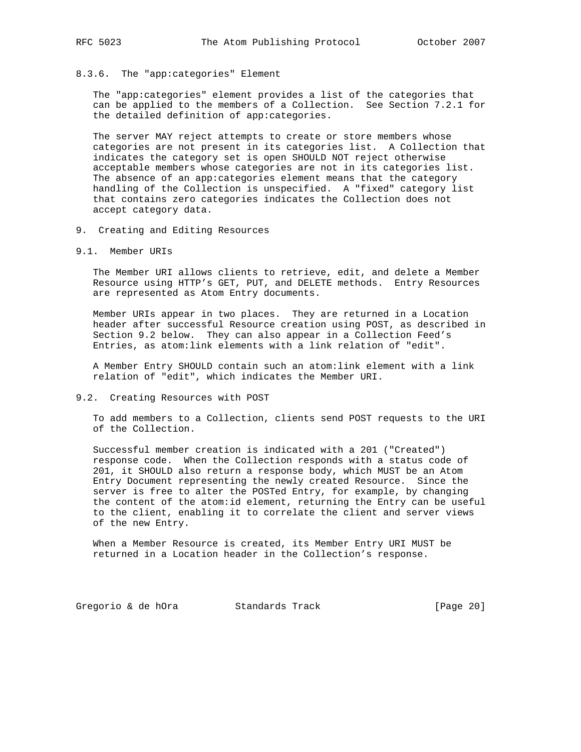#### 8.3.6. The "app:categories" Element

The "app:categories" element provides a list of the categories that can be applied to the members of a Collection. See Section 7.2.1 for the detailed definition of app:categories.

The server MAY reject attempts to create or store members whose categories are not present in its categories list. A Collection that indicates the category set is open SHOULD NOT reject otherwise acceptable members whose categories are not in its categories list. The absence of an app:categories element means that the category handling of the Collection is unspecified. A "fixed" category list that contains zero categories indicates the Collection does not accept category data.

## 9. Creating and Editing Resources

### 9.1. Member URIs

The Member URI allows clients to retrieve, edit, and delete a Member Resource using HTTP's GET, PUT, and DELETE methods. Entry Resources are represented as Atom Entry documents.

Member URIs appear in two places. They are returned in a Location header after successful Resource creation using POST, as described in Section 9.2 below. They can also appear in a Collection Feed's Entries, as atom:link elements with a link relation of "edit".

A Member Entry SHOULD contain such an atom:link element with a link relation of "edit", which indicates the Member URI.

### 9.2. Creating Resources with POST

To add members to a Collection, clients send POST requests to the URI of the Collection.

Successful member creation is indicated with a 201 ("Created") response code. When the Collection responds with a status code of 201, it SHOULD also return a response body, which MUST be an Atom Entry Document representing the newly created Resource. Since the server is free to alter the POSTed Entry, for example, by changing the content of the atom:id element, returning the Entry can be useful to the client, enabling it to correlate the client and server views of the new Entry.

When a Member Resource is created, its Member Entry URI MUST be returned in a Location header in the Collection's response.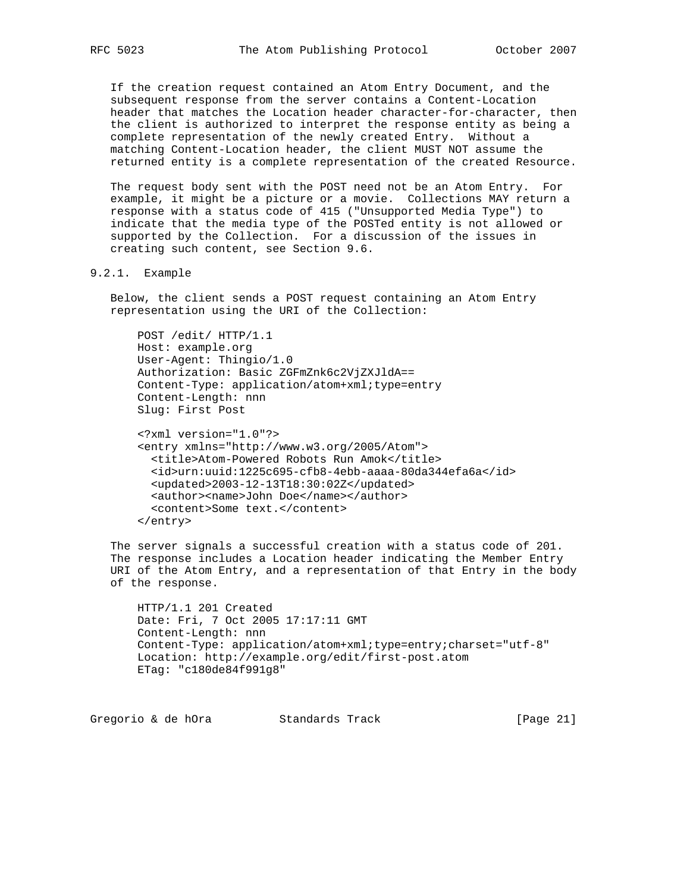If the creation request contained an Atom Entry Document, and the subsequent response from the server contains a Content-Location header that matches the Location header character-for-character, then the client is authorized to interpret the response entity as being a complete representation of the newly created Entry. Without a matching Content-Location header, the client MUST NOT assume the returned entity is a complete representation of the created Resource.

The request body sent with the POST need not be an Atom Entry. For example, it might be a picture or a movie. Collections MAY return a response with a status code of 415 ("Unsupported Media Type") to indicate that the media type of the POSTed entity is not allowed or supported by the Collection. For a discussion of the issues in creating such content, see Section 9.6.

### 9.2.1. Example

Below, the client sends a POST request containing an Atom Entry representation using the URI of the Collection:

```
POST /edit/ HTTP/1.1
Host: example.org
User-Agent: Thingio/1.0
Authorization: Basic ZGFmZnk6c2VjZXJldA==
Content-Type: application/atom+xml;type=entry
Content-Length: nnn
Slug: First Post

<?xml version="1.0"?>
<entry xmlns="http://www.w3.org/2005/Atom">
  <title>Atom-Powered Robots Run Amok</title>
  <id>urn:uuid:1225c695-cfb8-4ebb-aaaa-80da344efa6a</id>
  <updated>2003-12-13T18:30:02Z</updated>
  <author><name>John Doe</name></author>
  <content>Some text.</content>
</entry>
```

The server signals a successful creation with a status code of 201. The response includes a Location header indicating the Member Entry URI of the Atom Entry, and a representation of that Entry in the body of the response.

```
HTTP/1.1 201 Created
Date: Fri, 7 Oct 2005 17:17:11 GMT
Content-Length: nnn
Content-Type: application/atom+xml;type=entry;charset="utf-8"
Location: http://example.org/edit/first-post.atom
ETag: "c180de84f991g8"
```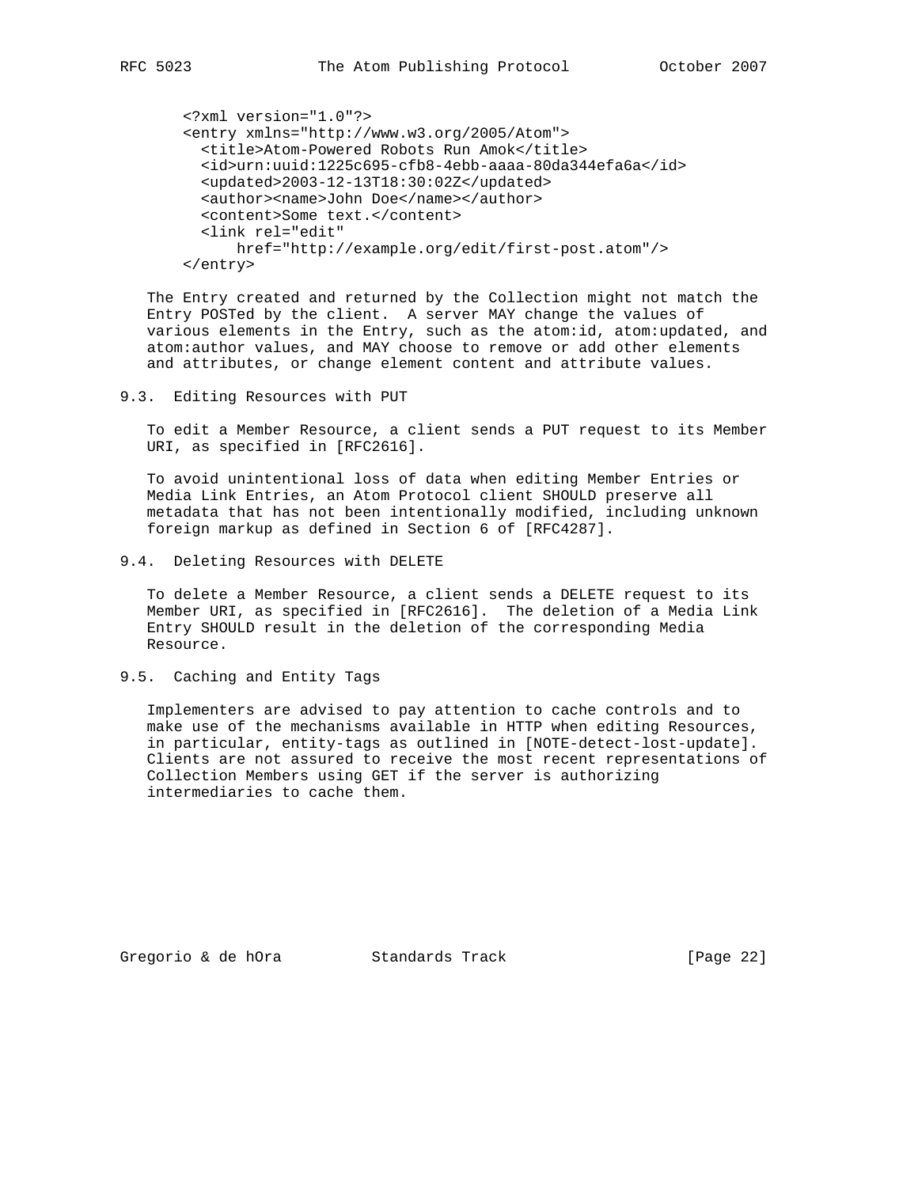```xml
<?xml version="1.0"?>
<entry xmlns="http://www.w3.org/2005/Atom">
  <title>Atom-Powered Robots Run Amok</title>
  <id>urn:uuid:1225c695-cfb8-4ebb-aaaa-80da344efa6a</id>
  <updated>2003-12-13T18:30:02Z</updated>
  <author><name>John Doe</name></author>
  <content>Some text.</content>
  <link rel="edit"
      href="http://example.org/edit/first-post.atom"/>
</entry>
```

The Entry created and returned by the Collection might not match the Entry POSTed by the client. A server MAY change the values of various elements in the Entry, such as the atom:id, atom:updated, and atom:author values, and MAY choose to remove or add other elements and attributes, or change element content and attribute values.

### 9.3. Editing Resources with PUT

To edit a Member Resource, a client sends a PUT request to its Member URI, as specified in [RFC2616].

To avoid unintentional loss of data when editing Member Entries or Media Link Entries, an Atom Protocol client SHOULD preserve all metadata that has not been intentionally modified, including unknown foreign markup as defined in Section 6 of [RFC4287].

### 9.4. Deleting Resources with DELETE

To delete a Member Resource, a client sends a DELETE request to its Member URI, as specified in [RFC2616]. The deletion of a Media Link Entry SHOULD result in the deletion of the corresponding Media Resource.

### 9.5. Caching and Entity Tags

Implementers are advised to pay attention to cache controls and to make use of the mechanisms available in HTTP when editing Resources, in particular, entity-tags as outlined in [NOTE-detect-lost-update]. Clients are not assured to receive the most recent representations of Collection Members using GET if the server is authorizing intermediaries to cache them.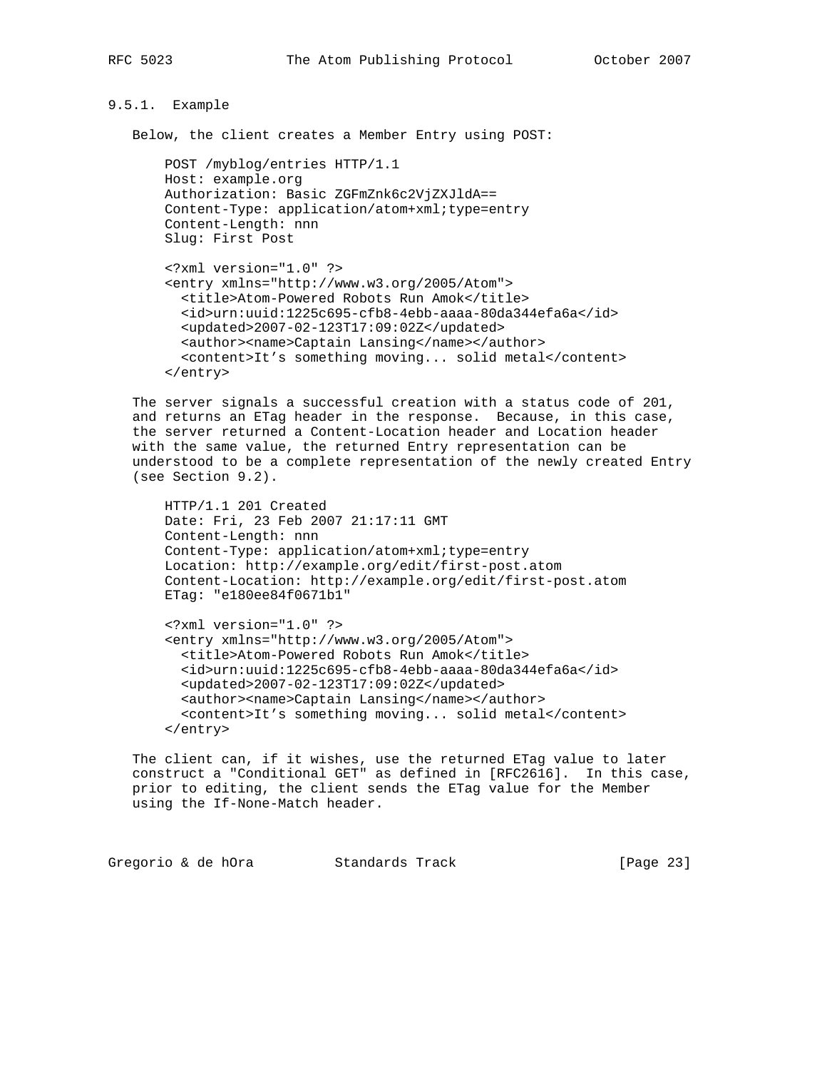### 9.5.1. Example

Below, the client creates a Member Entry using POST:

```
POST /myblog/entries HTTP/1.1
Host: example.org
Authorization: Basic ZGFmZnk6c2VjZXJldA==
Content-Type: application/atom+xml;type=entry
Content-Length: nnn
Slug: First Post

<?xml version="1.0" ?>
<entry xmlns="http://www.w3.org/2005/Atom">
  <title>Atom-Powered Robots Run Amok</title>
  <id>urn:uuid:1225c695-cfb8-4ebb-aaaa-80da344efa6a</id>
  <updated>2007-02-123T17:09:02Z</updated>
  <author><name>Captain Lansing</name></author>
  <content>It’s something moving... solid metal</content>
</entry>
```

The server signals a successful creation with a status code of 201, and returns an ETag header in the response. Because, in this case, the server returned a Content-Location header and Location header with the same value, the returned Entry representation can be understood to be a complete representation of the newly created Entry (see Section 9.2).

```
HTTP/1.1 201 Created
Date: Fri, 23 Feb 2007 21:17:11 GMT
Content-Length: nnn
Content-Type: application/atom+xml;type=entry
Location: http://example.org/edit/first-post.atom
Content-Location: http://example.org/edit/first-post.atom
ETag: "e180ee84f0671b1"

<?xml version="1.0" ?>
<entry xmlns="http://www.w3.org/2005/Atom">
  <title>Atom-Powered Robots Run Amok</title>
  <id>urn:uuid:1225c695-cfb8-4ebb-aaaa-80da344efa6a</id>
  <updated>2007-02-123T17:09:02Z</updated>
  <author><name>Captain Lansing</name></author>
  <content>It’s something moving... solid metal</content>
</entry>
```

The client can, if it wishes, use the returned ETag value to later construct a "Conditional GET" as defined in [RFC2616]. In this case, prior to editing, the client sends the ETag value for the Member using the If-None-Match header.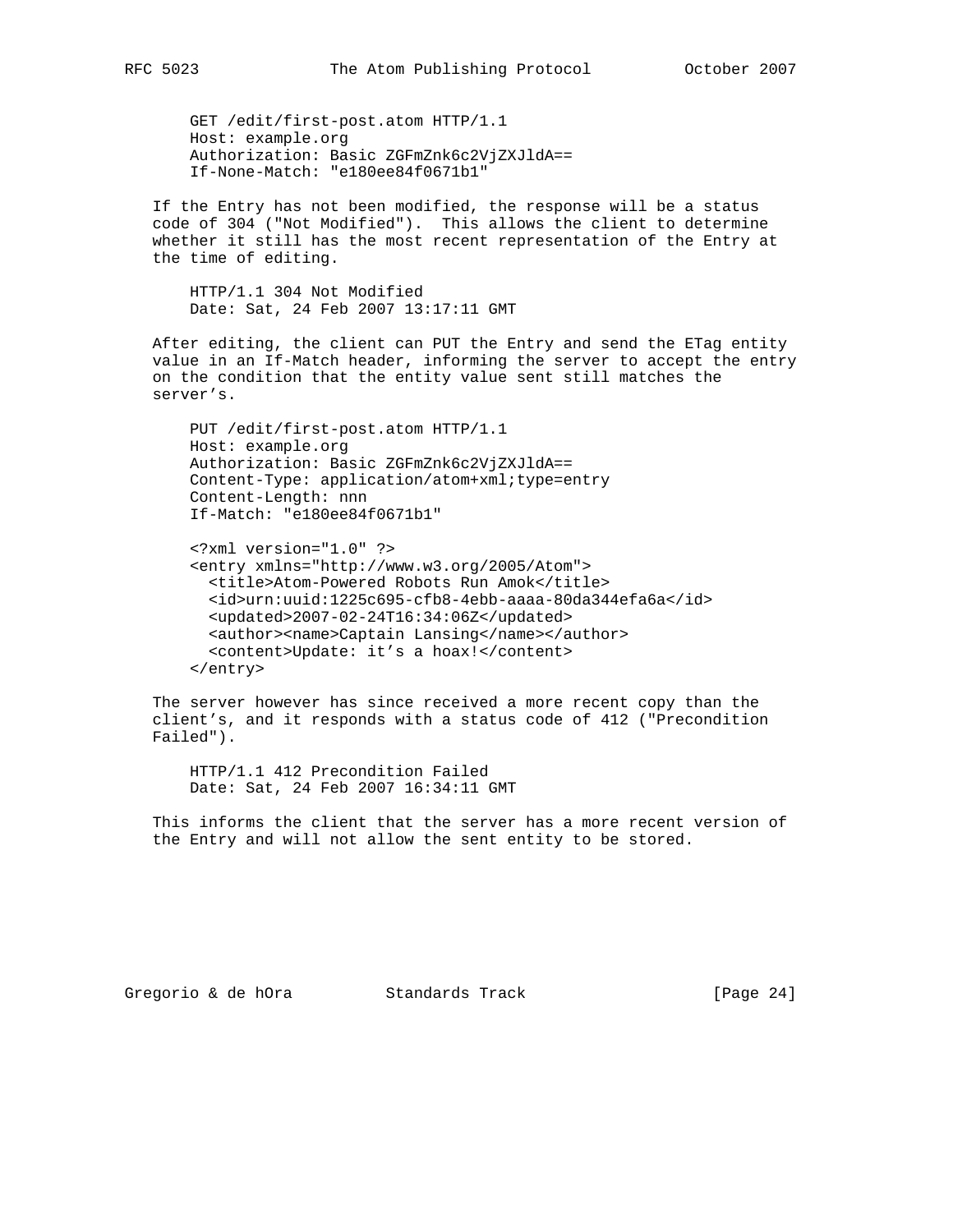```
GET /edit/first-post.atom HTTP/1.1
Host: example.org
Authorization: Basic ZGFmZnk6c2VjZXJldA==
If-None-Match: "e180ee84f0671b1"
```

If the Entry has not been modified, the response will be a status code of 304 ("Not Modified"). This allows the client to determine whether it still has the most recent representation of the Entry at the time of editing.

```
HTTP/1.1 304 Not Modified
Date: Sat, 24 Feb 2007 13:17:11 GMT
```

After editing, the client can PUT the Entry and send the ETag entity value in an If-Match header, informing the server to accept the entry on the condition that the entity value sent still matches the server's.

```
PUT /edit/first-post.atom HTTP/1.1
Host: example.org
Authorization: Basic ZGFmZnk6c2VjZXJldA==
Content-Type: application/atom+xml;type=entry
Content-Length: nnn
If-Match: "e180ee84f0671b1"

<?xml version="1.0" ?>
<entry xmlns="http://www.w3.org/2005/Atom">
  <title>Atom-Powered Robots Run Amok</title>
  <id>urn:uuid:1225c695-cfb8-4ebb-aaaa-80da344efa6a</id>
  <updated>2007-02-24T16:34:06Z</updated>
  <author><name>Captain Lansing</name></author>
  <content>Update: it's a hoax!</content>
</entry>
```

The server however has since received a more recent copy than the client's, and it responds with a status code of 412 ("Precondition Failed").

```
HTTP/1.1 412 Precondition Failed
Date: Sat, 24 Feb 2007 16:34:11 GMT
```

This informs the client that the server has a more recent version of the Entry and will not allow the sent entity to be stored.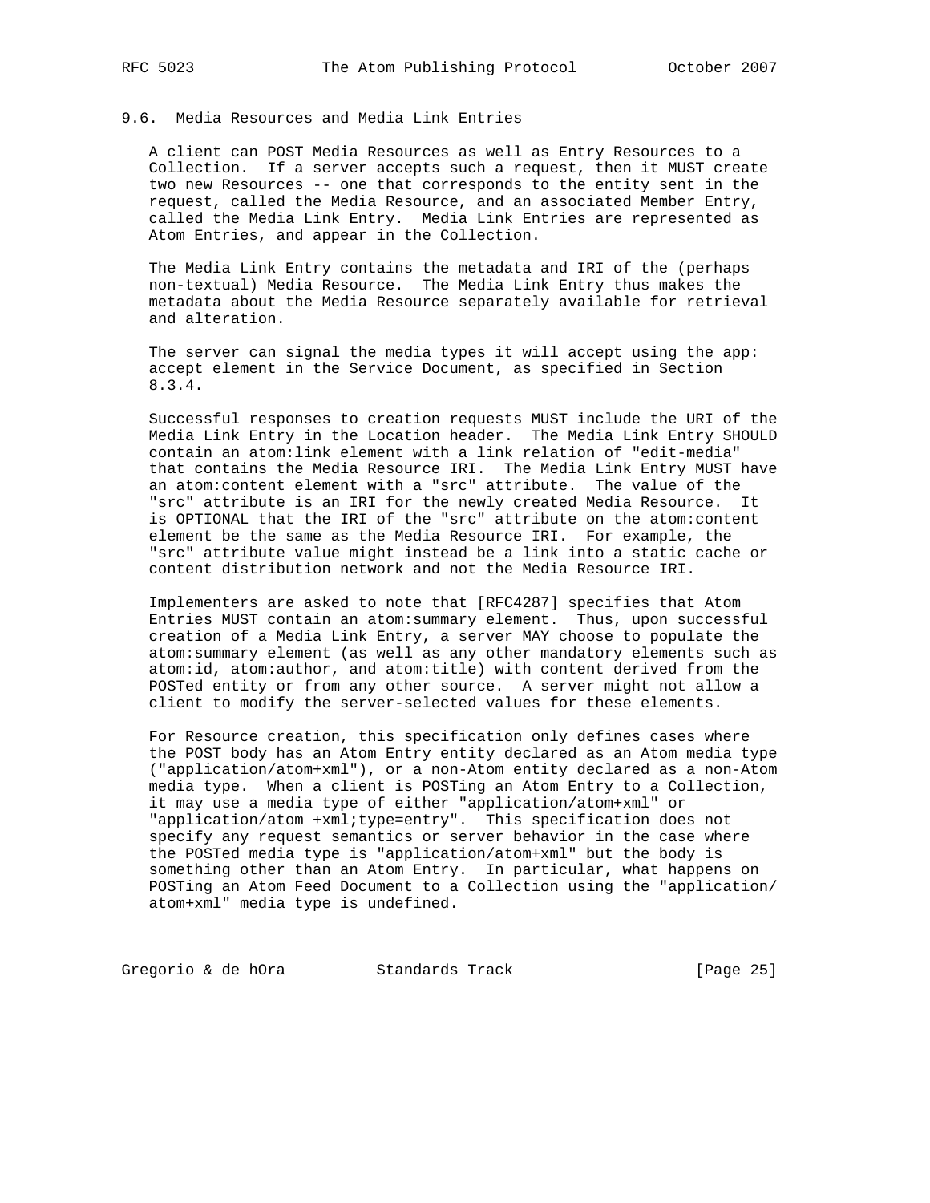### 9.6. Media Resources and Media Link Entries

A client can POST Media Resources as well as Entry Resources to a Collection. If a server accepts such a request, then it MUST create two new Resources -- one that corresponds to the entity sent in the request, called the Media Resource, and an associated Member Entry, called the Media Link Entry. Media Link Entries are represented as Atom Entries, and appear in the Collection.

The Media Link Entry contains the metadata and IRI of the (perhaps non-textual) Media Resource. The Media Link Entry thus makes the metadata about the Media Resource separately available for retrieval and alteration.

The server can signal the media types it will accept using the app: accept element in the Service Document, as specified in Section 8.3.4.

Successful responses to creation requests MUST include the URI of the Media Link Entry in the Location header. The Media Link Entry SHOULD contain an atom:link element with a link relation of "edit-media" that contains the Media Resource IRI. The Media Link Entry MUST have an atom:content element with a "src" attribute. The value of the "src" attribute is an IRI for the newly created Media Resource. It is OPTIONAL that the IRI of the "src" attribute on the atom:content element be the same as the Media Resource IRI. For example, the "src" attribute value might instead be a link into a static cache or content distribution network and not the Media Resource IRI.

Implementers are asked to note that [RFC4287] specifies that Atom Entries MUST contain an atom:summary element. Thus, upon successful creation of a Media Link Entry, a server MAY choose to populate the atom:summary element (as well as any other mandatory elements such as atom:id, atom:author, and atom:title) with content derived from the POSTed entity or from any other source. A server might not allow a client to modify the server-selected values for these elements.

For Resource creation, this specification only defines cases where the POST body has an Atom Entry entity declared as an Atom media type ("application/atom+xml"), or a non-Atom entity declared as a non-Atom media type. When a client is POSTing an Atom Entry to a Collection, it may use a media type of either "application/atom+xml" or "application/atom +xml;type=entry". This specification does not specify any request semantics or server behavior in the case where the POSTed media type is "application/atom+xml" but the body is something other than an Atom Entry. In particular, what happens on POSTing an Atom Feed Document to a Collection using the "application/ atom+xml" media type is undefined.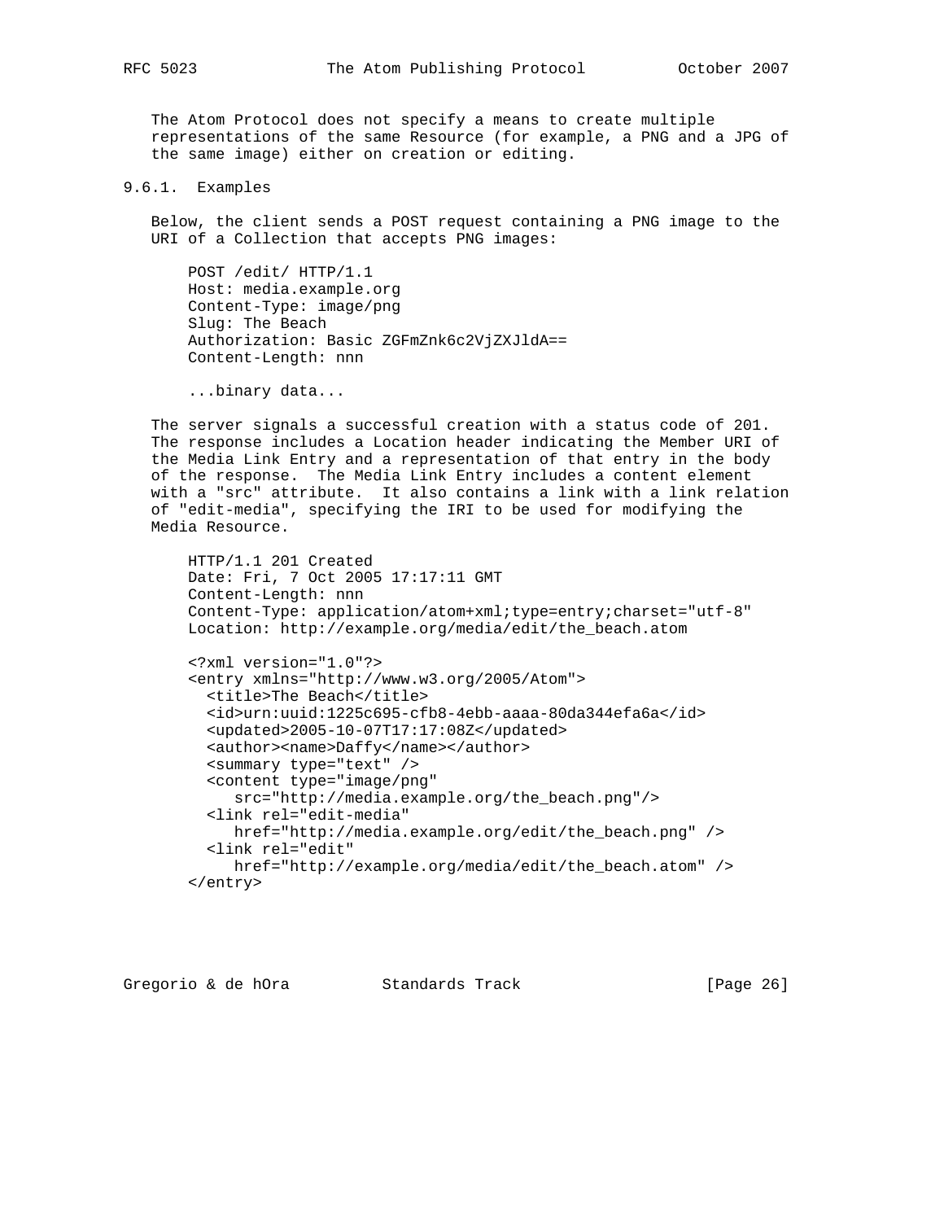The Atom Protocol does not specify a means to create multiple representations of the same Resource (for example, a PNG and a JPG of the same image) either on creation or editing.

### 9.6.1. Examples

Below, the client sends a POST request containing a PNG image to the URI of a Collection that accepts PNG images:

```
POST /edit/ HTTP/1.1
Host: media.example.org
Content-Type: image/png
Slug: The Beach
Authorization: Basic ZGFmZnk6c2VjZXJldA==
Content-Length: nnn

...binary data...
```

The server signals a successful creation with a status code of 201. The response includes a Location header indicating the Member URI of the Media Link Entry and a representation of that entry in the body of the response. The Media Link Entry includes a content element with a "src" attribute. It also contains a link with a link relation of "edit-media", specifying the IRI to be used for modifying the Media Resource.

```
HTTP/1.1 201 Created
Date: Fri, 7 Oct 2005 17:17:11 GMT
Content-Length: nnn
Content-Type: application/atom+xml;type=entry;charset="utf-8"
Location: http://example.org/media/edit/the_beach.atom

<?xml version="1.0"?>
<entry xmlns="http://www.w3.org/2005/Atom">
  <title>The Beach</title>
  <id>urn:uuid:1225c695-cfb8-4ebb-aaaa-80da344efa6a</id>
  <updated>2005-10-07T17:17:08Z</updated>
  <author><name>Daffy</name></author>
  <summary type="text" />
  <content type="image/png"
     src="http://media.example.org/the_beach.png"/>
  <link rel="edit-media"
     href="http://media.example.org/edit/the_beach.png" />
  <link rel="edit"
     href="http://example.org/media/edit/the_beach.atom" />
</entry>
```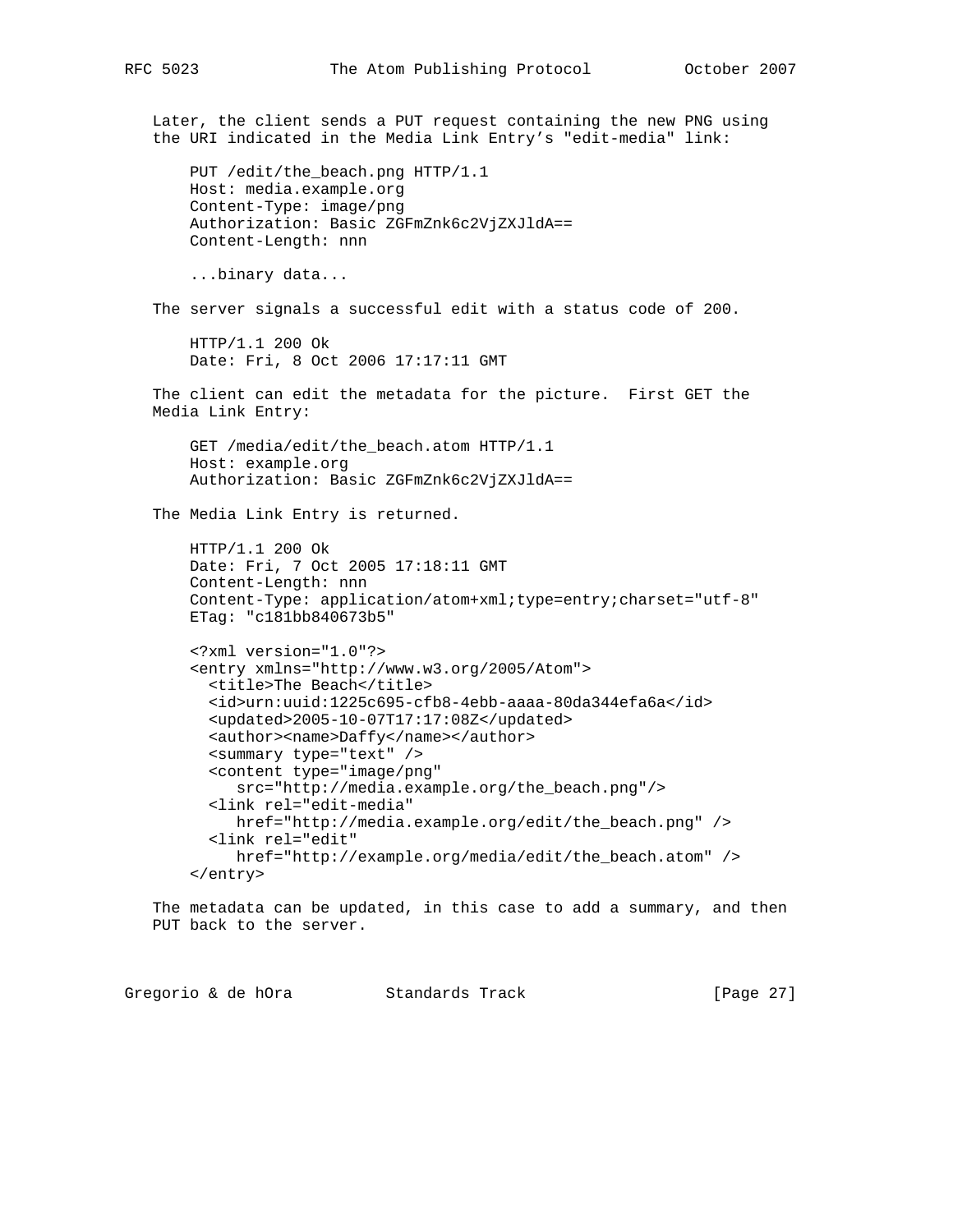Later, the client sends a PUT request containing the new PNG using the URI indicated in the Media Link Entry's "edit-media" link:

```
PUT /edit/the_beach.png HTTP/1.1
Host: media.example.org
Content-Type: image/png
Authorization: Basic ZGFmZnk6c2VjZXJldA==
Content-Length: nnn

...binary data...
```

The server signals a successful edit with a status code of 200.

```
HTTP/1.1 200 Ok
Date: Fri, 8 Oct 2006 17:17:11 GMT
```

The client can edit the metadata for the picture. First GET the Media Link Entry:

```
GET /media/edit/the_beach.atom HTTP/1.1
Host: example.org
Authorization: Basic ZGFmZnk6c2VjZXJldA==
```

The Media Link Entry is returned.

```
HTTP/1.1 200 Ok
Date: Fri, 7 Oct 2005 17:18:11 GMT
Content-Length: nnn
Content-Type: application/atom+xml;type=entry;charset="utf-8"
ETag: "c181bb840673b5"

<?xml version="1.0"?>
<entry xmlns="http://www.w3.org/2005/Atom">
  <title>The Beach</title>
  <id>urn:uuid:1225c695-cfb8-4ebb-aaaa-80da344efa6a</id>
  <updated>2005-10-07T17:17:08Z</updated>
  <author><name>Daffy</name></author>
  <summary type="text" />
  <content type="image/png"
     src="http://media.example.org/the_beach.png"/>
  <link rel="edit-media"
     href="http://media.example.org/edit/the_beach.png" />
  <link rel="edit"
     href="http://example.org/media/edit/the_beach.atom" />
</entry>
```

The metadata can be updated, in this case to add a summary, and then PUT back to the server.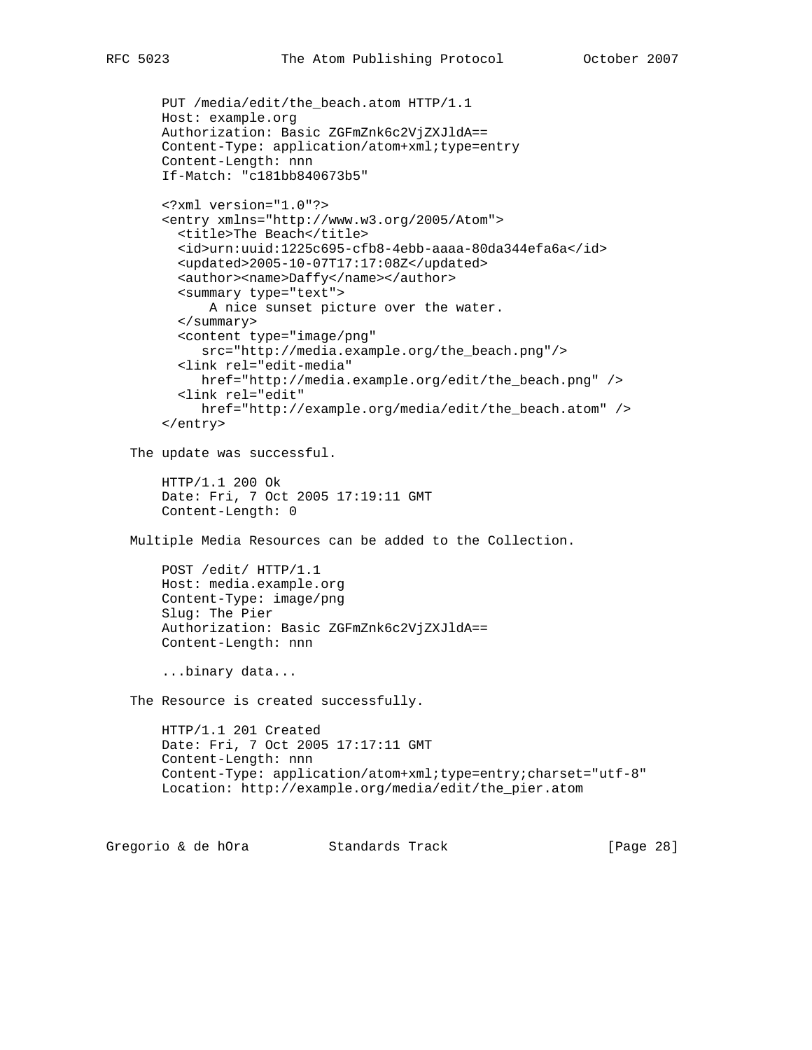```
PUT /media/edit/the_beach.atom HTTP/1.1
Host: example.org
Authorization: Basic ZGFmZnk6c2VjZXJldA==
Content-Type: application/atom+xml;type=entry
Content-Length: nnn
If-Match: "c181bb840673b5"

<?xml version="1.0"?>
<entry xmlns="http://www.w3.org/2005/Atom">
  <title>The Beach</title>
  <id>urn:uuid:1225c695-cfb8-4ebb-aaaa-80da344efa6a</id>
  <updated>2005-10-07T17:17:08Z</updated>
  <author><name>Daffy</name></author>
  <summary type="text">
      A nice sunset picture over the water.
  </summary>
  <content type="image/png"
     src="http://media.example.org/the_beach.png"/>
  <link rel="edit-media"
     href="http://media.example.org/edit/the_beach.png" />
  <link rel="edit"
     href="http://example.org/media/edit/the_beach.atom" />
</entry>
```

The update was successful.

```
HTTP/1.1 200 Ok
Date: Fri, 7 Oct 2005 17:19:11 GMT
Content-Length: 0
```

Multiple Media Resources can be added to the Collection.

```
POST /edit/ HTTP/1.1
Host: media.example.org
Content-Type: image/png
Slug: The Pier
Authorization: Basic ZGFmZnk6c2VjZXJldA==
Content-Length: nnn

...binary data...
```

The Resource is created successfully.

```
HTTP/1.1 201 Created
Date: Fri, 7 Oct 2005 17:17:11 GMT
Content-Length: nnn
Content-Type: application/atom+xml;type=entry;charset="utf-8"
Location: http://example.org/media/edit/the_pier.atom
```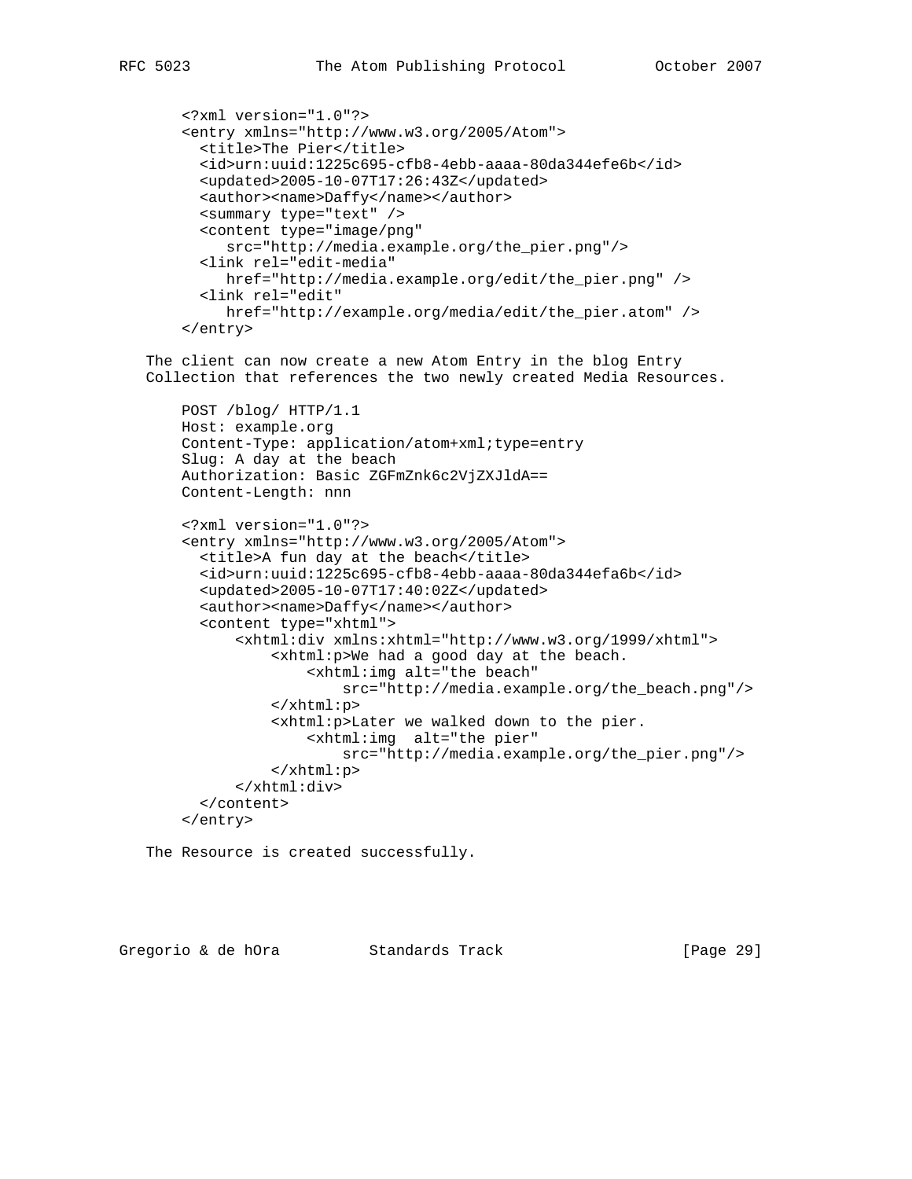```
<?xml version="1.0"?>
<entry xmlns="http://www.w3.org/2005/Atom">
  <title>The Pier</title>
  <id>urn:uuid:1225c695-cfb8-4ebb-aaaa-80da344efe6b</id>
  <updated>2005-10-07T17:26:43Z</updated>
  <author><name>Daffy</name></author>
  <summary type="text" />
  <content type="image/png"
     src="http://media.example.org/the_pier.png"/>
  <link rel="edit-media"
     href="http://media.example.org/edit/the_pier.png" />
  <link rel="edit"
     href="http://example.org/media/edit/the_pier.atom" />
</entry>
```

The client can now create a new Atom Entry in the blog Entry Collection that references the two newly created Media Resources.

```
POST /blog/ HTTP/1.1
Host: example.org
Content-Type: application/atom+xml;type=entry
Slug: A day at the beach
Authorization: Basic ZGFmZnk6c2VjZXJldA==
Content-Length: nnn

<?xml version="1.0"?>
<entry xmlns="http://www.w3.org/2005/Atom">
  <title>A fun day at the beach</title>
  <id>urn:uuid:1225c695-cfb8-4ebb-aaaa-80da344efa6b</id>
  <updated>2005-10-07T17:40:02Z</updated>
  <author><name>Daffy</name></author>
  <content type="xhtml">
      <xhtml:div xmlns:xhtml="http://www.w3.org/1999/xhtml">
          <xhtml:p>We had a good day at the beach.
              <xhtml:img alt="the beach"
                   src="http://media.example.org/the_beach.png"/>
          </xhtml:p>
          <xhtml:p>Later we walked down to the pier.
              <xhtml:img  alt="the pier"
                   src="http://media.example.org/the_pier.png"/>
          </xhtml:p>
      </xhtml:div>
  </content>
</entry>
```

The Resource is created successfully.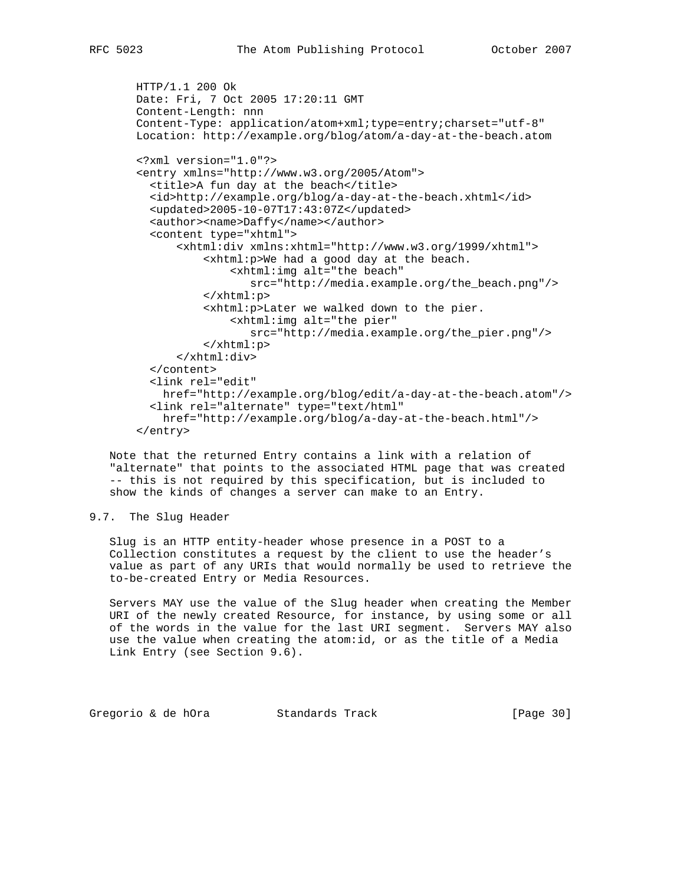```
HTTP/1.1 200 Ok
Date: Fri, 7 Oct 2005 17:20:11 GMT
Content-Length: nnn
Content-Type: application/atom+xml;type=entry;charset="utf-8"
Location: http://example.org/blog/atom/a-day-at-the-beach.atom

<?xml version="1.0"?>
<entry xmlns="http://www.w3.org/2005/Atom">
  <title>A fun day at the beach</title>
  <id>http://example.org/blog/a-day-at-the-beach.xhtml</id>
  <updated>2005-10-07T17:43:07Z</updated>
  <author><name>Daffy</name></author>
  <content type="xhtml">
      <xhtml:div xmlns:xhtml="http://www.w3.org/1999/xhtml">
          <xhtml:p>We had a good day at the beach.
              <xhtml:img alt="the beach"
                 src="http://media.example.org/the_beach.png"/>
          </xhtml:p>
          <xhtml:p>Later we walked down to the pier.
              <xhtml:img alt="the pier"
                 src="http://media.example.org/the_pier.png"/>
          </xhtml:p>
      </xhtml:div>
  </content>
  <link rel="edit"
    href="http://example.org/blog/edit/a-day-at-the-beach.atom"/>
  <link rel="alternate" type="text/html"
    href="http://example.org/blog/a-day-at-the-beach.html"/>
</entry>
```

Note that the returned Entry contains a link with a relation of "alternate" that points to the associated HTML page that was created -- this is not required by this specification, but is included to show the kinds of changes a server can make to an Entry.

## 9.7. The Slug Header

Slug is an HTTP entity-header whose presence in a POST to a Collection constitutes a request by the client to use the header's value as part of any URIs that would normally be used to retrieve the to-be-created Entry or Media Resources.

Servers MAY use the value of the Slug header when creating the Member URI of the newly created Resource, for instance, by using some or all of the words in the value for the last URI segment. Servers MAY also use the value when creating the atom:id, or as the title of a Media Link Entry (see Section 9.6).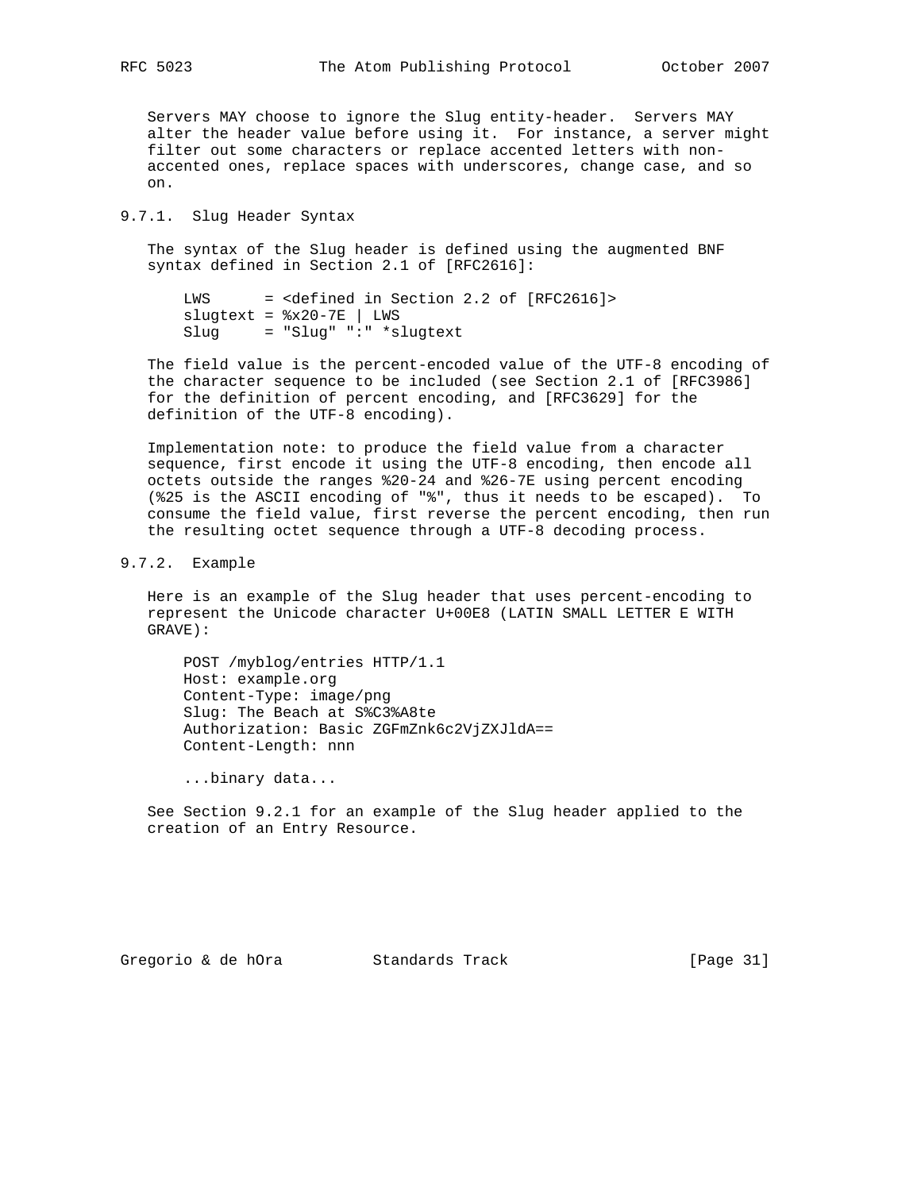Servers MAY choose to ignore the Slug entity-header. Servers MAY alter the header value before using it. For instance, a server might filter out some characters or replace accented letters with non-accented ones, replace spaces with underscores, change case, and so on.

### 9.7.1. Slug Header Syntax

The syntax of the Slug header is defined using the augmented BNF syntax defined in Section 2.1 of [RFC2616]:

```
LWS      = <defined in Section 2.2 of [RFC2616]>
slugtext = %x20-7E | LWS
Slug     = "Slug" ":" *slugtext
```

The field value is the percent-encoded value of the UTF-8 encoding of the character sequence to be included (see Section 2.1 of [RFC3986] for the definition of percent encoding, and [RFC3629] for the definition of the UTF-8 encoding).

Implementation note: to produce the field value from a character sequence, first encode it using the UTF-8 encoding, then encode all octets outside the ranges %20-24 and %26-7E using percent encoding (%25 is the ASCII encoding of "%", thus it needs to be escaped). To consume the field value, first reverse the percent encoding, then run the resulting octet sequence through a UTF-8 decoding process.

### 9.7.2. Example

Here is an example of the Slug header that uses percent-encoding to represent the Unicode character U+00E8 (LATIN SMALL LETTER E WITH GRAVE):

```
POST /myblog/entries HTTP/1.1
Host: example.org
Content-Type: image/png
Slug: The Beach at S%C3%A8te
Authorization: Basic ZGFmZnk6c2VjZXJldA==
Content-Length: nnn

...binary data...
```

See Section 9.2.1 for an example of the Slug header applied to the creation of an Entry Resource.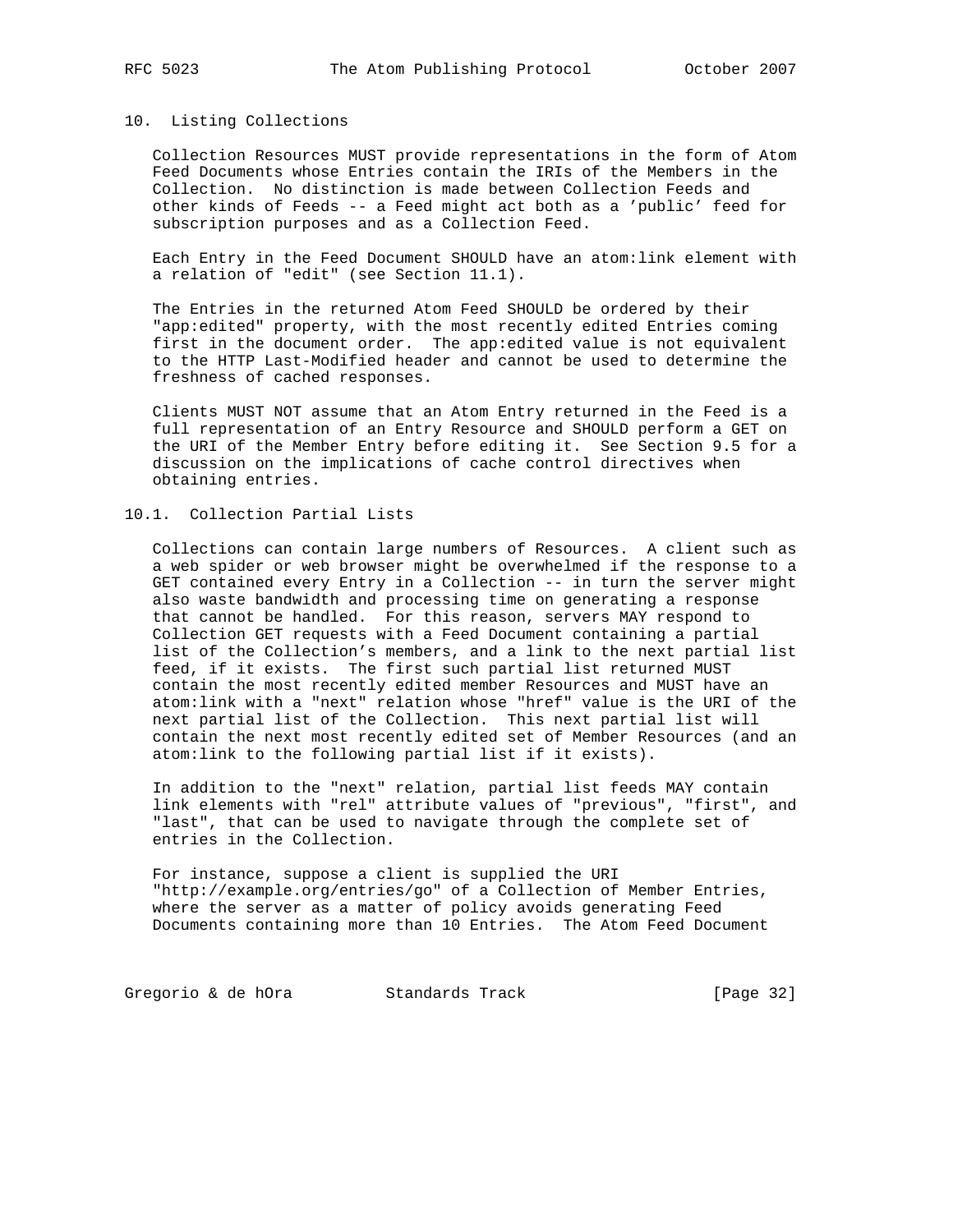## 10. Listing Collections

Collection Resources MUST provide representations in the form of Atom Feed Documents whose Entries contain the IRIs of the Members in the Collection. No distinction is made between Collection Feeds and other kinds of Feeds -- a Feed might act both as a 'public' feed for subscription purposes and as a Collection Feed.

Each Entry in the Feed Document SHOULD have an atom:link element with a relation of "edit" (see Section 11.1).

The Entries in the returned Atom Feed SHOULD be ordered by their "app:edited" property, with the most recently edited Entries coming first in the document order. The app:edited value is not equivalent to the HTTP Last-Modified header and cannot be used to determine the freshness of cached responses.

Clients MUST NOT assume that an Atom Entry returned in the Feed is a full representation of an Entry Resource and SHOULD perform a GET on the URI of the Member Entry before editing it. See Section 9.5 for a discussion on the implications of cache control directives when obtaining entries.

### 10.1. Collection Partial Lists

Collections can contain large numbers of Resources. A client such as a web spider or web browser might be overwhelmed if the response to a GET contained every Entry in a Collection -- in turn the server might also waste bandwidth and processing time on generating a response that cannot be handled. For this reason, servers MAY respond to Collection GET requests with a Feed Document containing a partial list of the Collection's members, and a link to the next partial list feed, if it exists. The first such partial list returned MUST contain the most recently edited member Resources and MUST have an atom:link with a "next" relation whose "href" value is the URI of the next partial list of the Collection. This next partial list will contain the next most recently edited set of Member Resources (and an atom:link to the following partial list if it exists).

In addition to the "next" relation, partial list feeds MAY contain link elements with "rel" attribute values of "previous", "first", and "last", that can be used to navigate through the complete set of entries in the Collection.

For instance, suppose a client is supplied the URI "http://example.org/entries/go" of a Collection of Member Entries, where the server as a matter of policy avoids generating Feed Documents containing more than 10 Entries. The Atom Feed Document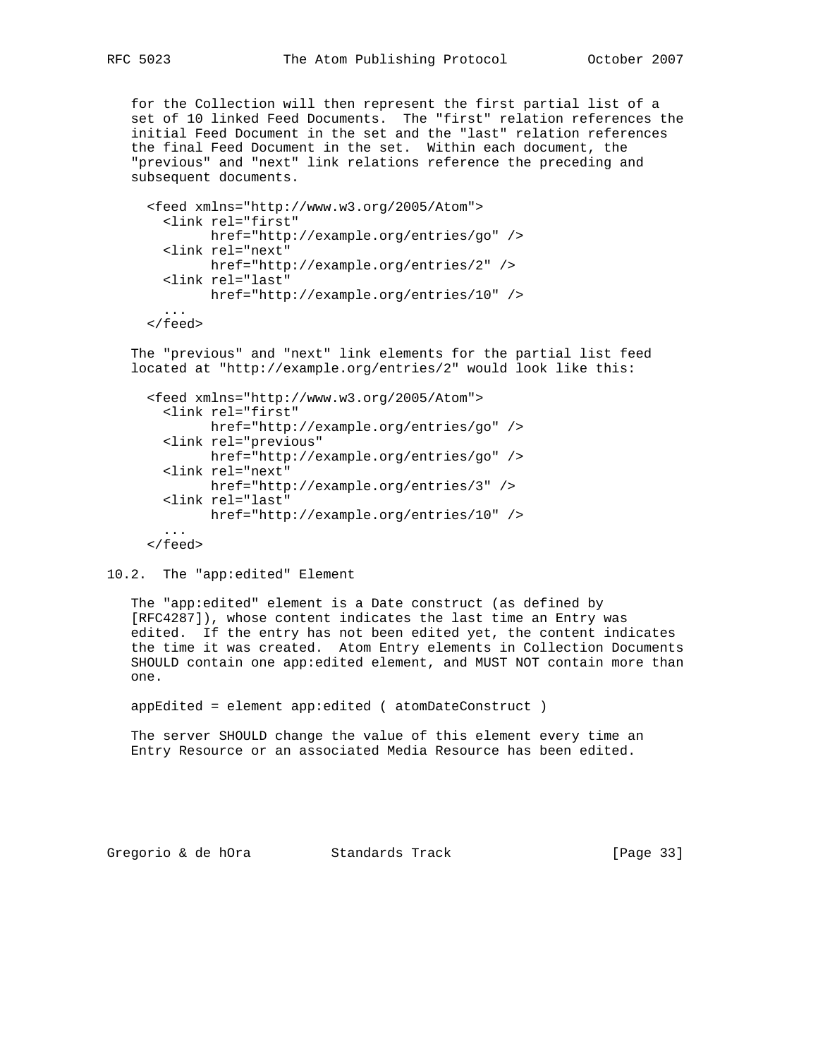for the Collection will then represent the first partial list of a set of 10 linked Feed Documents. The "first" relation references the initial Feed Document in the set and the "last" relation references the final Feed Document in the set. Within each document, the "previous" and "next" link relations reference the preceding and subsequent documents.

```
<feed xmlns="http://www.w3.org/2005/Atom">
  <link rel="first"
        href="http://example.org/entries/go" />
  <link rel="next"
        href="http://example.org/entries/2" />
  <link rel="last"
        href="http://example.org/entries/10" />
  ...
</feed>
```

The "previous" and "next" link elements for the partial list feed located at "http://example.org/entries/2" would look like this:

```
<feed xmlns="http://www.w3.org/2005/Atom">
  <link rel="first"
        href="http://example.org/entries/go" />
  <link rel="previous"
        href="http://example.org/entries/go" />
  <link rel="next"
        href="http://example.org/entries/3" />
  <link rel="last"
        href="http://example.org/entries/10" />
  ...
</feed>
```

## 10.2. The "app:edited" Element

The "app:edited" element is a Date construct (as defined by [RFC4287]), whose content indicates the last time an Entry was edited. If the entry has not been edited yet, the content indicates the time it was created. Atom Entry elements in Collection Documents SHOULD contain one app:edited element, and MUST NOT contain more than one.

```
appEdited = element app:edited ( atomDateConstruct )
```

The server SHOULD change the value of this element every time an Entry Resource or an associated Media Resource has been edited.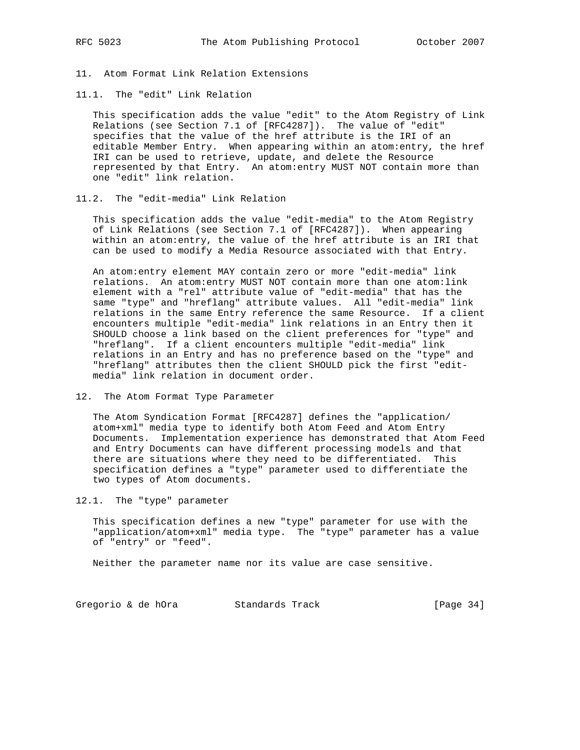## 11. Atom Format Link Relation Extensions

### 11.1. The "edit" Link Relation

This specification adds the value "edit" to the Atom Registry of Link Relations (see Section 7.1 of [RFC4287]). The value of "edit" specifies that the value of the href attribute is the IRI of an editable Member Entry. When appearing within an atom:entry, the href IRI can be used to retrieve, update, and delete the Resource represented by that Entry. An atom:entry MUST NOT contain more than one "edit" link relation.

### 11.2. The "edit-media" Link Relation

This specification adds the value "edit-media" to the Atom Registry of Link Relations (see Section 7.1 of [RFC4287]). When appearing within an atom:entry, the value of the href attribute is an IRI that can be used to modify a Media Resource associated with that Entry.

An atom:entry element MAY contain zero or more "edit-media" link relations. An atom:entry MUST NOT contain more than one atom:link element with a "rel" attribute value of "edit-media" that has the same "type" and "hreflang" attribute values. All "edit-media" link relations in the same Entry reference the same Resource. If a client encounters multiple "edit-media" link relations in an Entry then it SHOULD choose a link based on the client preferences for "type" and "hreflang". If a client encounters multiple "edit-media" link relations in an Entry and has no preference based on the "type" and "hreflang" attributes then the client SHOULD pick the first "edit-media" link relation in document order.

## 12. The Atom Format Type Parameter

The Atom Syndication Format [RFC4287] defines the "application/atom+xml" media type to identify both Atom Feed and Atom Entry Documents. Implementation experience has demonstrated that Atom Feed and Entry Documents can have different processing models and that there are situations where they need to be differentiated. This specification defines a "type" parameter used to differentiate the two types of Atom documents.

### 12.1. The "type" parameter

This specification defines a new "type" parameter for use with the "application/atom+xml" media type. The "type" parameter has a value of "entry" or "feed".

Neither the parameter name nor its value are case sensitive.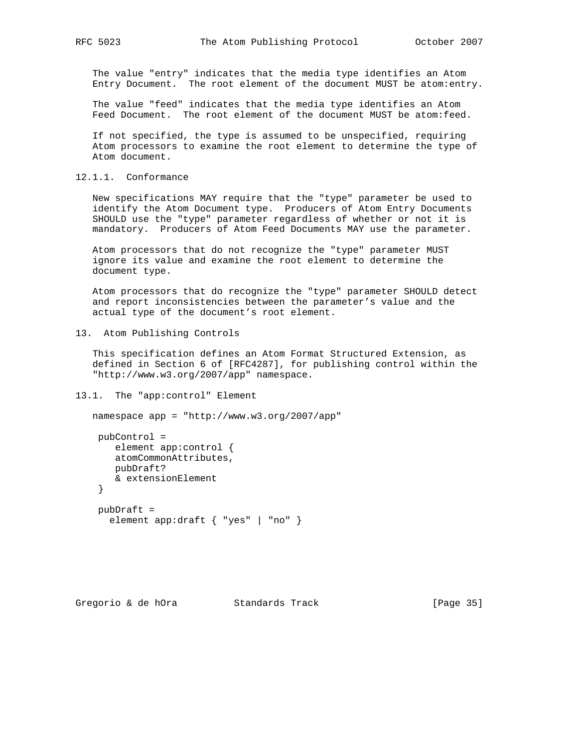The value "entry" indicates that the media type identifies an Atom Entry Document. The root element of the document MUST be atom:entry.

The value "feed" indicates that the media type identifies an Atom Feed Document. The root element of the document MUST be atom:feed.

If not specified, the type is assumed to be unspecified, requiring Atom processors to examine the root element to determine the type of Atom document.

#### 12.1.1. Conformance

New specifications MAY require that the "type" parameter be used to identify the Atom Document type. Producers of Atom Entry Documents SHOULD use the "type" parameter regardless of whether or not it is mandatory. Producers of Atom Feed Documents MAY use the parameter.

Atom processors that do not recognize the "type" parameter MUST ignore its value and examine the root element to determine the document type.

Atom processors that do recognize the "type" parameter SHOULD detect and report inconsistencies between the parameter's value and the actual type of the document's root element.

## 13. Atom Publishing Controls

This specification defines an Atom Format Structured Extension, as defined in Section 6 of [RFC4287], for publishing control within the "http://www.w3.org/2007/app" namespace.

### 13.1. The "app:control" Element

```
namespace app = "http://www.w3.org/2007/app"

 pubControl =
    element app:control {
    atomCommonAttributes,
    pubDraft?
    & extensionElement
 }

 pubDraft =
   element app:draft { "yes" | "no" }
```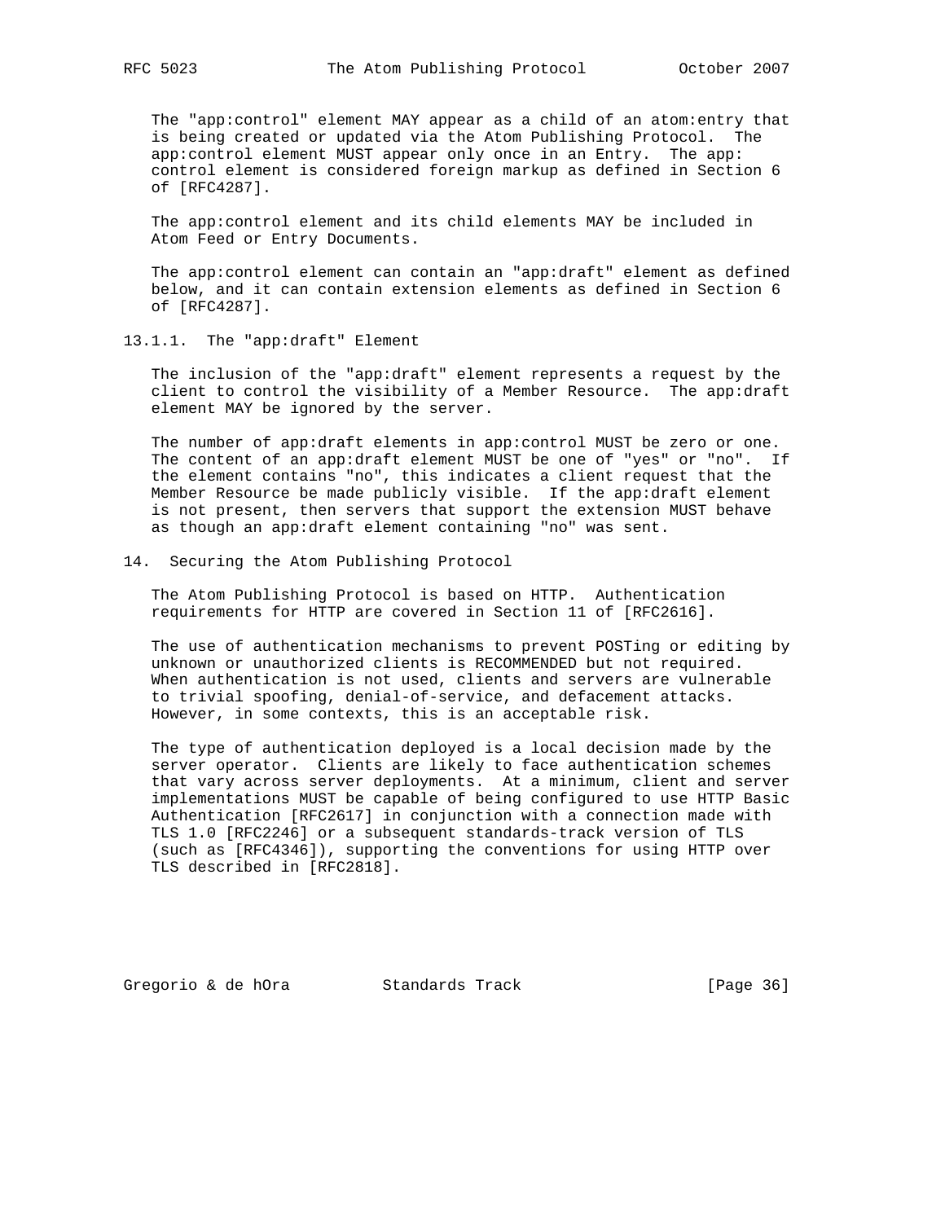The "app:control" element MAY appear as a child of an atom:entry that is being created or updated via the Atom Publishing Protocol. The app:control element MUST appear only once in an Entry. The app:control element is considered foreign markup as defined in Section 6 of [RFC4287].

The app:control element and its child elements MAY be included in Atom Feed or Entry Documents.

The app:control element can contain an "app:draft" element as defined below, and it can contain extension elements as defined in Section 6 of [RFC4287].

#### 13.1.1. The "app:draft" Element

The inclusion of the "app:draft" element represents a request by the client to control the visibility of a Member Resource. The app:draft element MAY be ignored by the server.

The number of app:draft elements in app:control MUST be zero or one. The content of an app:draft element MUST be one of "yes" or "no". If the element contains "no", this indicates a client request that the Member Resource be made publicly visible. If the app:draft element is not present, then servers that support the extension MUST behave as though an app:draft element containing "no" was sent.

## 14. Securing the Atom Publishing Protocol

The Atom Publishing Protocol is based on HTTP. Authentication requirements for HTTP are covered in Section 11 of [RFC2616].

The use of authentication mechanisms to prevent POSTing or editing by unknown or unauthorized clients is RECOMMENDED but not required. When authentication is not used, clients and servers are vulnerable to trivial spoofing, denial-of-service, and defacement attacks. However, in some contexts, this is an acceptable risk.

The type of authentication deployed is a local decision made by the server operator. Clients are likely to face authentication schemes that vary across server deployments. At a minimum, client and server implementations MUST be capable of being configured to use HTTP Basic Authentication [RFC2617] in conjunction with a connection made with TLS 1.0 [RFC2246] or a subsequent standards-track version of TLS (such as [RFC4346]), supporting the conventions for using HTTP over TLS described in [RFC2818].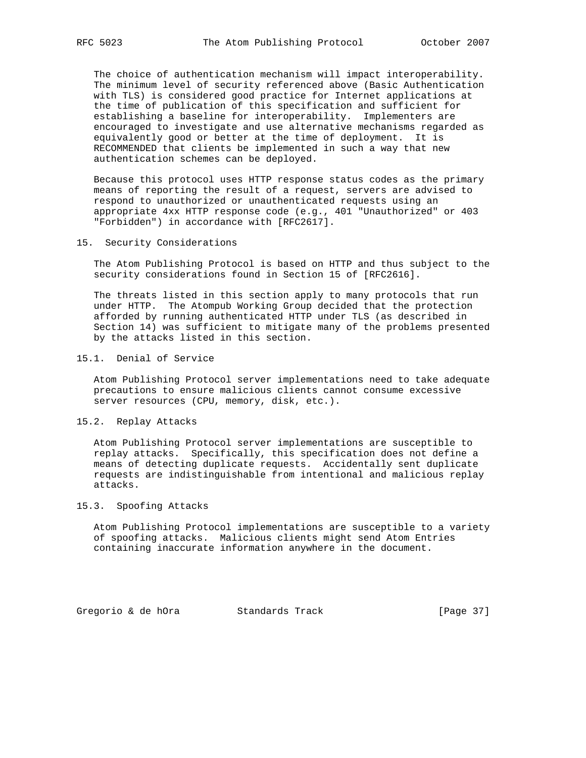The choice of authentication mechanism will impact interoperability. The minimum level of security referenced above (Basic Authentication with TLS) is considered good practice for Internet applications at the time of publication of this specification and sufficient for establishing a baseline for interoperability. Implementers are encouraged to investigate and use alternative mechanisms regarded as equivalently good or better at the time of deployment. It is RECOMMENDED that clients be implemented in such a way that new authentication schemes can be deployed.

Because this protocol uses HTTP response status codes as the primary means of reporting the result of a request, servers are advised to respond to unauthorized or unauthenticated requests using an appropriate 4xx HTTP response code (e.g., 401 "Unauthorized" or 403 "Forbidden") in accordance with [RFC2617].

## 15. Security Considerations

The Atom Publishing Protocol is based on HTTP and thus subject to the security considerations found in Section 15 of [RFC2616].

The threats listed in this section apply to many protocols that run under HTTP. The Atompub Working Group decided that the protection afforded by running authenticated HTTP under TLS (as described in Section 14) was sufficient to mitigate many of the problems presented by the attacks listed in this section.

### 15.1. Denial of Service

Atom Publishing Protocol server implementations need to take adequate precautions to ensure malicious clients cannot consume excessive server resources (CPU, memory, disk, etc.).

### 15.2. Replay Attacks

Atom Publishing Protocol server implementations are susceptible to replay attacks. Specifically, this specification does not define a means of detecting duplicate requests. Accidentally sent duplicate requests are indistinguishable from intentional and malicious replay attacks.

### 15.3. Spoofing Attacks

Atom Publishing Protocol implementations are susceptible to a variety of spoofing attacks. Malicious clients might send Atom Entries containing inaccurate information anywhere in the document.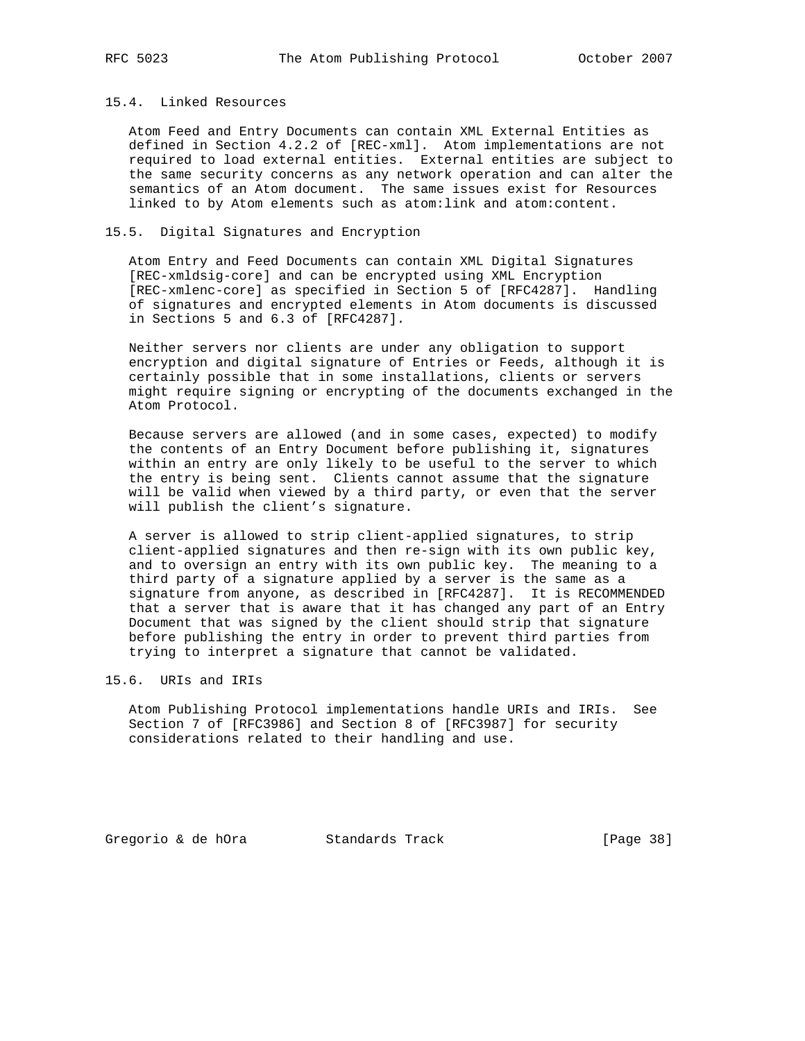### 15.4. Linked Resources

Atom Feed and Entry Documents can contain XML External Entities as defined in Section 4.2.2 of [REC-xml]. Atom implementations are not required to load external entities. External entities are subject to the same security concerns as any network operation and can alter the semantics of an Atom document. The same issues exist for Resources linked to by Atom elements such as atom:link and atom:content.

### 15.5. Digital Signatures and Encryption

Atom Entry and Feed Documents can contain XML Digital Signatures [REC-xmldsig-core] and can be encrypted using XML Encryption [REC-xmlenc-core] as specified in Section 5 of [RFC4287]. Handling of signatures and encrypted elements in Atom documents is discussed in Sections 5 and 6.3 of [RFC4287].

Neither servers nor clients are under any obligation to support encryption and digital signature of Entries or Feeds, although it is certainly possible that in some installations, clients or servers might require signing or encrypting of the documents exchanged in the Atom Protocol.

Because servers are allowed (and in some cases, expected) to modify the contents of an Entry Document before publishing it, signatures within an entry are only likely to be useful to the server to which the entry is being sent. Clients cannot assume that the signature will be valid when viewed by a third party, or even that the server will publish the client's signature.

A server is allowed to strip client-applied signatures, to strip client-applied signatures and then re-sign with its own public key, and to oversign an entry with its own public key. The meaning to a third party of a signature applied by a server is the same as a signature from anyone, as described in [RFC4287]. It is RECOMMENDED that a server that is aware that it has changed any part of an Entry Document that was signed by the client should strip that signature before publishing the entry in order to prevent third parties from trying to interpret a signature that cannot be validated.

### 15.6. URIs and IRIs

Atom Publishing Protocol implementations handle URIs and IRIs. See Section 7 of [RFC3986] and Section 8 of [RFC3987] for security considerations related to their handling and use.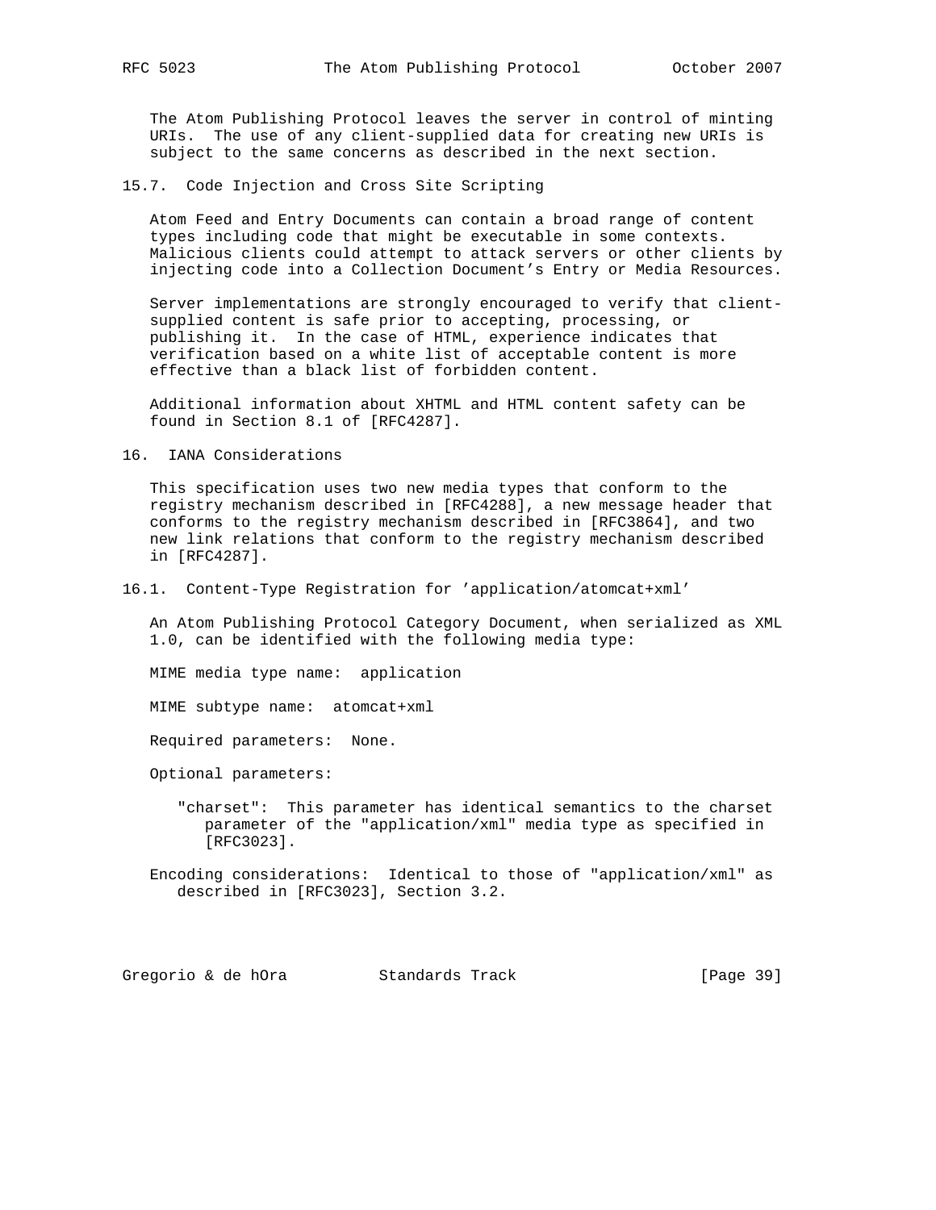The Atom Publishing Protocol leaves the server in control of minting URIs. The use of any client-supplied data for creating new URIs is subject to the same concerns as described in the next section.

### 15.7. Code Injection and Cross Site Scripting

Atom Feed and Entry Documents can contain a broad range of content types including code that might be executable in some contexts. Malicious clients could attempt to attack servers or other clients by injecting code into a Collection Document's Entry or Media Resources.

Server implementations are strongly encouraged to verify that client-supplied content is safe prior to accepting, processing, or publishing it. In the case of HTML, experience indicates that verification based on a white list of acceptable content is more effective than a black list of forbidden content.

Additional information about XHTML and HTML content safety can be found in Section 8.1 of [RFC4287].

## 16. IANA Considerations

This specification uses two new media types that conform to the registry mechanism described in [RFC4288], a new message header that conforms to the registry mechanism described in [RFC3864], and two new link relations that conform to the registry mechanism described in [RFC4287].

### 16.1. Content-Type Registration for 'application/atomcat+xml'

An Atom Publishing Protocol Category Document, when serialized as XML 1.0, can be identified with the following media type:

MIME media type name: application

MIME subtype name: atomcat+xml

Required parameters: None.

Optional parameters:

"charset": This parameter has identical semantics to the charset parameter of the "application/xml" media type as specified in [RFC3023].

Encoding considerations: Identical to those of "application/xml" as described in [RFC3023], Section 3.2.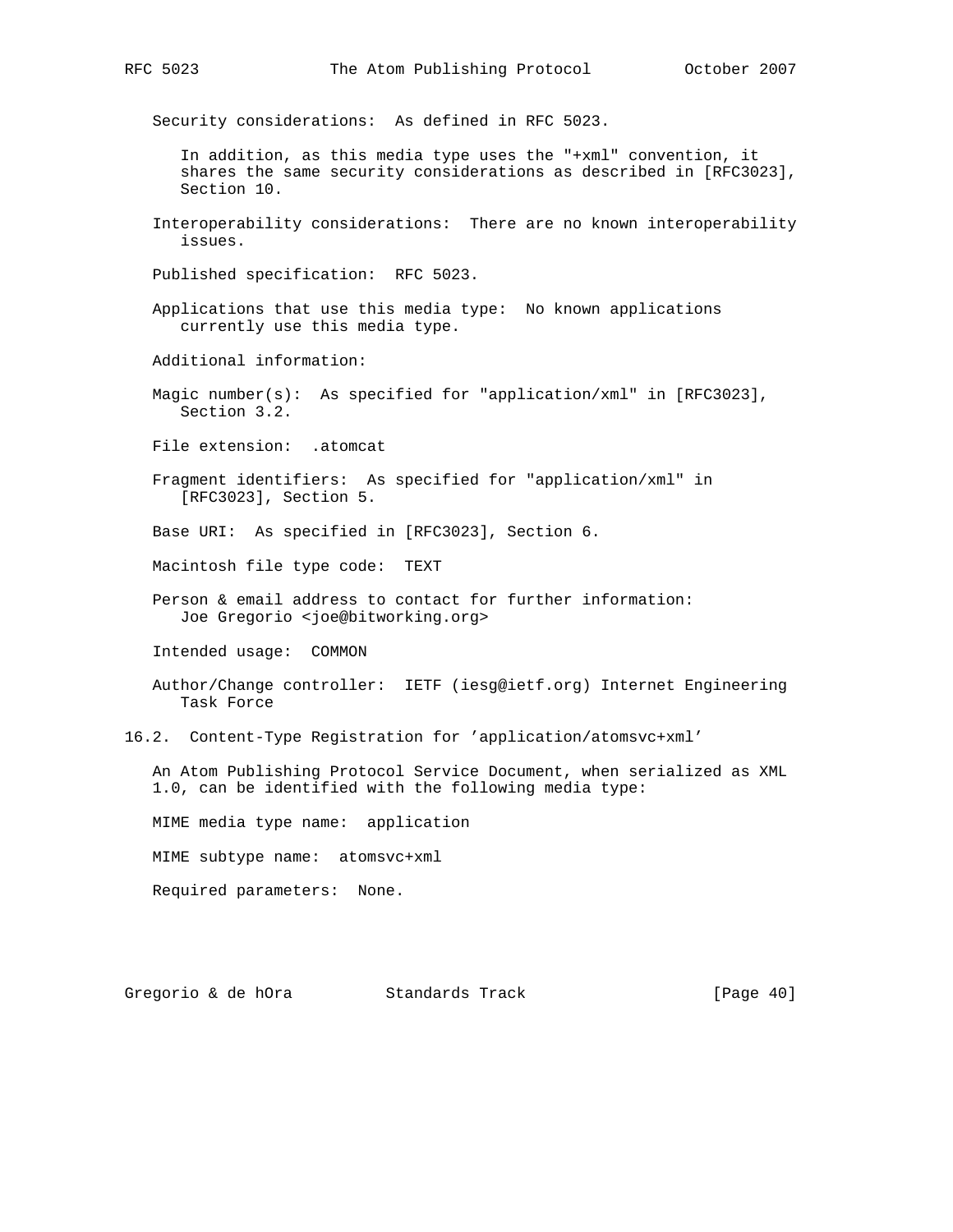Security considerations: As defined in RFC 5023.

In addition, as this media type uses the "+xml" convention, it shares the same security considerations as described in [RFC3023], Section 10.

Interoperability considerations: There are no known interoperability issues.

Published specification: RFC 5023.

Applications that use this media type: No known applications currently use this media type.

Additional information:

Magic number(s): As specified for "application/xml" in [RFC3023], Section 3.2.

File extension: .atomcat

Fragment identifiers: As specified for "application/xml" in [RFC3023], Section 5.

Base URI: As specified in [RFC3023], Section 6.

Macintosh file type code: TEXT

Person & email address to contact for further information: Joe Gregorio <joe@bitworking.org>

Intended usage: COMMON

Author/Change controller: IETF (iesg@ietf.org) Internet Engineering Task Force

## 16.2. Content-Type Registration for 'application/atomsvc+xml'

An Atom Publishing Protocol Service Document, when serialized as XML 1.0, can be identified with the following media type:

MIME media type name: application

MIME subtype name: atomsvc+xml

Required parameters: None.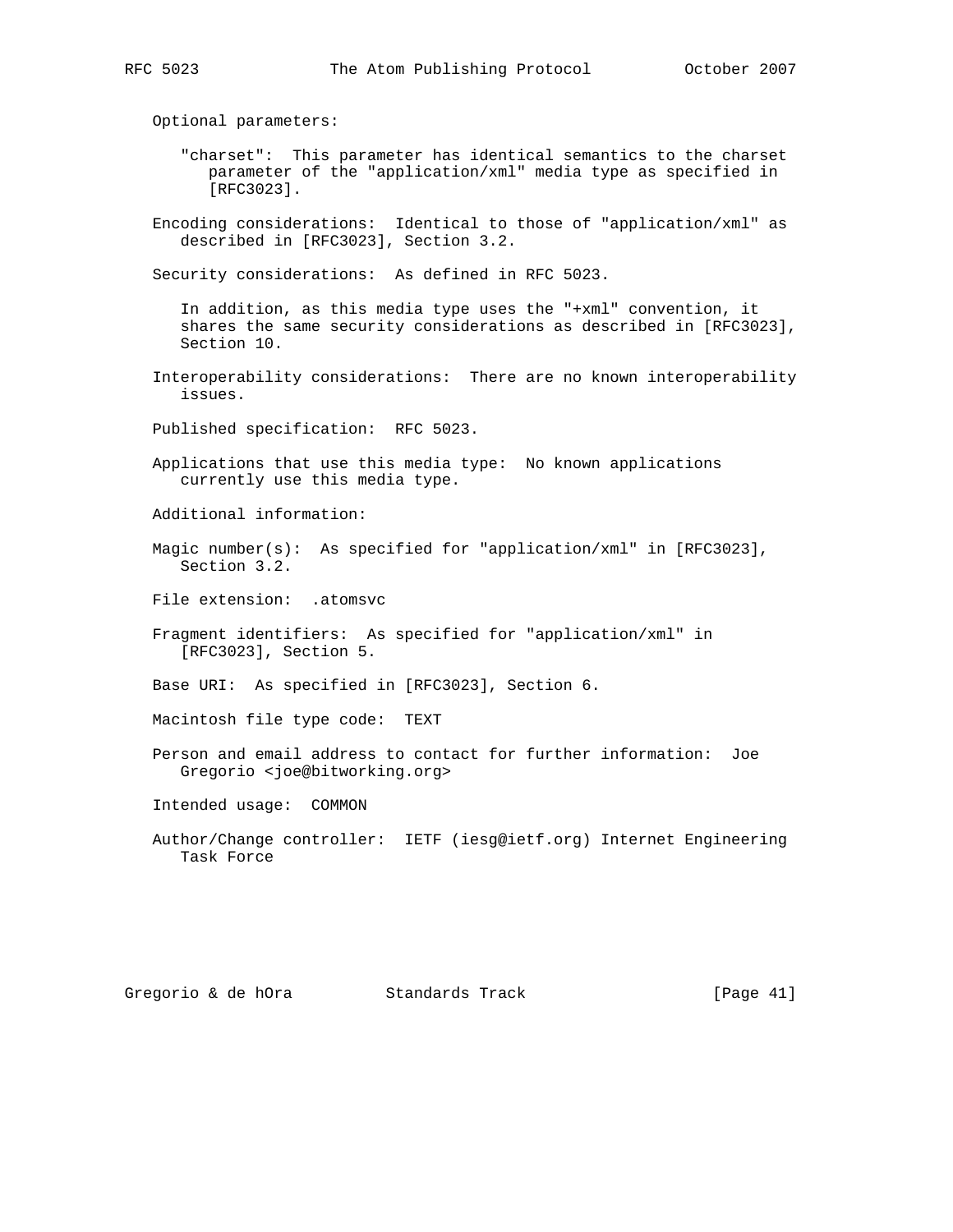Optional parameters:

"charset": This parameter has identical semantics to the charset parameter of the "application/xml" media type as specified in [RFC3023].

Encoding considerations: Identical to those of "application/xml" as described in [RFC3023], Section 3.2.

Security considerations: As defined in RFC 5023.

In addition, as this media type uses the "+xml" convention, it shares the same security considerations as described in [RFC3023], Section 10.

Interoperability considerations: There are no known interoperability issues.

Published specification: RFC 5023.

Applications that use this media type: No known applications currently use this media type.

Additional information:

Magic number(s): As specified for "application/xml" in [RFC3023], Section 3.2.

File extension: .atomsvc

Fragment identifiers: As specified for "application/xml" in [RFC3023], Section 5.

Base URI: As specified in [RFC3023], Section 6.

Macintosh file type code: TEXT

Person and email address to contact for further information: Joe Gregorio <joe@bitworking.org>

Intended usage: COMMON

Author/Change controller: IETF (iesg@ietf.org) Internet Engineering Task Force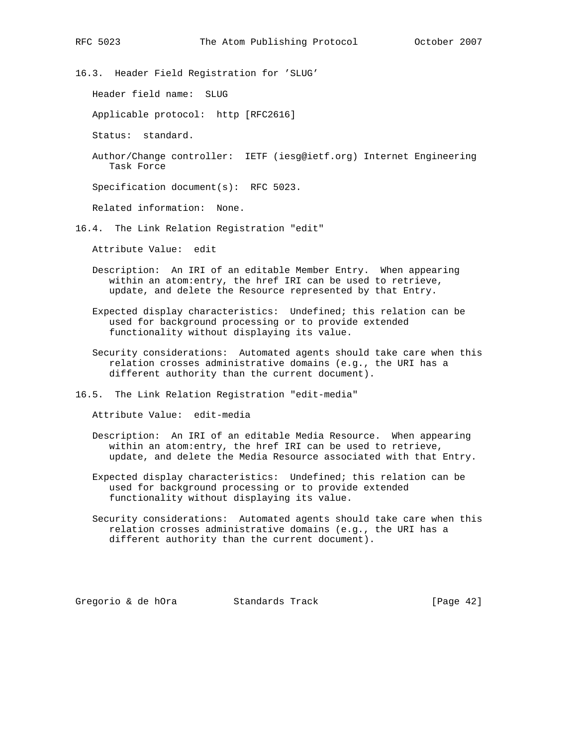### 16.3. Header Field Registration for 'SLUG'

Header field name: SLUG

Applicable protocol: http [RFC2616]

Status: standard.

Author/Change controller: IETF (iesg@ietf.org) Internet Engineering Task Force

Specification document(s): RFC 5023.

Related information: None.

### 16.4. The Link Relation Registration "edit"

Attribute Value: edit

Description: An IRI of an editable Member Entry. When appearing within an atom:entry, the href IRI can be used to retrieve, update, and delete the Resource represented by that Entry.

Expected display characteristics: Undefined; this relation can be used for background processing or to provide extended functionality without displaying its value.

Security considerations: Automated agents should take care when this relation crosses administrative domains (e.g., the URI has a different authority than the current document).

### 16.5. The Link Relation Registration "edit-media"

Attribute Value: edit-media

Description: An IRI of an editable Media Resource. When appearing within an atom:entry, the href IRI can be used to retrieve, update, and delete the Media Resource associated with that Entry.

Expected display characteristics: Undefined; this relation can be used for background processing or to provide extended functionality without displaying its value.

Security considerations: Automated agents should take care when this relation crosses administrative domains (e.g., the URI has a different authority than the current document).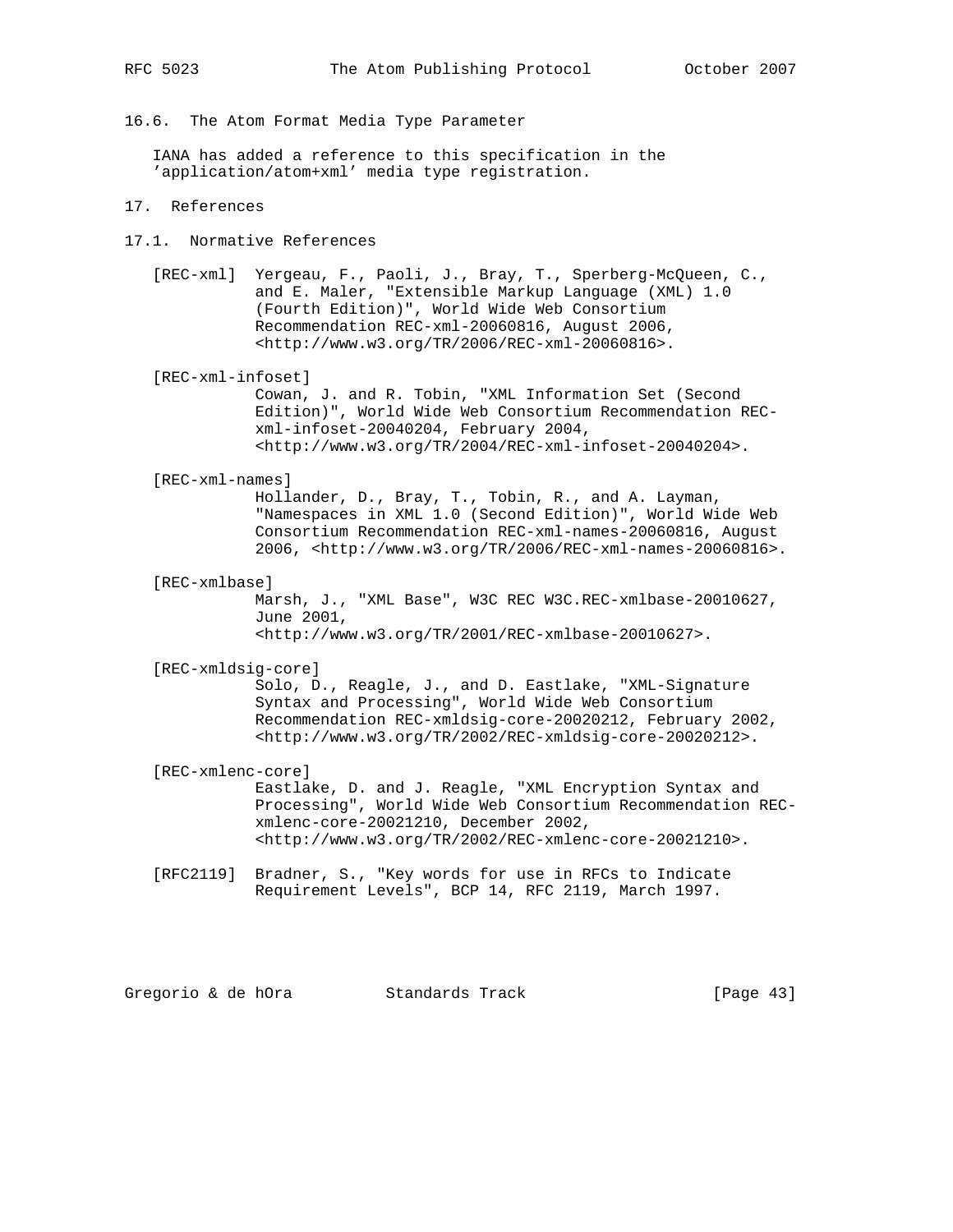## 16.6. The Atom Format Media Type Parameter

IANA has added a reference to this specification in the 'application/atom+xml' media type registration.

# 17. References

## 17.1. Normative References

[REC-xml] Yergeau, F., Paoli, J., Bray, T., Sperberg-McQueen, C., and E. Maler, "Extensible Markup Language (XML) 1.0 (Fourth Edition)", World Wide Web Consortium Recommendation REC-xml-20060816, August 2006, <http://www.w3.org/TR/2006/REC-xml-20060816>.

[REC-xml-infoset] Cowan, J. and R. Tobin, "XML Information Set (Second Edition)", World Wide Web Consortium Recommendation REC-xml-infoset-20040204, February 2004, <http://www.w3.org/TR/2004/REC-xml-infoset-20040204>.

[REC-xml-names] Hollander, D., Bray, T., Tobin, R., and A. Layman, "Namespaces in XML 1.0 (Second Edition)", World Wide Web Consortium Recommendation REC-xml-names-20060816, August 2006, <http://www.w3.org/TR/2006/REC-xml-names-20060816>.

[REC-xmlbase] Marsh, J., "XML Base", W3C REC W3C.REC-xmlbase-20010627, June 2001, <http://www.w3.org/TR/2001/REC-xmlbase-20010627>.

[REC-xmldsig-core] Solo, D., Reagle, J., and D. Eastlake, "XML-Signature Syntax and Processing", World Wide Web Consortium Recommendation REC-xmldsig-core-20020212, February 2002, <http://www.w3.org/TR/2002/REC-xmldsig-core-20020212>.

[REC-xmlenc-core] Eastlake, D. and J. Reagle, "XML Encryption Syntax and Processing", World Wide Web Consortium Recommendation REC-xmlenc-core-20021210, December 2002, <http://www.w3.org/TR/2002/REC-xmlenc-core-20021210>.

[RFC2119] Bradner, S., "Key words for use in RFCs to Indicate Requirement Levels", BCP 14, RFC 2119, March 1997.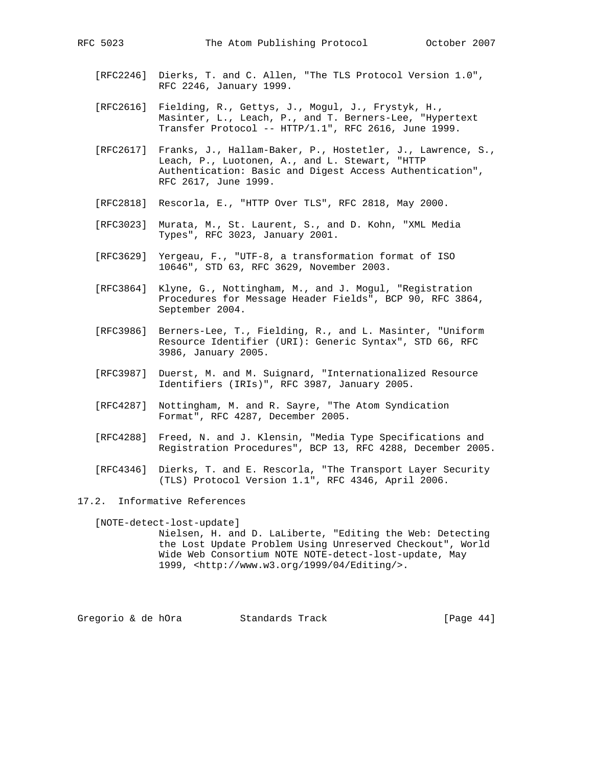[RFC2246] Dierks, T. and C. Allen, "The TLS Protocol Version 1.0", RFC 2246, January 1999.

[RFC2616] Fielding, R., Gettys, J., Mogul, J., Frystyk, H., Masinter, L., Leach, P., and T. Berners-Lee, "Hypertext Transfer Protocol -- HTTP/1.1", RFC 2616, June 1999.

[RFC2617] Franks, J., Hallam-Baker, P., Hostetler, J., Lawrence, S., Leach, P., Luotonen, A., and L. Stewart, "HTTP Authentication: Basic and Digest Access Authentication", RFC 2617, June 1999.

[RFC2818] Rescorla, E., "HTTP Over TLS", RFC 2818, May 2000.

[RFC3023] Murata, M., St. Laurent, S., and D. Kohn, "XML Media Types", RFC 3023, January 2001.

[RFC3629] Yergeau, F., "UTF-8, a transformation format of ISO 10646", STD 63, RFC 3629, November 2003.

[RFC3864] Klyne, G., Nottingham, M., and J. Mogul, "Registration Procedures for Message Header Fields", BCP 90, RFC 3864, September 2004.

[RFC3986] Berners-Lee, T., Fielding, R., and L. Masinter, "Uniform Resource Identifier (URI): Generic Syntax", STD 66, RFC 3986, January 2005.

[RFC3987] Duerst, M. and M. Suignard, "Internationalized Resource Identifiers (IRIs)", RFC 3987, January 2005.

[RFC4287] Nottingham, M. and R. Sayre, "The Atom Syndication Format", RFC 4287, December 2005.

[RFC4288] Freed, N. and J. Klensin, "Media Type Specifications and Registration Procedures", BCP 13, RFC 4288, December 2005.

[RFC4346] Dierks, T. and E. Rescorla, "The Transport Layer Security (TLS) Protocol Version 1.1", RFC 4346, April 2006.

## 17.2. Informative References

[NOTE-detect-lost-update]
Nielsen, H. and D. LaLiberte, "Editing the Web: Detecting the Lost Update Problem Using Unreserved Checkout", World Wide Web Consortium NOTE NOTE-detect-lost-update, May 1999, <http://www.w3.org/1999/04/Editing/>.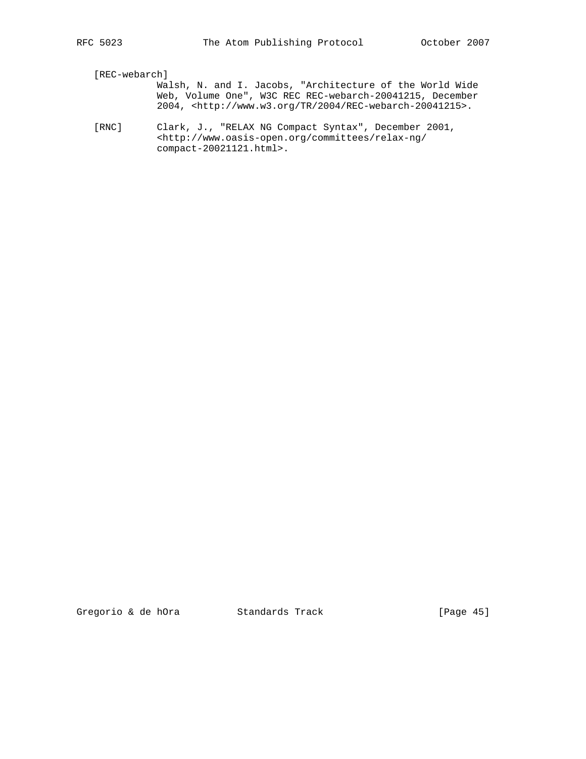[REC-webarch]
Walsh, N. and I. Jacobs, "Architecture of the World Wide Web, Volume One", W3C REC REC-webarch-20041215, December 2004, <http://www.w3.org/TR/2004/REC-webarch-20041215>.

[RNC]
Clark, J., "RELAX NG Compact Syntax", December 2001, <http://www.oasis-open.org/committees/relax-ng/compact-20021121.html>.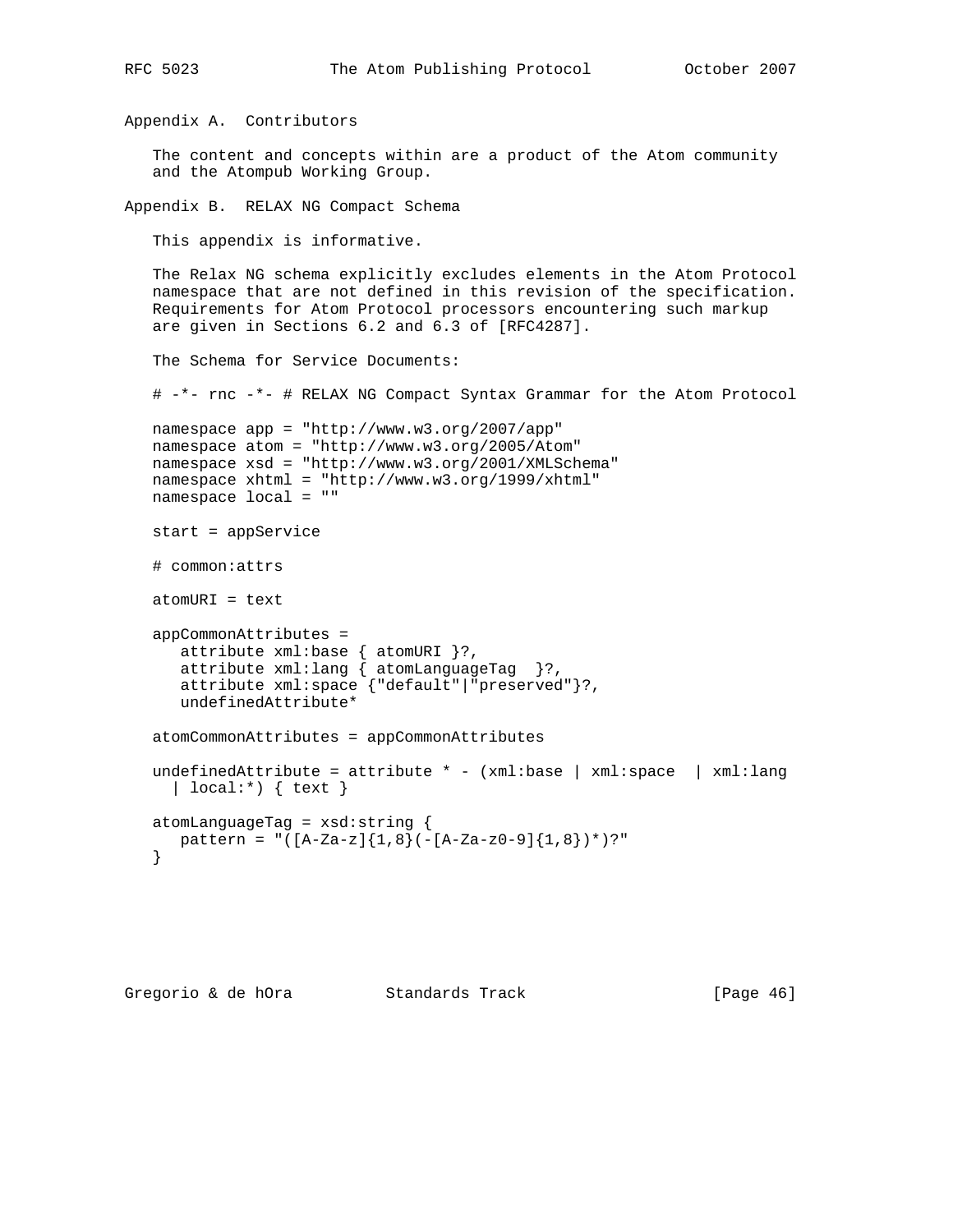## Appendix A. Contributors

The content and concepts within are a product of the Atom community and the Atompub Working Group.

## Appendix B. RELAX NG Compact Schema

This appendix is informative.

The Relax NG schema explicitly excludes elements in the Atom Protocol namespace that are not defined in this revision of the specification. Requirements for Atom Protocol processors encountering such markup are given in Sections 6.2 and 6.3 of [RFC4287].

The Schema for Service Documents:

```
# -*- rnc -*- # RELAX NG Compact Syntax Grammar for the Atom Protocol

namespace app = "http://www.w3.org/2007/app"
namespace atom = "http://www.w3.org/2005/Atom"
namespace xsd = "http://www.w3.org/2001/XMLSchema"
namespace xhtml = "http://www.w3.org/1999/xhtml"
namespace local = ""

start = appService

# common:attrs

atomURI = text

appCommonAttributes =
   attribute xml:base { atomURI }?,
   attribute xml:lang { atomLanguageTag  }?,
   attribute xml:space {"default"|"preserved"}?,
   undefinedAttribute*

atomCommonAttributes = appCommonAttributes

undefinedAttribute = attribute * - (xml:base | xml:space  | xml:lang
  | local:*) { text }

atomLanguageTag = xsd:string {
   pattern = "([A-Za-z]{1,8}(-[A-Za-z0-9]{1,8})*)?"
}
```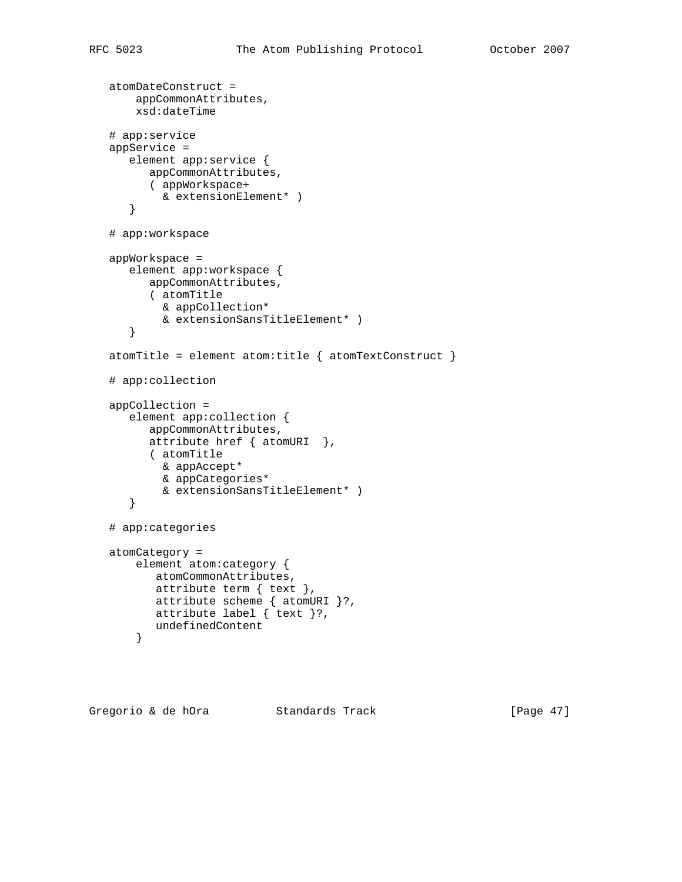```
   atomDateConstruct =
       appCommonAttributes,
       xsd:dateTime

   # app:service
   appService =
      element app:service {
         appCommonAttributes,
         ( appWorkspace+
           & extensionElement* )
      }

   # app:workspace

   appWorkspace =
      element app:workspace {
         appCommonAttributes,
         ( atomTitle
           & appCollection*
           & extensionSansTitleElement* )
      }

   atomTitle = element atom:title { atomTextConstruct }

   # app:collection

   appCollection =
      element app:collection {
         appCommonAttributes,
         attribute href { atomURI  },
         ( atomTitle
           & appAccept*
           & appCategories*
           & extensionSansTitleElement* )
      }

   # app:categories

   atomCategory =
       element atom:category {
          atomCommonAttributes,
          attribute term { text },
          attribute scheme { atomURI }?,
          attribute label { text }?,
          undefinedContent
       }
```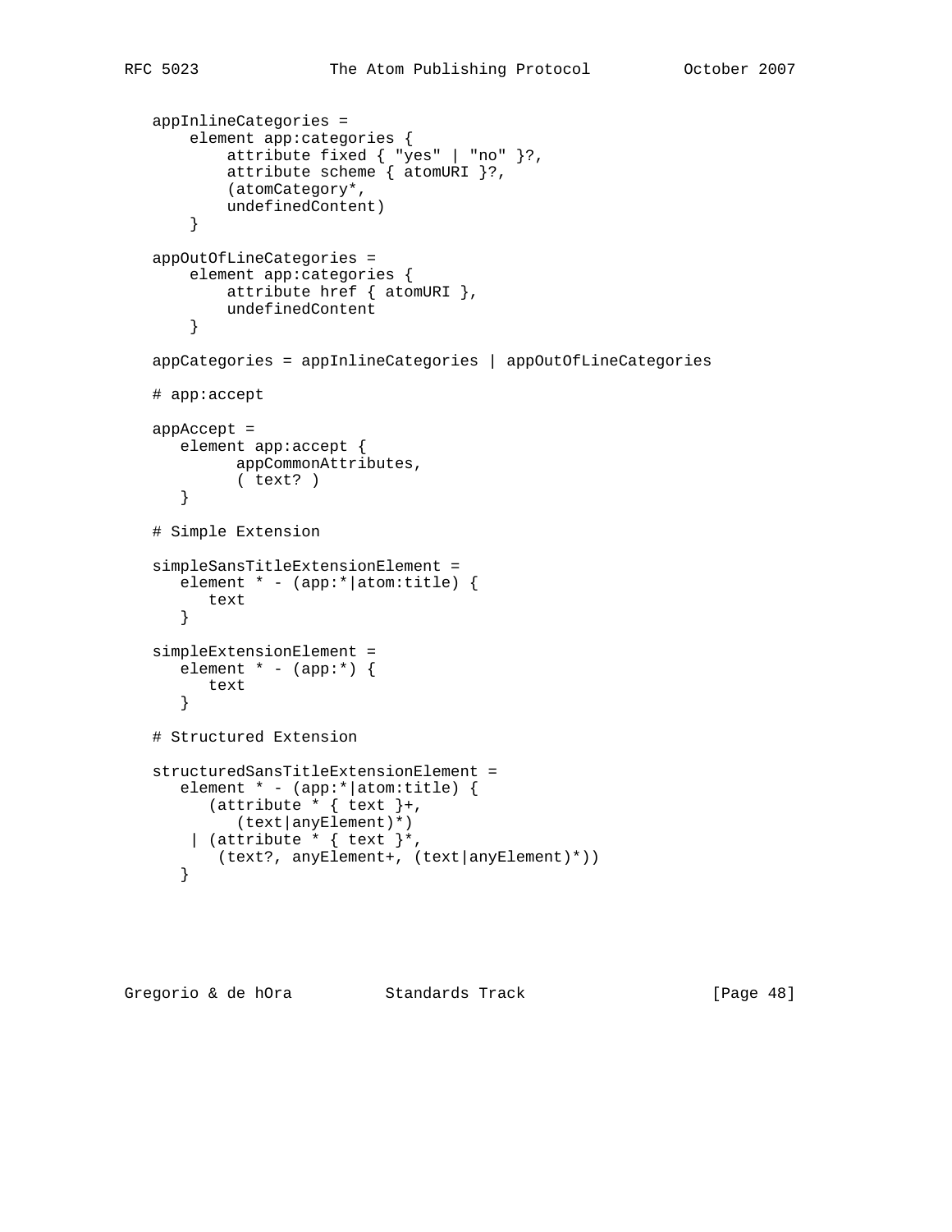```
   appInlineCategories =
       element app:categories {
           attribute fixed { "yes" | "no" }?,
           attribute scheme { atomURI }?,
           (atomCategory*,
           undefinedContent)
       }

   appOutOfLineCategories =
       element app:categories {
           attribute href { atomURI },
           undefinedContent
       }

   appCategories = appInlineCategories | appOutOfLineCategories

   # app:accept

   appAccept =
      element app:accept {
            appCommonAttributes,
            ( text? )
      }

   # Simple Extension

   simpleSansTitleExtensionElement =
      element * - (app:*|atom:title) {
         text
      }

   simpleExtensionElement =
      element * - (app:*) {
         text
      }

   # Structured Extension

   structuredSansTitleExtensionElement =
      element * - (app:*|atom:title) {
         (attribute * { text }+,
            (text|anyElement)*)
       | (attribute * { text }*,
          (text?, anyElement+, (text|anyElement)*))
      }
```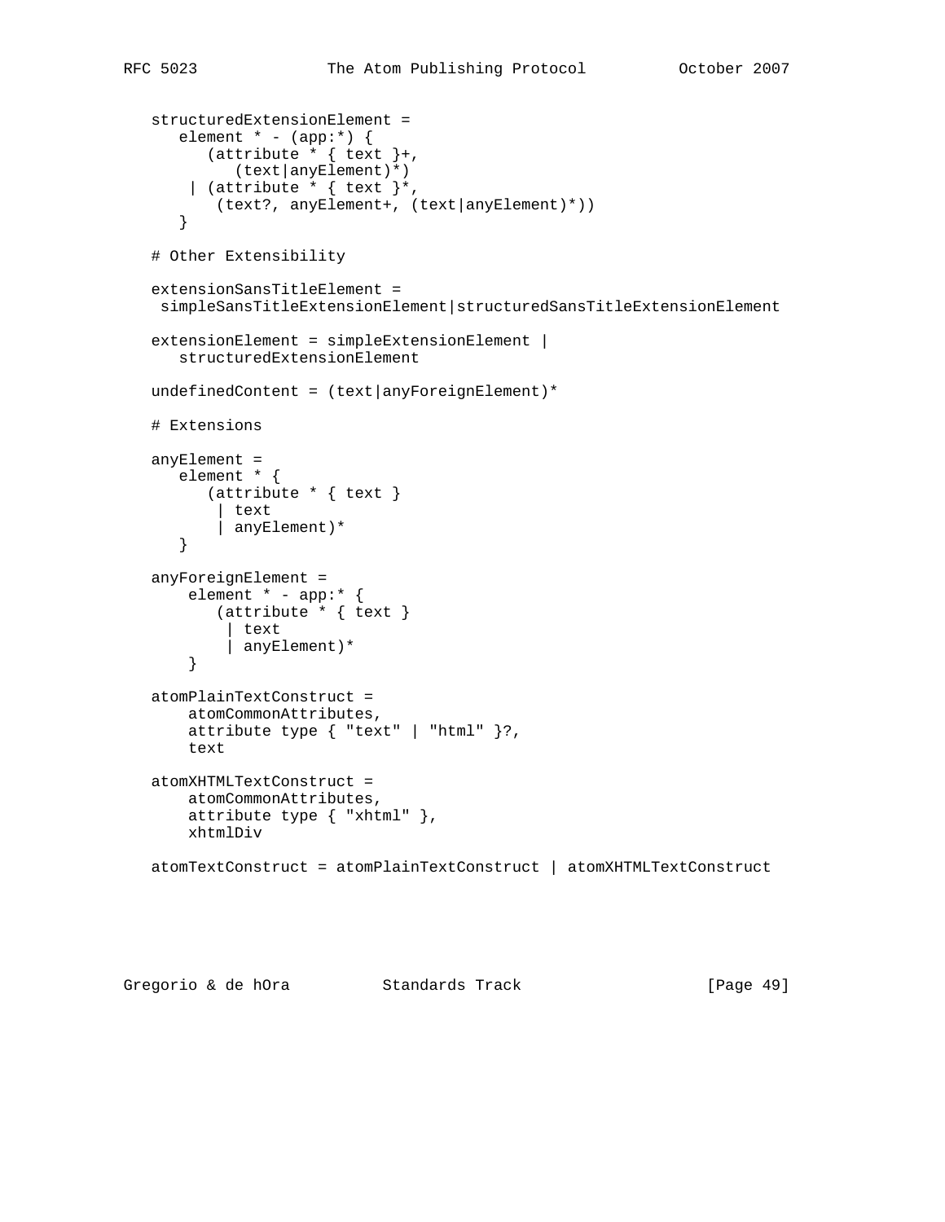```
   structuredExtensionElement =
      element * - (app:*) {
         (attribute * { text }+,
            (text|anyElement)*)
       | (attribute * { text }*,
          (text?, anyElement+, (text|anyElement)*))
      }

   # Other Extensibility

   extensionSansTitleElement =
    simpleSansTitleExtensionElement|structuredSansTitleExtensionElement

   extensionElement = simpleExtensionElement |
      structuredExtensionElement

   undefinedContent = (text|anyForeignElement)*

   # Extensions

   anyElement =
      element * {
         (attribute * { text }
          | text
          | anyElement)*
      }

   anyForeignElement =
       element * - app:* {
          (attribute * { text }
           | text
           | anyElement)*
       }

   atomPlainTextConstruct =
       atomCommonAttributes,
       attribute type { "text" | "html" }?,
       text

   atomXHTMLTextConstruct =
       atomCommonAttributes,
       attribute type { "xhtml" },
       xhtmlDiv

   atomTextConstruct = atomPlainTextConstruct | atomXHTMLTextConstruct
```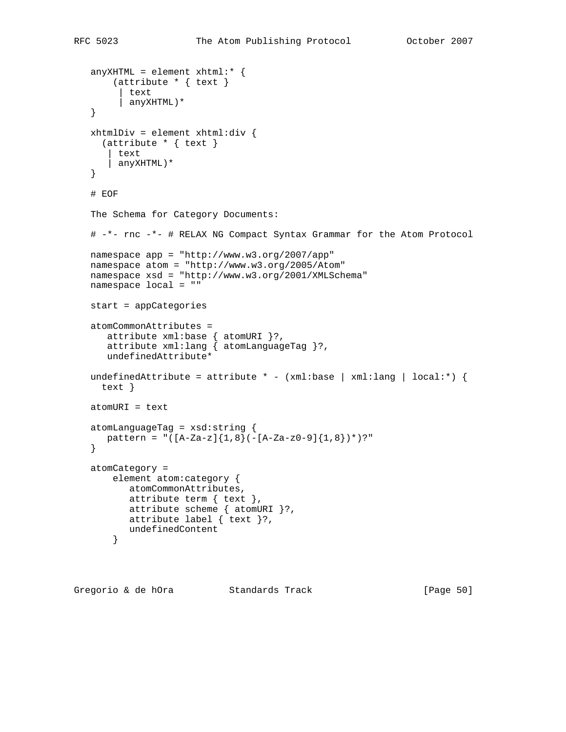```
anyXHTML = element xhtml:* {
    (attribute * { text }
     | text
     | anyXHTML)*
}

xhtmlDiv = element xhtml:div {
  (attribute * { text }
   | text
   | anyXHTML)*
}

# EOF
```

The Schema for Category Documents:

```
# -*- rnc -*- # RELAX NG Compact Syntax Grammar for the Atom Protocol

namespace app = "http://www.w3.org/2007/app"
namespace atom = "http://www.w3.org/2005/Atom"
namespace xsd = "http://www.w3.org/2001/XMLSchema"
namespace local = ""

start = appCategories

atomCommonAttributes =
   attribute xml:base { atomURI }?,
   attribute xml:lang { atomLanguageTag }?,
   undefinedAttribute*

undefinedAttribute = attribute * - (xml:base | xml:lang | local:*) {
  text }

atomURI = text

atomLanguageTag = xsd:string {
   pattern = "([A-Za-z]{1,8}(-[A-Za-z0-9]{1,8})*)?"
}

atomCategory =
    element atom:category {
       atomCommonAttributes,
       attribute term { text },
       attribute scheme { atomURI }?,
       attribute label { text }?,
       undefinedContent
    }
```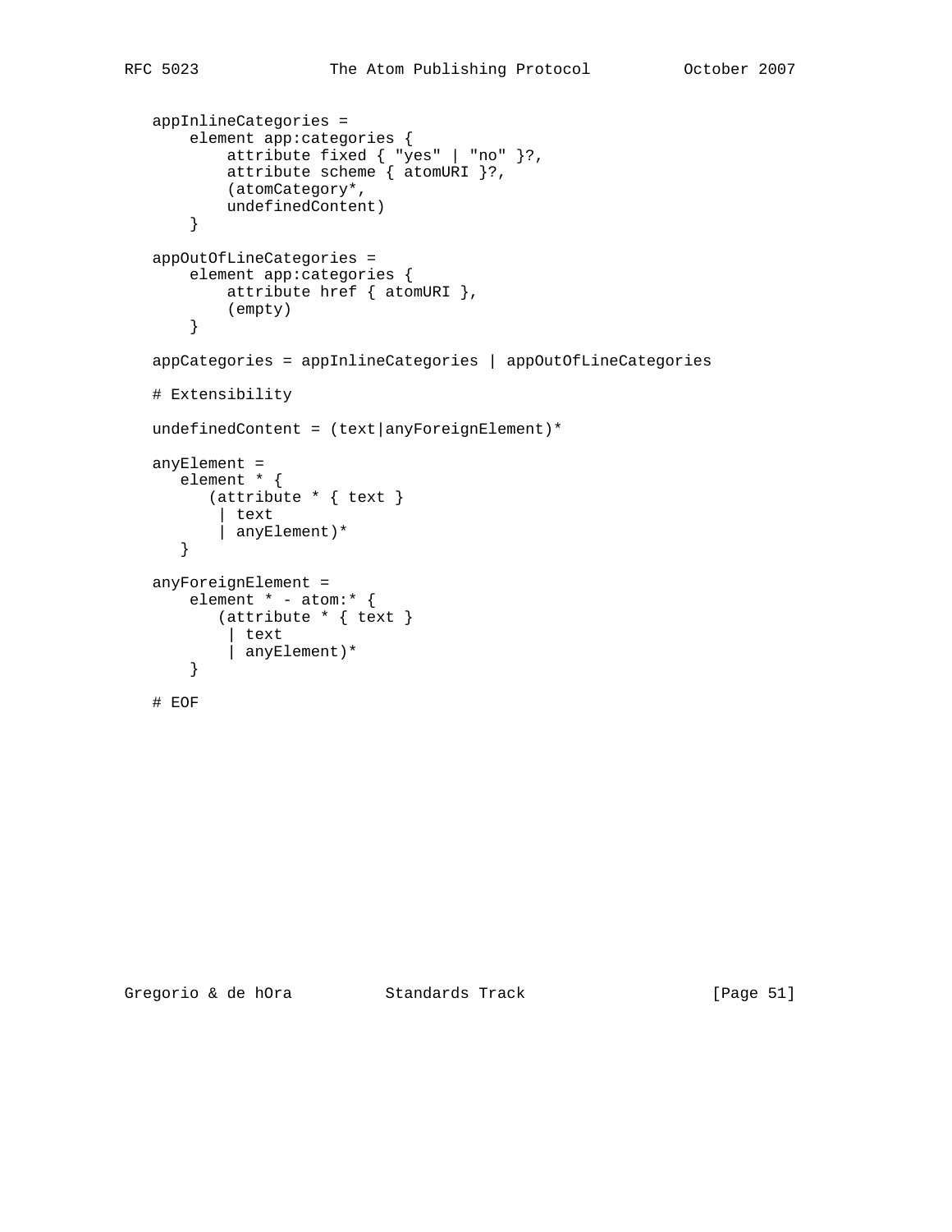```
   appInlineCategories =
       element app:categories {
           attribute fixed { "yes" | "no" }?,
           attribute scheme { atomURI }?,
           (atomCategory*,
           undefinedContent)
       }

   appOutOfLineCategories =
       element app:categories {
           attribute href { atomURI },
           (empty)
       }

   appCategories = appInlineCategories | appOutOfLineCategories

   # Extensibility

   undefinedContent = (text|anyForeignElement)*

   anyElement =
      element * {
         (attribute * { text }
          | text
          | anyElement)*
      }

   anyForeignElement =
       element * - atom:* {
          (attribute * { text }
           | text
           | anyElement)*
       }

   # EOF
```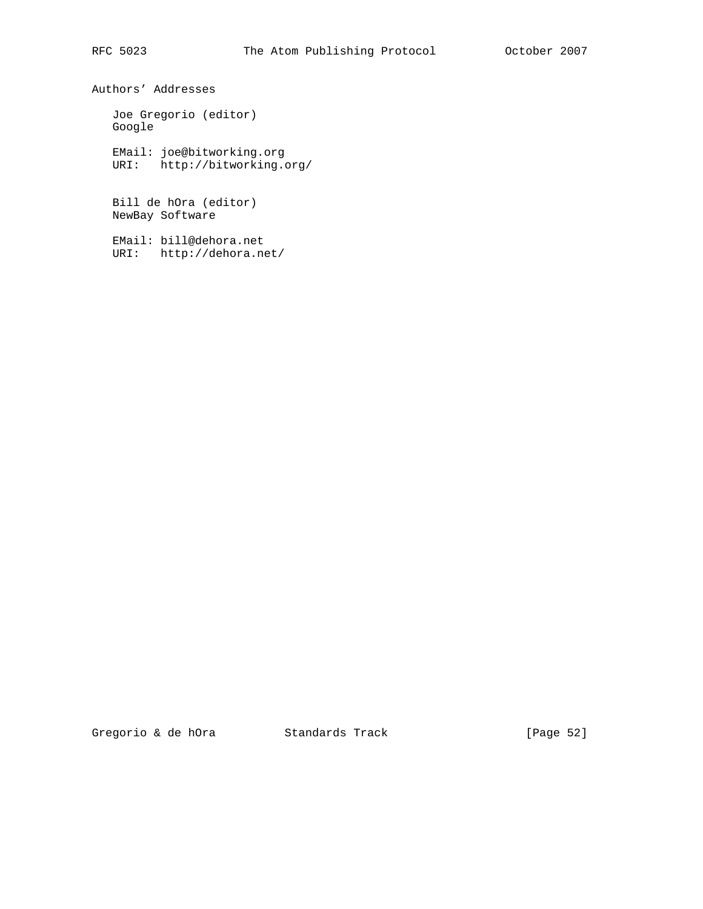## Authors' Addresses

Joe Gregorio (editor)
Google

EMail: joe@bitworking.org
URI: http://bitworking.org/

Bill de hOra (editor)
NewBay Software

EMail: bill@dehora.net
URI: http://dehora.net/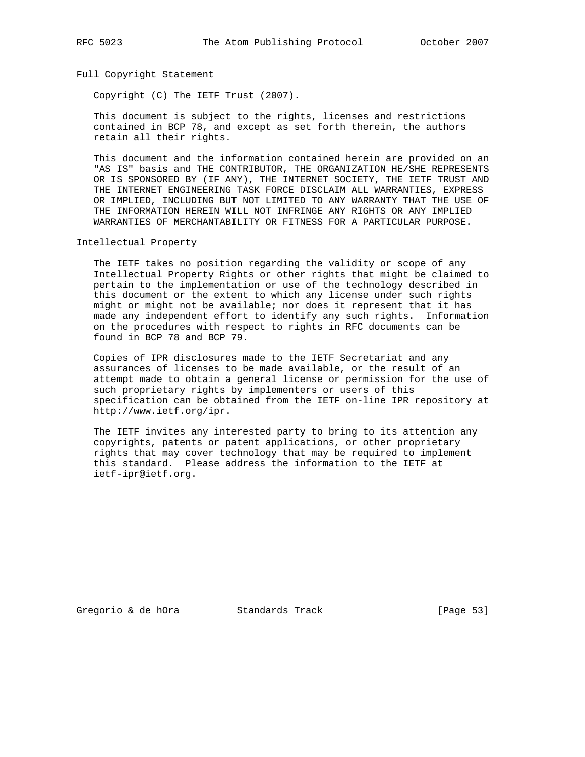## Full Copyright Statement

Copyright (C) The IETF Trust (2007).

This document is subject to the rights, licenses and restrictions contained in BCP 78, and except as set forth therein, the authors retain all their rights.

This document and the information contained herein are provided on an "AS IS" basis and THE CONTRIBUTOR, THE ORGANIZATION HE/SHE REPRESENTS OR IS SPONSORED BY (IF ANY), THE INTERNET SOCIETY, THE IETF TRUST AND THE INTERNET ENGINEERING TASK FORCE DISCLAIM ALL WARRANTIES, EXPRESS OR IMPLIED, INCLUDING BUT NOT LIMITED TO ANY WARRANTY THAT THE USE OF THE INFORMATION HEREIN WILL NOT INFRINGE ANY RIGHTS OR ANY IMPLIED WARRANTIES OF MERCHANTABILITY OR FITNESS FOR A PARTICULAR PURPOSE.

## Intellectual Property

The IETF takes no position regarding the validity or scope of any Intellectual Property Rights or other rights that might be claimed to pertain to the implementation or use of the technology described in this document or the extent to which any license under such rights might or might not be available; nor does it represent that it has made any independent effort to identify any such rights. Information on the procedures with respect to rights in RFC documents can be found in BCP 78 and BCP 79.

Copies of IPR disclosures made to the IETF Secretariat and any assurances of licenses to be made available, or the result of an attempt made to obtain a general license or permission for the use of such proprietary rights by implementers or users of this specification can be obtained from the IETF on-line IPR repository at http://www.ietf.org/ipr.

The IETF invites any interested party to bring to its attention any copyrights, patents or patent applications, or other proprietary rights that may cover technology that may be required to implement this standard. Please address the information to the IETF at ietf-ipr@ietf.org.